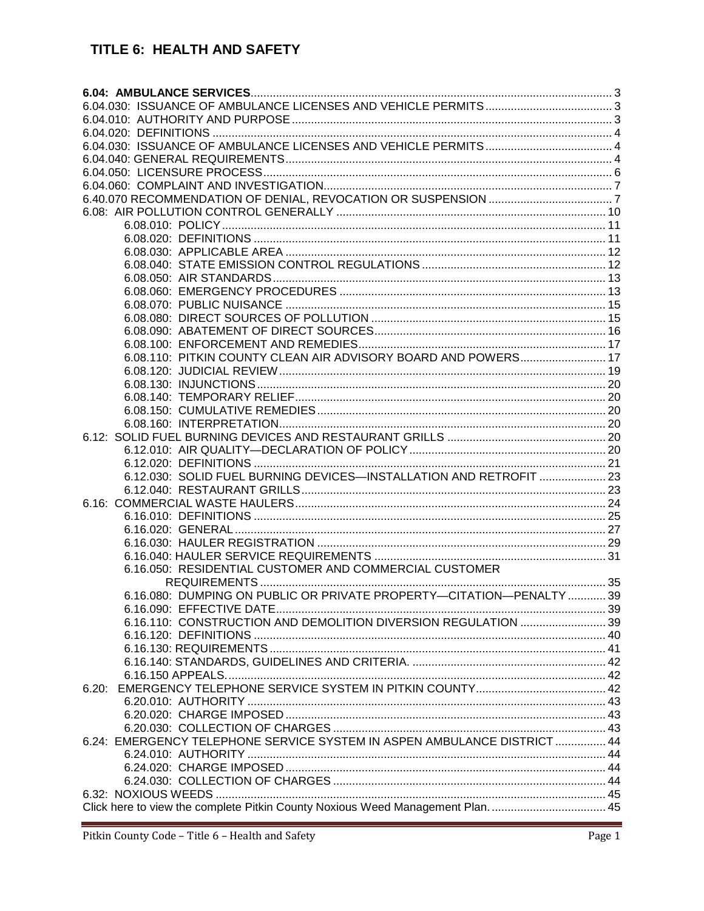# TITLE 6: HEALTH AND SAFETY

**6.04: AMBULANCE SERVICES** ........ 3
6.04.030: ISSUANCE OF AMBULANCE LICENSES AND VEHICLE PERMITS ........ 3
6.04.010: AUTHORITY AND PURPOSE ........ 3
6.04.020: DEFINITIONS ........ 4
6.04.030: ISSUANCE OF AMBULANCE LICENSES AND VEHICLE PERMITS ........ 4
6.04.040: GENERAL REQUIREMENTS ........ 4
6.04.050: LICENSURE PROCESS ........ 6
6.04.060: COMPLAINT AND INVESTIGATION ........ 7
6.40.070 RECOMMENDATION OF DENIAL, REVOCATION OR SUSPENSION ........ 7
6.08: AIR POLLUTION CONTROL GENERALLY ........ 10
- 6.08.010: POLICY ........ 11
- 6.08.020: DEFINITIONS ........ 11
- 6.08.030: APPLICABLE AREA ........ 12
- 6.08.040: STATE EMISSION CONTROL REGULATIONS ........ 12
- 6.08.050: AIR STANDARDS ........ 13
- 6.08.060: EMERGENCY PROCEDURES ........ 13
- 6.08.070: PUBLIC NUISANCE ........ 15
- 6.08.080: DIRECT SOURCES OF POLLUTION ........ 15
- 6.08.090: ABATEMENT OF DIRECT SOURCES ........ 16
- 6.08.100: ENFORCEMENT AND REMEDIES ........ 17
- 6.08.110: PITKIN COUNTY CLEAN AIR ADVISORY BOARD AND POWERS ........ 17
- 6.08.120: JUDICIAL REVIEW ........ 19
- 6.08.130: INJUNCTIONS ........ 20
- 6.08.140: TEMPORARY RELIEF ........ 20
- 6.08.150: CUMULATIVE REMEDIES ........ 20
- 6.08.160: INTERPRETATION ........ 20

6.12: SOLID FUEL BURNING DEVICES AND RESTAURANT GRILLS ........ 20
- 6.12.010: AIR QUALITY—DECLARATION OF POLICY ........ 20
- 6.12.020: DEFINITIONS ........ 21
- 6.12.030: SOLID FUEL BURNING DEVICES—INSTALLATION AND RETROFIT ........ 23
- 6.12.040: RESTAURANT GRILLS ........ 23

6.16: COMMERCIAL WASTE HAULERS ........ 24
- 6.16.010: DEFINITIONS ........ 25
- 6.16.020: GENERAL ........ 27
- 6.16.030: HAULER REGISTRATION ........ 29
- 6.16.040: HAULER SERVICE REQUIREMENTS ........ 31
- 6.16.050: RESIDENTIAL CUSTOMER AND COMMERCIAL CUSTOMER REQUIREMENTS ........ 35
- 6.16.080: DUMPING ON PUBLIC OR PRIVATE PROPERTY—CITATION—PENALTY ........ 39
- 6.16.090: EFFECTIVE DATE ........ 39
- 6.16.110: CONSTRUCTION AND DEMOLITION DIVERSION REGULATION ........ 39
- 6.16.120: DEFINITIONS ........ 40
- 6.16.130: REQUIREMENTS ........ 41
- 6.16.140: STANDARDS, GUIDELINES AND CRITERIA. ........ 42
- 6.16.150 APPEALS. ........ 42

6.20: EMERGENCY TELEPHONE SERVICE SYSTEM IN PITKIN COUNTY ........ 42
- 6.20.010: AUTHORITY ........ 43
- 6.20.020: CHARGE IMPOSED ........ 43
- 6.20.030: COLLECTION OF CHARGES ........ 43

6.24: EMERGENCY TELEPHONE SERVICE SYSTEM IN ASPEN AMBULANCE DISTRICT ........ 44
- 6.24.010: AUTHORITY ........ 44
- 6.24.020: CHARGE IMPOSED ........ 44
- 6.24.030: COLLECTION OF CHARGES ........ 44

6.32: NOXIOUS WEEDS ........ 45
Click here to view the complete Pitkin County Noxious Weed Management Plan. ........ 45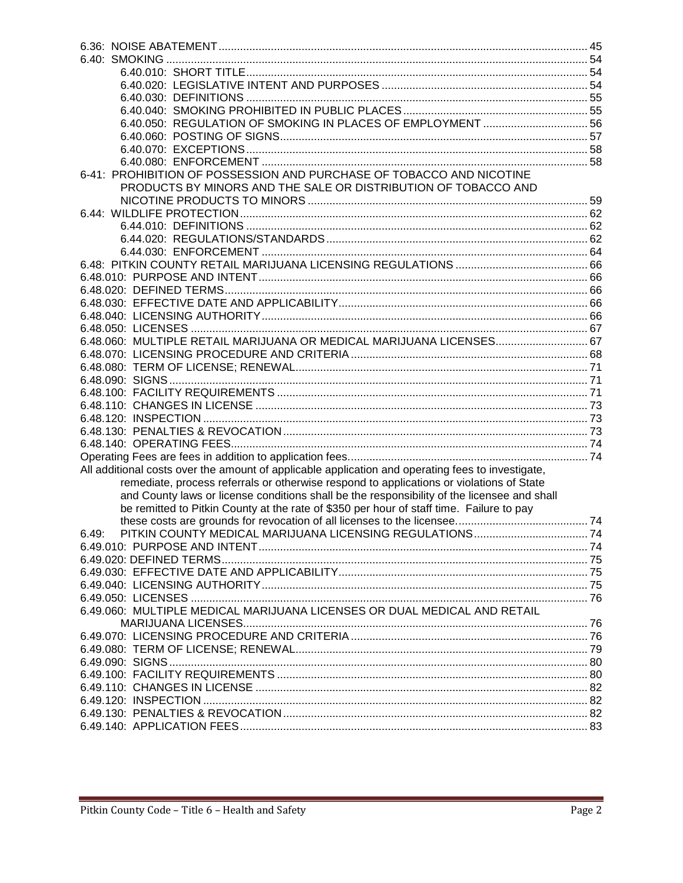6.36: NOISE ABATEMENT ........ 45
6.40: SMOKING ........ 54
- 6.40.010: SHORT TITLE ........ 54
- 6.40.020: LEGISLATIVE INTENT AND PURPOSES ........ 54
- 6.40.030: DEFINITIONS ........ 55
- 6.40.040: SMOKING PROHIBITED IN PUBLIC PLACES ........ 55
- 6.40.050: REGULATION OF SMOKING IN PLACES OF EMPLOYMENT ........ 56
- 6.40.060: POSTING OF SIGNS ........ 57
- 6.40.070: EXCEPTIONS ........ 58
- 6.40.080: ENFORCEMENT ........ 58

6-41: PROHIBITION OF POSSESSION AND PURCHASE OF TOBACCO AND NICOTINE PRODUCTS BY MINORS AND THE SALE OR DISTRIBUTION OF TOBACCO AND NICOTINE PRODUCTS TO MINORS ........ 59

6.44: WILDLIFE PROTECTION ........ 62
- 6.44.010: DEFINITIONS ........ 62
- 6.44.020: REGULATIONS/STANDARDS ........ 62
- 6.44.030: ENFORCEMENT ........ 64

6.48: PITKIN COUNTY RETAIL MARIJUANA LICENSING REGULATIONS ........ 66
6.48.010: PURPOSE AND INTENT ........ 66
6.48.020: DEFINED TERMS ........ 66
6.48.030: EFFECTIVE DATE AND APPLICABILITY ........ 66
6.48.040: LICENSING AUTHORITY ........ 66
6.48.050: LICENSES ........ 67
6.48.060: MULTIPLE RETAIL MARIJUANA OR MEDICAL MARIJUANA LICENSES ........ 67
6.48.070: LICENSING PROCEDURE AND CRITERIA ........ 68
6.48.080: TERM OF LICENSE; RENEWAL ........ 71
6.48.090: SIGNS ........ 71
6.48.100: FACILITY REQUIREMENTS ........ 71
6.48.110: CHANGES IN LICENSE ........ 73
6.48.120: INSPECTION ........ 73
6.48.130: PENALTIES & REVOCATION ........ 73
6.48.140: OPERATING FEES ........ 74
Operating Fees are fees in addition to application fees. ........ 74
All additional costs over the amount of applicable application and operating fees to investigate, remediate, process referrals or otherwise respond to applications or violations of State and County laws or license conditions shall be the responsibility of the licensee and shall be remitted to Pitkin County at the rate of $350 per hour of staff time. Failure to pay these costs are grounds for revocation of all licenses to the licensee. ........ 74

6.49: PITKIN COUNTY MEDICAL MARIJUANA LICENSING REGULATIONS ........ 74
6.49.010: PURPOSE AND INTENT ........ 74
6.49.020: DEFINED TERMS ........ 75
6.49.030: EFFECTIVE DATE AND APPLICABILITY ........ 75
6.49.040: LICENSING AUTHORITY ........ 75
6.49.050: LICENSES ........ 76
6.49.060: MULTIPLE MEDICAL MARIJUANA LICENSES OR DUAL MEDICAL AND RETAIL MARIJUANA LICENSES ........ 76
6.49.070: LICENSING PROCEDURE AND CRITERIA ........ 76
6.49.080: TERM OF LICENSE; RENEWAL ........ 79
6.49.090: SIGNS ........ 80
6.49.100: FACILITY REQUIREMENTS ........ 80
6.49.110: CHANGES IN LICENSE ........ 82
6.49.120: INSPECTION ........ 82
6.49.130: PENALTIES & REVOCATION ........ 82
6.49.140: APPLICATION FEES ........ 83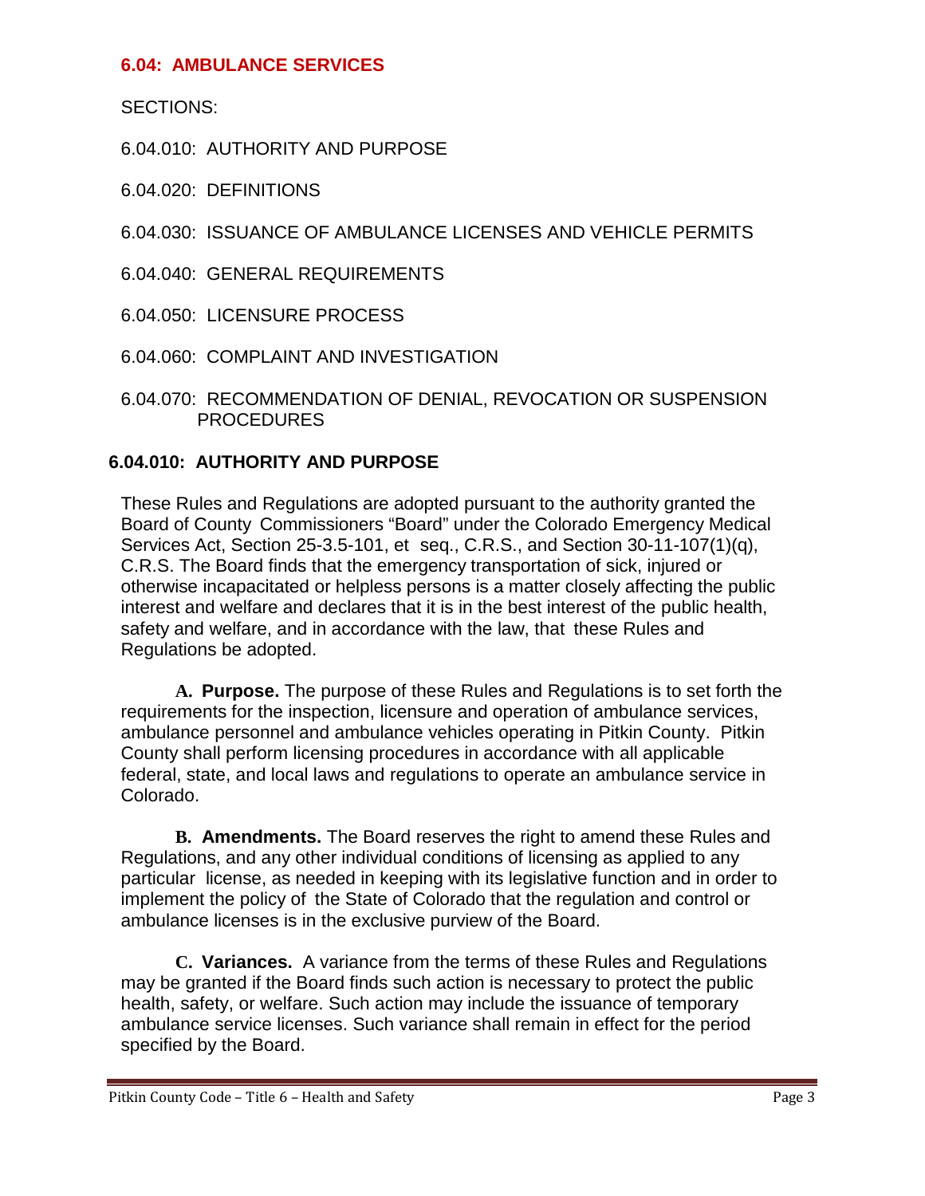## 6.04: AMBULANCE SERVICES

SECTIONS:

6.04.010: AUTHORITY AND PURPOSE

6.04.020: DEFINITIONS

6.04.030: ISSUANCE OF AMBULANCE LICENSES AND VEHICLE PERMITS

6.04.040: GENERAL REQUIREMENTS

6.04.050: LICENSURE PROCESS

6.04.060: COMPLAINT AND INVESTIGATION

6.04.070: RECOMMENDATION OF DENIAL, REVOCATION OR SUSPENSION PROCEDURES

### 6.04.010: AUTHORITY AND PURPOSE

These Rules and Regulations are adopted pursuant to the authority granted the Board of County Commissioners “Board” under the Colorado Emergency Medical Services Act, Section 25-3.5-101, et seq., C.R.S., and Section 30-11-107(1)(q), C.R.S. The Board finds that the emergency transportation of sick, injured or otherwise incapacitated or helpless persons is a matter closely affecting the public interest and welfare and declares that it is in the best interest of the public health, safety and welfare, and in accordance with the law, that these Rules and Regulations be adopted.

**A. Purpose.** The purpose of these Rules and Regulations is to set forth the requirements for the inspection, licensure and operation of ambulance services, ambulance personnel and ambulance vehicles operating in Pitkin County. Pitkin County shall perform licensing procedures in accordance with all applicable federal, state, and local laws and regulations to operate an ambulance service in Colorado.

**B. Amendments.** The Board reserves the right to amend these Rules and Regulations, and any other individual conditions of licensing as applied to any particular license, as needed in keeping with its legislative function and in order to implement the policy of the State of Colorado that the regulation and control or ambulance licenses is in the exclusive purview of the Board.

**C. Variances.** A variance from the terms of these Rules and Regulations may be granted if the Board finds such action is necessary to protect the public health, safety, or welfare. Such action may include the issuance of temporary ambulance service licenses. Such variance shall remain in effect for the period specified by the Board.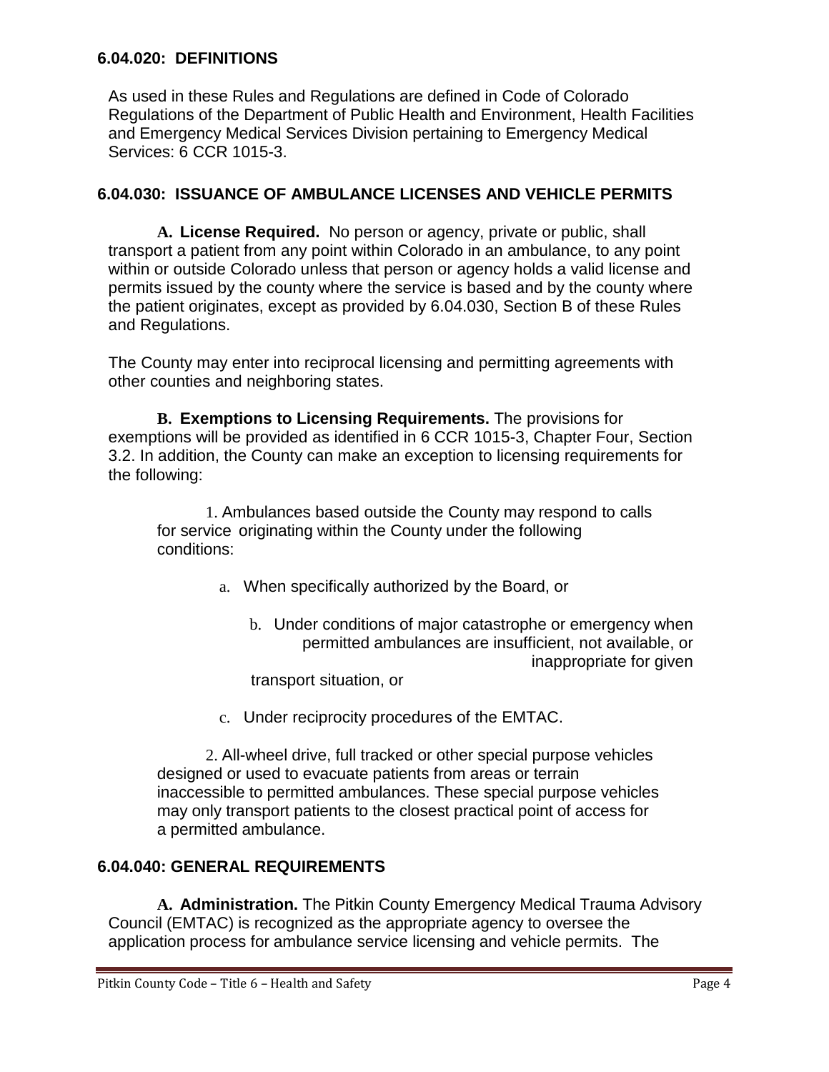## 6.04.020: DEFINITIONS

As used in these Rules and Regulations are defined in Code of Colorado Regulations of the Department of Public Health and Environment, Health Facilities and Emergency Medical Services Division pertaining to Emergency Medical Services: 6 CCR 1015-3.

## 6.04.030: ISSUANCE OF AMBULANCE LICENSES AND VEHICLE PERMITS

**A. License Required.** No person or agency, private or public, shall transport a patient from any point within Colorado in an ambulance, to any point within or outside Colorado unless that person or agency holds a valid license and permits issued by the county where the service is based and by the county where the patient originates, except as provided by 6.04.030, Section B of these Rules and Regulations.

The County may enter into reciprocal licensing and permitting agreements with other counties and neighboring states.

**B. Exemptions to Licensing Requirements.** The provisions for exemptions will be provided as identified in 6 CCR 1015-3, Chapter Four, Section 3.2. In addition, the County can make an exception to licensing requirements for the following:

1. Ambulances based outside the County may respond to calls for service originating within the County under the following conditions:

    a. When specifically authorized by the Board, or

    b. Under conditions of major catastrophe or emergency when permitted ambulances are insufficient, not available, or inappropriate for given transport situation, or

    c. Under reciprocity procedures of the EMTAC.

2. All-wheel drive, full tracked or other special purpose vehicles designed or used to evacuate patients from areas or terrain inaccessible to permitted ambulances. These special purpose vehicles may only transport patients to the closest practical point of access for a permitted ambulance.

## 6.04.040: GENERAL REQUIREMENTS

**A. Administration.** The Pitkin County Emergency Medical Trauma Advisory Council (EMTAC) is recognized as the appropriate agency to oversee the application process for ambulance service licensing and vehicle permits. The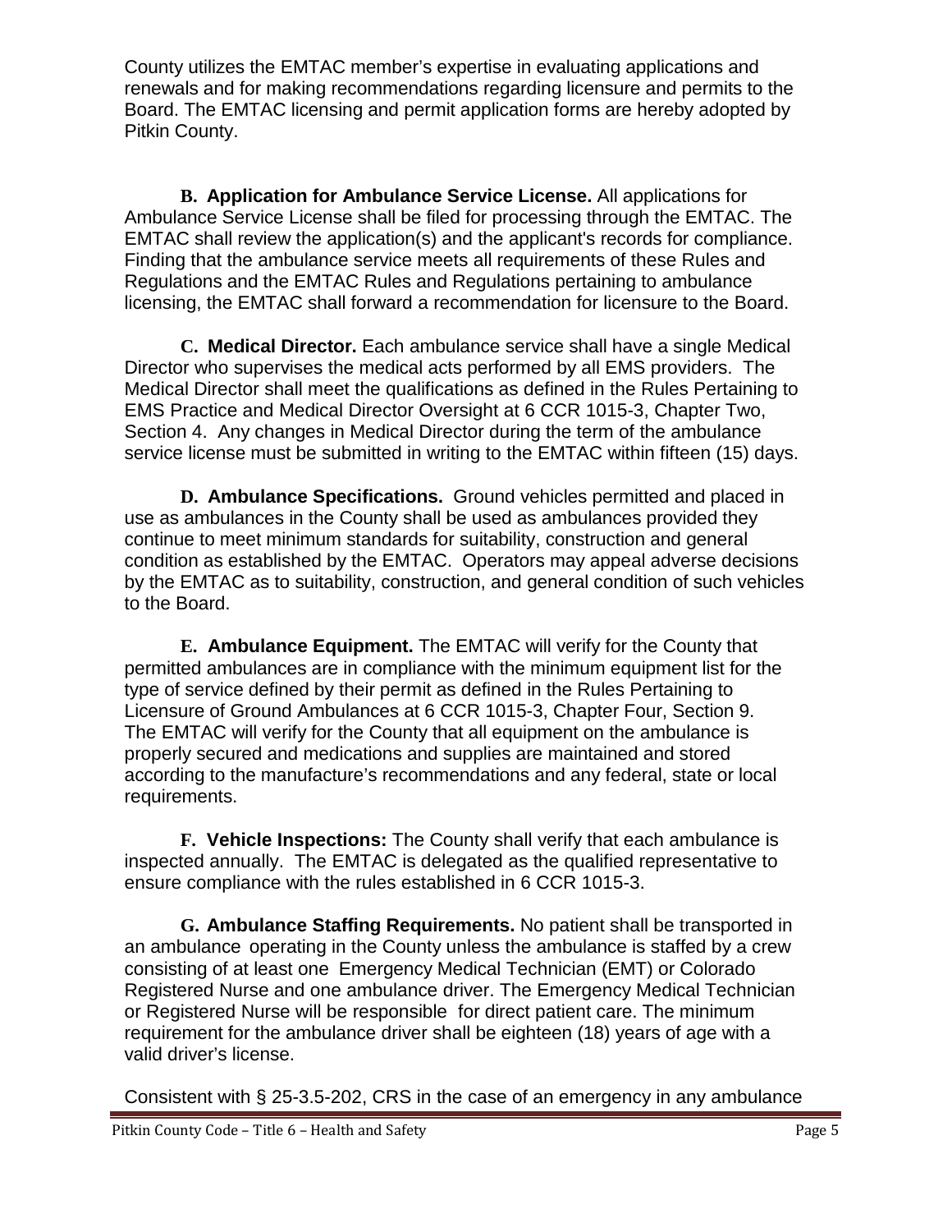County utilizes the EMTAC member's expertise in evaluating applications and renewals and for making recommendations regarding licensure and permits to the Board. The EMTAC licensing and permit application forms are hereby adopted by Pitkin County.

**B. Application for Ambulance Service License.** All applications for Ambulance Service License shall be filed for processing through the EMTAC. The EMTAC shall review the application(s) and the applicant's records for compliance. Finding that the ambulance service meets all requirements of these Rules and Regulations and the EMTAC Rules and Regulations pertaining to ambulance licensing, the EMTAC shall forward a recommendation for licensure to the Board.

**C. Medical Director.** Each ambulance service shall have a single Medical Director who supervises the medical acts performed by all EMS providers. The Medical Director shall meet the qualifications as defined in the Rules Pertaining to EMS Practice and Medical Director Oversight at 6 CCR 1015-3, Chapter Two, Section 4. Any changes in Medical Director during the term of the ambulance service license must be submitted in writing to the EMTAC within fifteen (15) days.

**D. Ambulance Specifications.** Ground vehicles permitted and placed in use as ambulances in the County shall be used as ambulances provided they continue to meet minimum standards for suitability, construction and general condition as established by the EMTAC. Operators may appeal adverse decisions by the EMTAC as to suitability, construction, and general condition of such vehicles to the Board.

**E. Ambulance Equipment.** The EMTAC will verify for the County that permitted ambulances are in compliance with the minimum equipment list for the type of service defined by their permit as defined in the Rules Pertaining to Licensure of Ground Ambulances at 6 CCR 1015-3, Chapter Four, Section 9. The EMTAC will verify for the County that all equipment on the ambulance is properly secured and medications and supplies are maintained and stored according to the manufacture's recommendations and any federal, state or local requirements.

**F. Vehicle Inspections:** The County shall verify that each ambulance is inspected annually. The EMTAC is delegated as the qualified representative to ensure compliance with the rules established in 6 CCR 1015-3.

**G. Ambulance Staffing Requirements.** No patient shall be transported in an ambulance operating in the County unless the ambulance is staffed by a crew consisting of at least one Emergency Medical Technician (EMT) or Colorado Registered Nurse and one ambulance driver. The Emergency Medical Technician or Registered Nurse will be responsible for direct patient care. The minimum requirement for the ambulance driver shall be eighteen (18) years of age with a valid driver's license.

Consistent with § 25-3.5-202, CRS in the case of an emergency in any ambulance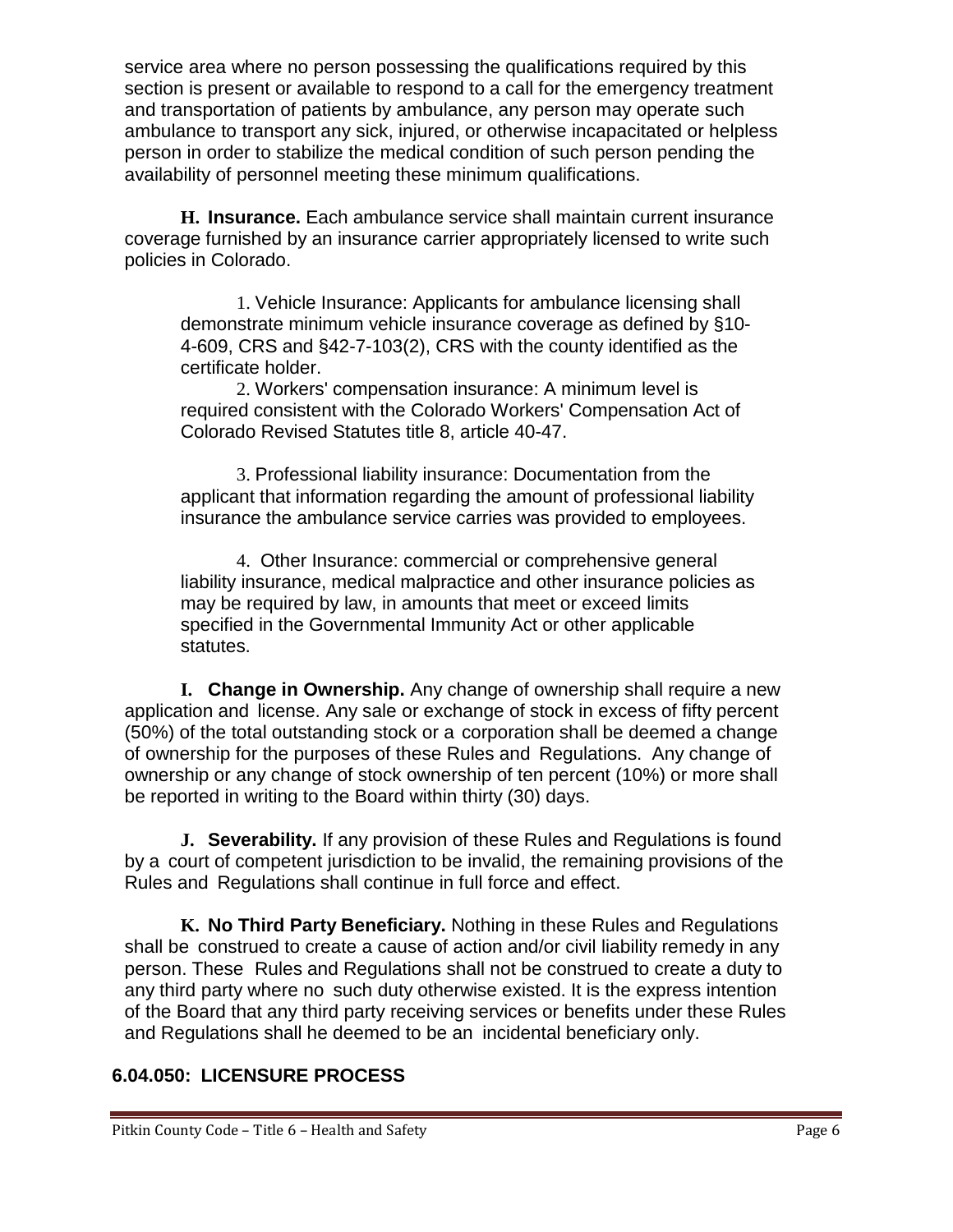service area where no person possessing the qualifications required by this section is present or available to respond to a call for the emergency treatment and transportation of patients by ambulance, any person may operate such ambulance to transport any sick, injured, or otherwise incapacitated or helpless person in order to stabilize the medical condition of such person pending the availability of personnel meeting these minimum qualifications.

**H. Insurance.** Each ambulance service shall maintain current insurance coverage furnished by an insurance carrier appropriately licensed to write such policies in Colorado.

1. Vehicle Insurance: Applicants for ambulance licensing shall demonstrate minimum vehicle insurance coverage as defined by §10-4-609, CRS and §42-7-103(2), CRS with the county identified as the certificate holder.
2. Workers' compensation insurance: A minimum level is required consistent with the Colorado Workers' Compensation Act of Colorado Revised Statutes title 8, article 40-47.
3. Professional liability insurance: Documentation from the applicant that information regarding the amount of professional liability insurance the ambulance service carries was provided to employees.
4. Other Insurance: commercial or comprehensive general liability insurance, medical malpractice and other insurance policies as may be required by law, in amounts that meet or exceed limits specified in the Governmental Immunity Act or other applicable statutes.

**I. Change in Ownership.** Any change of ownership shall require a new application and license. Any sale or exchange of stock in excess of fifty percent (50%) of the total outstanding stock or a corporation shall be deemed a change of ownership for the purposes of these Rules and Regulations. Any change of ownership or any change of stock ownership of ten percent (10%) or more shall be reported in writing to the Board within thirty (30) days.

**J. Severability.** If any provision of these Rules and Regulations is found by a court of competent jurisdiction to be invalid, the remaining provisions of the Rules and Regulations shall continue in full force and effect.

**K. No Third Party Beneficiary.** Nothing in these Rules and Regulations shall be construed to create a cause of action and/or civil liability remedy in any person. These Rules and Regulations shall not be construed to create a duty to any third party where no such duty otherwise existed. It is the express intention of the Board that any third party receiving services or benefits under these Rules and Regulations shall he deemed to be an incidental beneficiary only.

## 6.04.050: LICENSURE PROCESS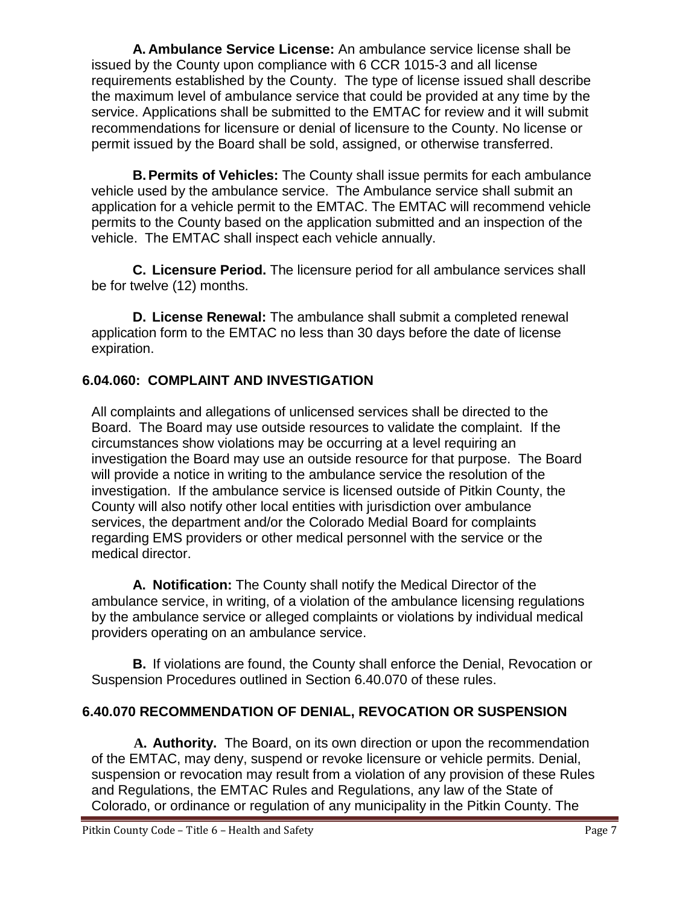**A. Ambulance Service License:** An ambulance service license shall be issued by the County upon compliance with 6 CCR 1015-3 and all license requirements established by the County. The type of license issued shall describe the maximum level of ambulance service that could be provided at any time by the service. Applications shall be submitted to the EMTAC for review and it will submit recommendations for licensure or denial of licensure to the County. No license or permit issued by the Board shall be sold, assigned, or otherwise transferred.

**B. Permits of Vehicles:** The County shall issue permits for each ambulance vehicle used by the ambulance service. The Ambulance service shall submit an application for a vehicle permit to the EMTAC. The EMTAC will recommend vehicle permits to the County based on the application submitted and an inspection of the vehicle. The EMTAC shall inspect each vehicle annually.

**C. Licensure Period.** The licensure period for all ambulance services shall be for twelve (12) months.

**D. License Renewal:** The ambulance shall submit a completed renewal application form to the EMTAC no less than 30 days before the date of license expiration.

## 6.04.060: COMPLAINT AND INVESTIGATION

All complaints and allegations of unlicensed services shall be directed to the Board. The Board may use outside resources to validate the complaint. If the circumstances show violations may be occurring at a level requiring an investigation the Board may use an outside resource for that purpose. The Board will provide a notice in writing to the ambulance service the resolution of the investigation. If the ambulance service is licensed outside of Pitkin County, the County will also notify other local entities with jurisdiction over ambulance services, the department and/or the Colorado Medial Board for complaints regarding EMS providers or other medical personnel with the service or the medical director.

**A. Notification:** The County shall notify the Medical Director of the ambulance service, in writing, of a violation of the ambulance licensing regulations by the ambulance service or alleged complaints or violations by individual medical providers operating on an ambulance service.

**B.** If violations are found, the County shall enforce the Denial, Revocation or Suspension Procedures outlined in Section 6.40.070 of these rules.

## 6.40.070 RECOMMENDATION OF DENIAL, REVOCATION OR SUSPENSION

**A. Authority.** The Board, on its own direction or upon the recommendation of the EMTAC, may deny, suspend or revoke licensure or vehicle permits. Denial, suspension or revocation may result from a violation of any provision of these Rules and Regulations, the EMTAC Rules and Regulations, any law of the State of Colorado, or ordinance or regulation of any municipality in the Pitkin County. The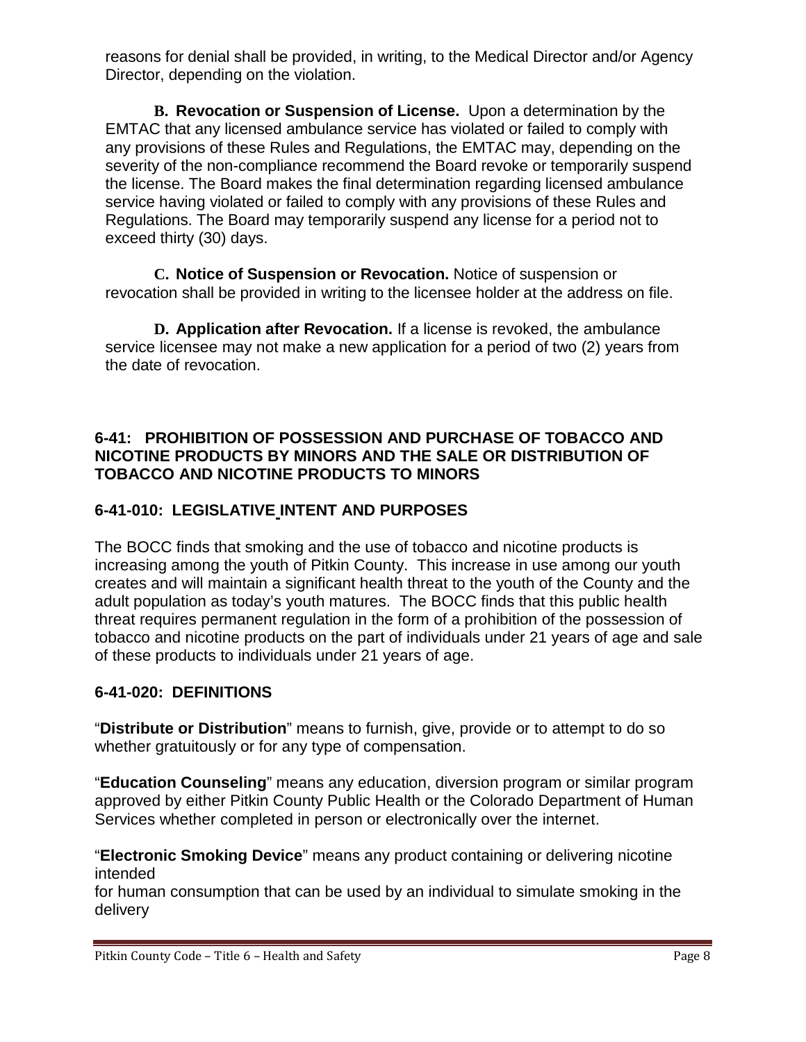reasons for denial shall be provided, in writing, to the Medical Director and/or Agency Director, depending on the violation.

**B. Revocation or Suspension of License.** Upon a determination by the EMTAC that any licensed ambulance service has violated or failed to comply with any provisions of these Rules and Regulations, the EMTAC may, depending on the severity of the non-compliance recommend the Board revoke or temporarily suspend the license. The Board makes the final determination regarding licensed ambulance service having violated or failed to comply with any provisions of these Rules and Regulations. The Board may temporarily suspend any license for a period not to exceed thirty (30) days.

**C. Notice of Suspension or Revocation.** Notice of suspension or revocation shall be provided in writing to the licensee holder at the address on file.

**D. Application after Revocation.** If a license is revoked, the ambulance service licensee may not make a new application for a period of two (2) years from the date of revocation.

## 6-41: PROHIBITION OF POSSESSION AND PURCHASE OF TOBACCO AND NICOTINE PRODUCTS BY MINORS AND THE SALE OR DISTRIBUTION OF TOBACCO AND NICOTINE PRODUCTS TO MINORS

### 6-41-010: LEGISLATIVE INTENT AND PURPOSES

The BOCC finds that smoking and the use of tobacco and nicotine products is increasing among the youth of Pitkin County. This increase in use among our youth creates and will maintain a significant health threat to the youth of the County and the adult population as today's youth matures. The BOCC finds that this public health threat requires permanent regulation in the form of a prohibition of the possession of tobacco and nicotine products on the part of individuals under 21 years of age and sale of these products to individuals under 21 years of age.

### 6-41-020: DEFINITIONS

"**Distribute or Distribution**" means to furnish, give, provide or to attempt to do so whether gratuitously or for any type of compensation.

"**Education Counseling**" means any education, diversion program or similar program approved by either Pitkin County Public Health or the Colorado Department of Human Services whether completed in person or electronically over the internet.

"**Electronic Smoking Device**" means any product containing or delivering nicotine intended for human consumption that can be used by an individual to simulate smoking in the delivery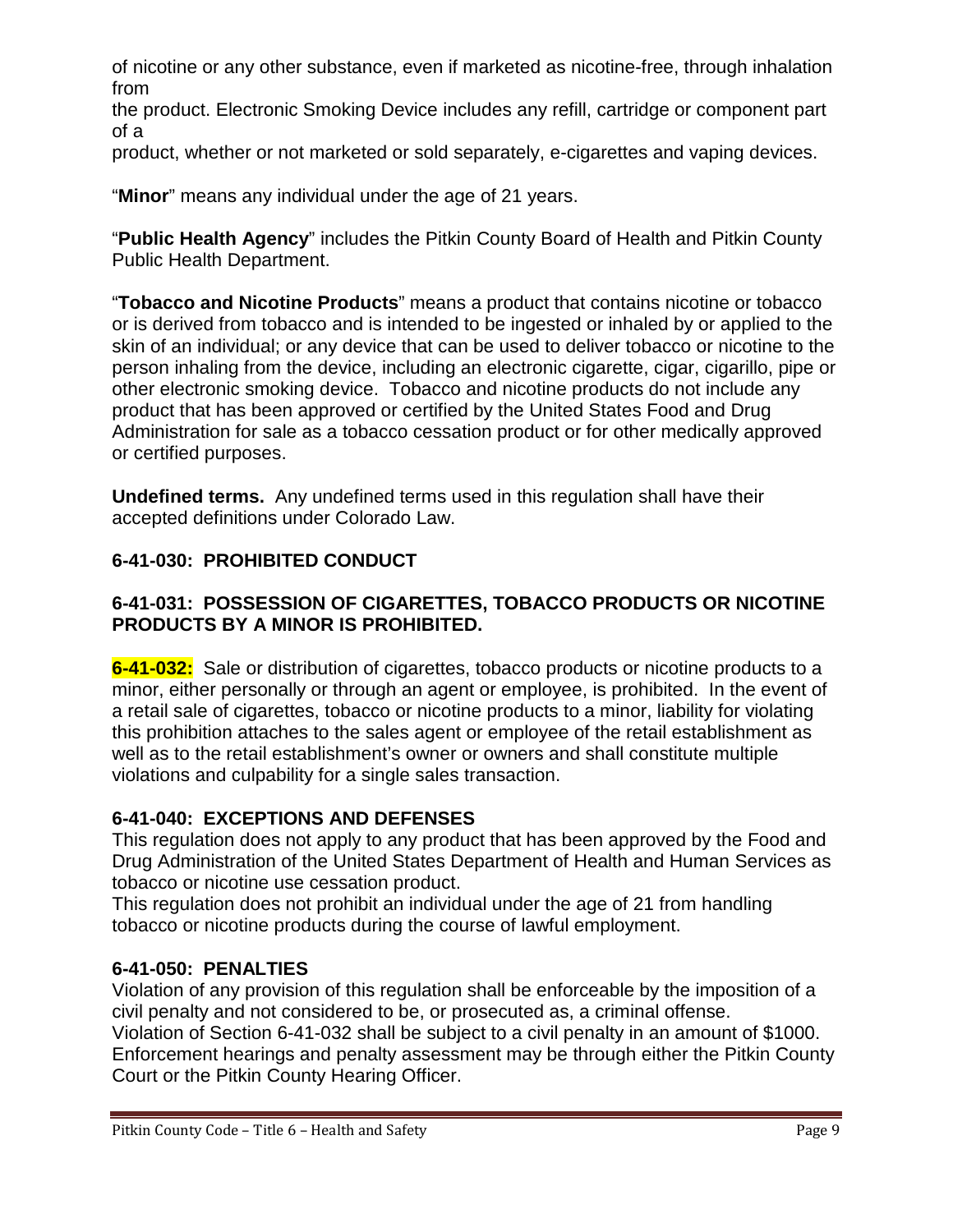of nicotine or any other substance, even if marketed as nicotine-free, through inhalation from the product. Electronic Smoking Device includes any refill, cartridge or component part of a product, whether or not marketed or sold separately, e-cigarettes and vaping devices.

"**Minor**" means any individual under the age of 21 years.

"**Public Health Agency**" includes the Pitkin County Board of Health and Pitkin County Public Health Department.

"**Tobacco and Nicotine Products**" means a product that contains nicotine or tobacco or is derived from tobacco and is intended to be ingested or inhaled by or applied to the skin of an individual; or any device that can be used to deliver tobacco or nicotine to the person inhaling from the device, including an electronic cigarette, cigar, cigarillo, pipe or other electronic smoking device. Tobacco and nicotine products do not include any product that has been approved or certified by the United States Food and Drug Administration for sale as a tobacco cessation product or for other medically approved or certified purposes.

**Undefined terms.** Any undefined terms used in this regulation shall have their accepted definitions under Colorado Law.

### 6-41-030: PROHIBITED CONDUCT

### 6-41-031: POSSESSION OF CIGARETTES, TOBACCO PRODUCTS OR NICOTINE PRODUCTS BY A MINOR IS PROHIBITED.

**6-41-032:** Sale or distribution of cigarettes, tobacco products or nicotine products to a minor, either personally or through an agent or employee, is prohibited. In the event of a retail sale of cigarettes, tobacco or nicotine products to a minor, liability for violating this prohibition attaches to the sales agent or employee of the retail establishment as well as to the retail establishment's owner or owners and shall constitute multiple violations and culpability for a single sales transaction.

### 6-41-040: EXCEPTIONS AND DEFENSES

This regulation does not apply to any product that has been approved by the Food and Drug Administration of the United States Department of Health and Human Services as tobacco or nicotine use cessation product.

This regulation does not prohibit an individual under the age of 21 from handling tobacco or nicotine products during the course of lawful employment.

### 6-41-050: PENALTIES

Violation of any provision of this regulation shall be enforceable by the imposition of a civil penalty and not considered to be, or prosecuted as, a criminal offense.

Violation of Section 6-41-032 shall be subject to a civil penalty in an amount of $1000. Enforcement hearings and penalty assessment may be through either the Pitkin County Court or the Pitkin County Hearing Officer.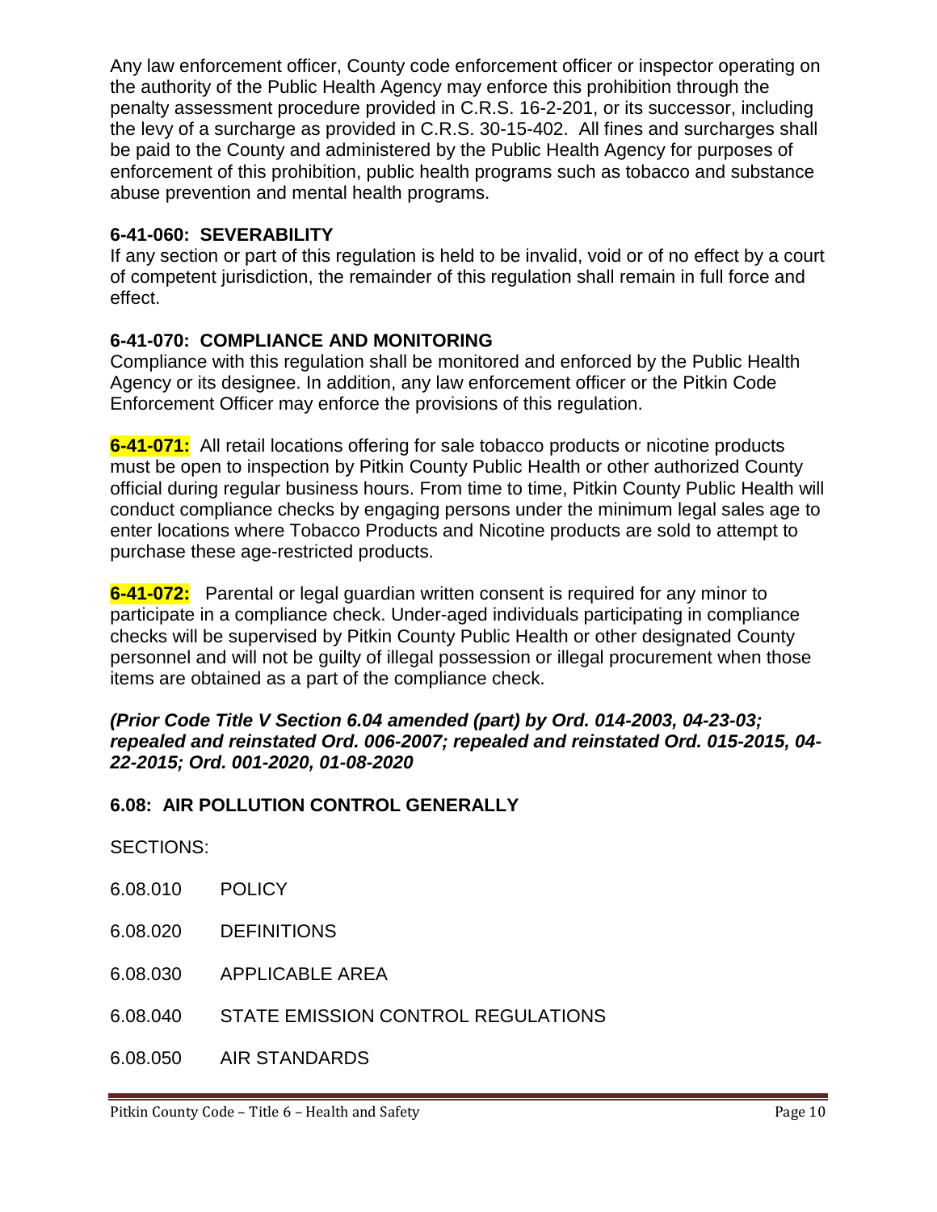Any law enforcement officer, County code enforcement officer or inspector operating on the authority of the Public Health Agency may enforce this prohibition through the penalty assessment procedure provided in C.R.S. 16-2-201, or its successor, including the levy of a surcharge as provided in C.R.S. 30-15-402. All fines and surcharges shall be paid to the County and administered by the Public Health Agency for purposes of enforcement of this prohibition, public health programs such as tobacco and substance abuse prevention and mental health programs.

**6-41-060: SEVERABILITY**
If any section or part of this regulation is held to be invalid, void or of no effect by a court of competent jurisdiction, the remainder of this regulation shall remain in full force and effect.

**6-41-070: COMPLIANCE AND MONITORING**
Compliance with this regulation shall be monitored and enforced by the Public Health Agency or its designee. In addition, any law enforcement officer or the Pitkin Code Enforcement Officer may enforce the provisions of this regulation.

**6-41-071:** All retail locations offering for sale tobacco products or nicotine products must be open to inspection by Pitkin County Public Health or other authorized County official during regular business hours. From time to time, Pitkin County Public Health will conduct compliance checks by engaging persons under the minimum legal sales age to enter locations where Tobacco Products and Nicotine products are sold to attempt to purchase these age-restricted products.

**6-41-072:** Parental or legal guardian written consent is required for any minor to participate in a compliance check. Under-aged individuals participating in compliance checks will be supervised by Pitkin County Public Health or other designated County personnel and will not be guilty of illegal possession or illegal procurement when those items are obtained as a part of the compliance check.

***(Prior Code Title V Section 6.04 amended (part) by Ord. 014-2003, 04-23-03; repealed and reinstated Ord. 006-2007; repealed and reinstated Ord. 015-2015, 04-22-2015; Ord. 001-2020, 01-08-2020***

**6.08: AIR POLLUTION CONTROL GENERALLY**

SECTIONS:

6.08.010 POLICY

6.08.020 DEFINITIONS

6.08.030 APPLICABLE AREA

6.08.040 STATE EMISSION CONTROL REGULATIONS

6.08.050 AIR STANDARDS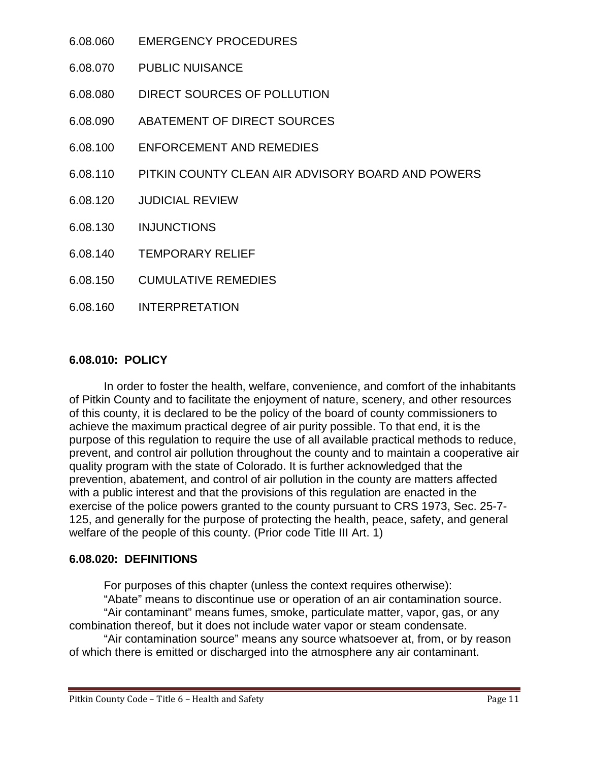6.08.060 EMERGENCY PROCEDURES

6.08.070 PUBLIC NUISANCE

6.08.080 DIRECT SOURCES OF POLLUTION

6.08.090 ABATEMENT OF DIRECT SOURCES

6.08.100 ENFORCEMENT AND REMEDIES

6.08.110 PITKIN COUNTY CLEAN AIR ADVISORY BOARD AND POWERS

6.08.120 JUDICIAL REVIEW

6.08.130 INJUNCTIONS

6.08.140 TEMPORARY RELIEF

6.08.150 CUMULATIVE REMEDIES

6.08.160 INTERPRETATION

### 6.08.010: POLICY

In order to foster the health, welfare, convenience, and comfort of the inhabitants of Pitkin County and to facilitate the enjoyment of nature, scenery, and other resources of this county, it is declared to be the policy of the board of county commissioners to achieve the maximum practical degree of air purity possible. To that end, it is the purpose of this regulation to require the use of all available practical methods to reduce, prevent, and control air pollution throughout the county and to maintain a cooperative air quality program with the state of Colorado. It is further acknowledged that the prevention, abatement, and control of air pollution in the county are matters affected with a public interest and that the provisions of this regulation are enacted in the exercise of the police powers granted to the county pursuant to CRS 1973, Sec. 25-7-125, and generally for the purpose of protecting the health, peace, safety, and general welfare of the people of this county. (Prior code Title III Art. 1)

### 6.08.020: DEFINITIONS

For purposes of this chapter (unless the context requires otherwise):

"Abate" means to discontinue use or operation of an air contamination source.

"Air contaminant" means fumes, smoke, particulate matter, vapor, gas, or any combination thereof, but it does not include water vapor or steam condensate.

"Air contamination source" means any source whatsoever at, from, or by reason of which there is emitted or discharged into the atmosphere any air contaminant.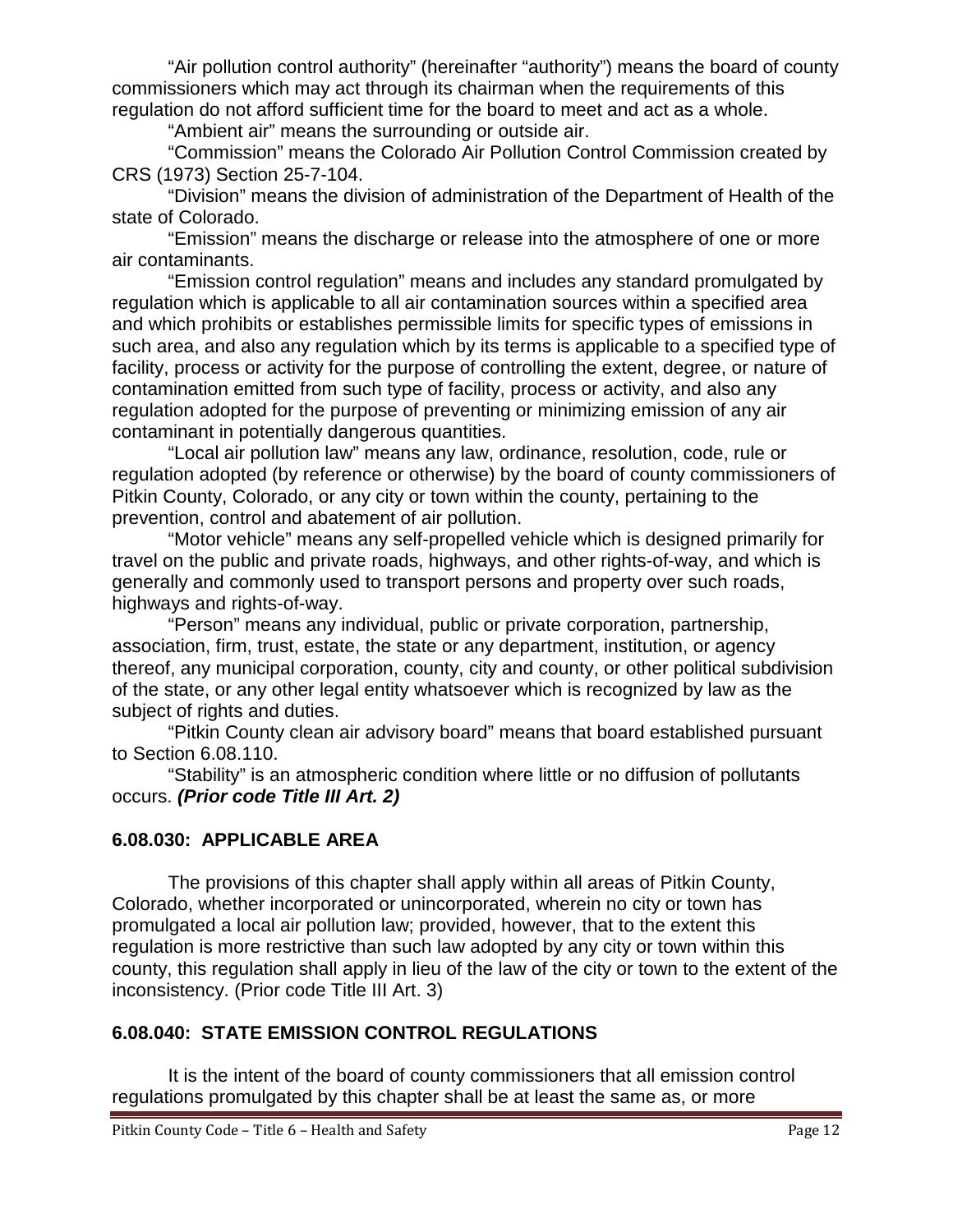"Air pollution control authority" (hereinafter "authority") means the board of county commissioners which may act through its chairman when the requirements of this regulation do not afford sufficient time for the board to meet and act as a whole.

"Ambient air" means the surrounding or outside air.

"Commission" means the Colorado Air Pollution Control Commission created by CRS (1973) Section 25-7-104.

"Division" means the division of administration of the Department of Health of the state of Colorado.

"Emission" means the discharge or release into the atmosphere of one or more air contaminants.

"Emission control regulation" means and includes any standard promulgated by regulation which is applicable to all air contamination sources within a specified area and which prohibits or establishes permissible limits for specific types of emissions in such area, and also any regulation which by its terms is applicable to a specified type of facility, process or activity for the purpose of controlling the extent, degree, or nature of contamination emitted from such type of facility, process or activity, and also any regulation adopted for the purpose of preventing or minimizing emission of any air contaminant in potentially dangerous quantities.

"Local air pollution law" means any law, ordinance, resolution, code, rule or regulation adopted (by reference or otherwise) by the board of county commissioners of Pitkin County, Colorado, or any city or town within the county, pertaining to the prevention, control and abatement of air pollution.

"Motor vehicle" means any self-propelled vehicle which is designed primarily for travel on the public and private roads, highways, and other rights-of-way, and which is generally and commonly used to transport persons and property over such roads, highways and rights-of-way.

"Person" means any individual, public or private corporation, partnership, association, firm, trust, estate, the state or any department, institution, or agency thereof, any municipal corporation, county, city and county, or other political subdivision of the state, or any other legal entity whatsoever which is recognized by law as the subject of rights and duties.

"Pitkin County clean air advisory board" means that board established pursuant to Section 6.08.110.

"Stability" is an atmospheric condition where little or no diffusion of pollutants occurs. ***(Prior code Title III Art. 2)***

## 6.08.030: APPLICABLE AREA

The provisions of this chapter shall apply within all areas of Pitkin County, Colorado, whether incorporated or unincorporated, wherein no city or town has promulgated a local air pollution law; provided, however, that to the extent this regulation is more restrictive than such law adopted by any city or town within this county, this regulation shall apply in lieu of the law of the city or town to the extent of the inconsistency. (Prior code Title III Art. 3)

## 6.08.040: STATE EMISSION CONTROL REGULATIONS

It is the intent of the board of county commissioners that all emission control regulations promulgated by this chapter shall be at least the same as, or more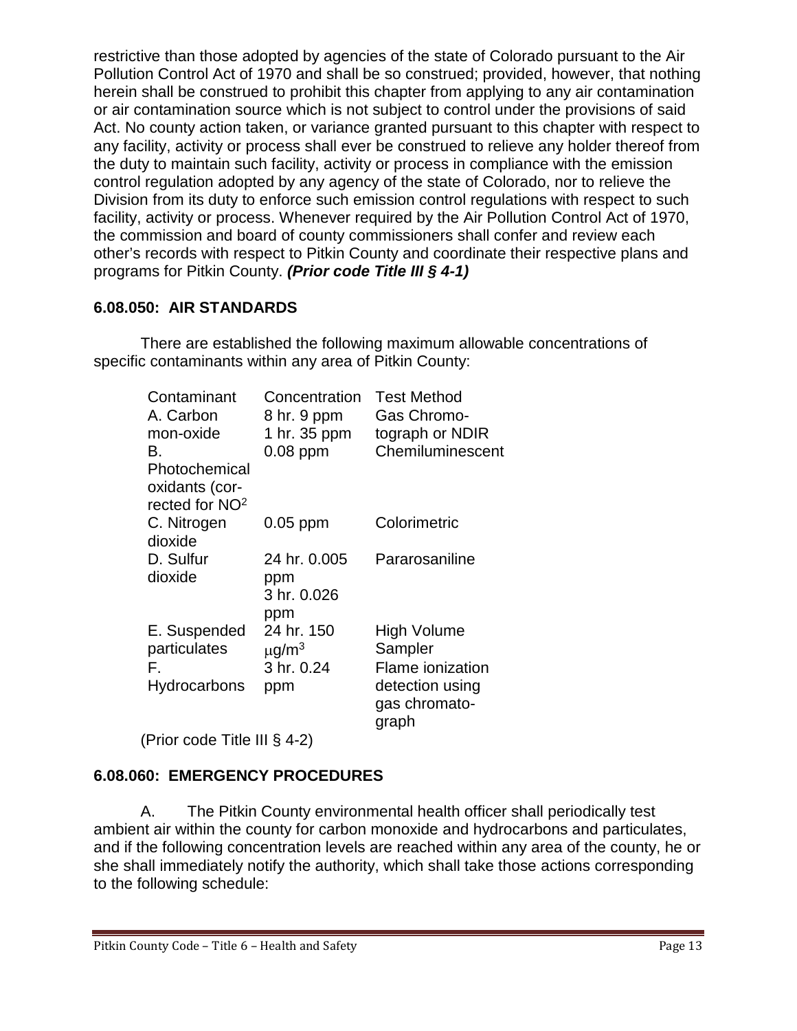restrictive than those adopted by agencies of the state of Colorado pursuant to the Air Pollution Control Act of 1970 and shall be so construed; provided, however, that nothing herein shall be construed to prohibit this chapter from applying to any air contamination or air contamination source which is not subject to control under the provisions of said Act. No county action taken, or variance granted pursuant to this chapter with respect to any facility, activity or process shall ever be construed to relieve any holder thereof from the duty to maintain such facility, activity or process in compliance with the emission control regulation adopted by any agency of the state of Colorado, nor to relieve the Division from its duty to enforce such emission control regulations with respect to such facility, activity or process. Whenever required by the Air Pollution Control Act of 1970, the commission and board of county commissioners shall confer and review each other's records with respect to Pitkin County and coordinate their respective plans and programs for Pitkin County. ***(Prior code Title III § 4-1)***

### 6.08.050: AIR STANDARDS

There are established the following maximum allowable concentrations of specific contaminants within any area of Pitkin County:

| Contaminant | Concentration | Test Method |
|---|---|---|
| A. Carbon mon-oxide | 8 hr. 9 ppm<br>1 hr. 35 ppm | Gas Chromo-tograph or NDIR |
| B. Photochemical oxidants (cor-rected for $NO^2$ | 0.08 ppm | Chemiluminescent |
| C. Nitrogen dioxide | 0.05 ppm | Colorimetric |
| D. Sulfur dioxide | 24 hr. 0.005 ppm<br>3 hr. 0.026 ppm | Pararosaniline |
| E. Suspended particulates | 24 hr. 150 $\mu g/m^3$ | High Volume Sampler |
| F. Hydrocarbons | 3 hr. 0.24 ppm | Flame ionization detection using gas chromato-graph |

(Prior code Title III § 4-2)

### 6.08.060: EMERGENCY PROCEDURES

A. The Pitkin County environmental health officer shall periodically test ambient air within the county for carbon monoxide and hydrocarbons and particulates, and if the following concentration levels are reached within any area of the county, he or she shall immediately notify the authority, which shall take those actions corresponding to the following schedule: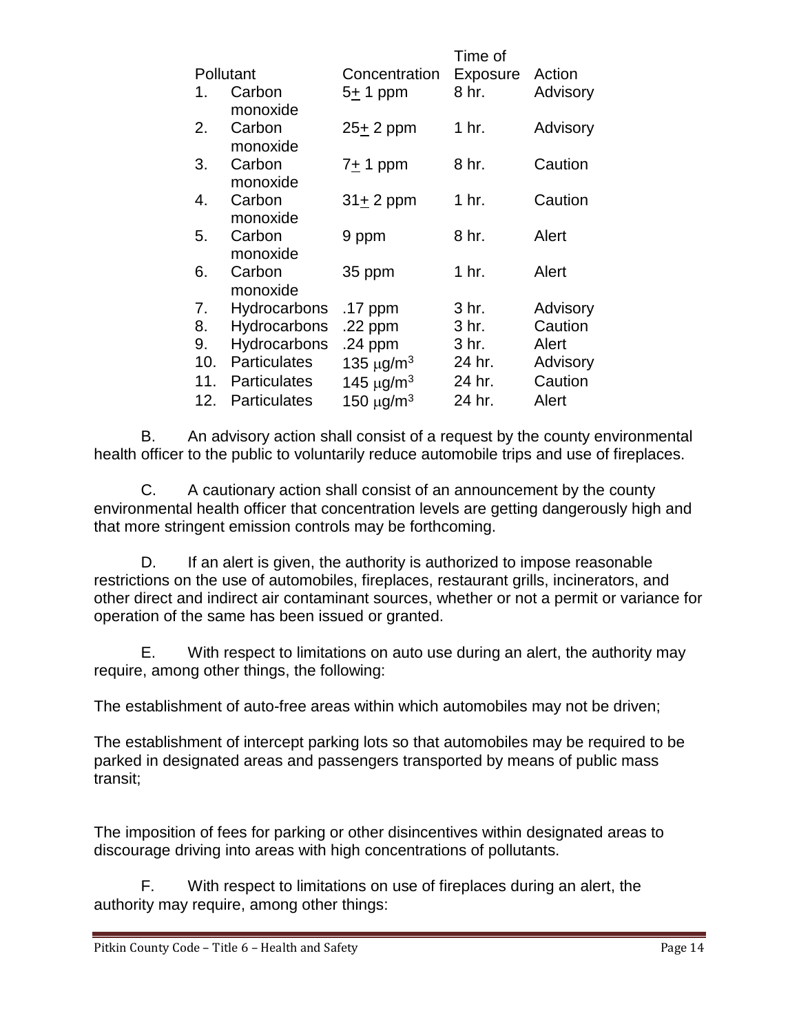| | Pollutant | Concentration | Time of Exposure | Action |
|---|---|---|---|---|
| 1. | Carbon monoxide | 5± 1 ppm | 8 hr. | Advisory |
| 2. | Carbon monoxide | 25± 2 ppm | 1 hr. | Advisory |
| 3. | Carbon monoxide | 7± 1 ppm | 8 hr. | Caution |
| 4. | Carbon monoxide | 31± 2 ppm | 1 hr. | Caution |
| 5. | Carbon monoxide | 9 ppm | 8 hr. | Alert |
| 6. | Carbon monoxide | 35 ppm | 1 hr. | Alert |
| 7. | Hydrocarbons | .17 ppm | 3 hr. | Advisory |
| 8. | Hydrocarbons | .22 ppm | 3 hr. | Caution |
| 9. | Hydrocarbons | .24 ppm | 3 hr. | Alert |
| 10. | Particulates | 135 $\mu g/m^3$ | 24 hr. | Advisory |
| 11. | Particulates | 145 $\mu g/m^3$ | 24 hr. | Caution |
| 12. | Particulates | 150 $\mu g/m^3$ | 24 hr. | Alert |

B. An advisory action shall consist of a request by the county environmental health officer to the public to voluntarily reduce automobile trips and use of fireplaces.

C. A cautionary action shall consist of an announcement by the county environmental health officer that concentration levels are getting dangerously high and that more stringent emission controls may be forthcoming.

D. If an alert is given, the authority is authorized to impose reasonable restrictions on the use of automobiles, fireplaces, restaurant grills, incinerators, and other direct and indirect air contaminant sources, whether or not a permit or variance for operation of the same has been issued or granted.

E. With respect to limitations on auto use during an alert, the authority may require, among other things, the following:

The establishment of auto-free areas within which automobiles may not be driven;

The establishment of intercept parking lots so that automobiles may be required to be parked in designated areas and passengers transported by means of public mass transit;

The imposition of fees for parking or other disincentives within designated areas to discourage driving into areas with high concentrations of pollutants.

F. With respect to limitations on use of fireplaces during an alert, the authority may require, among other things: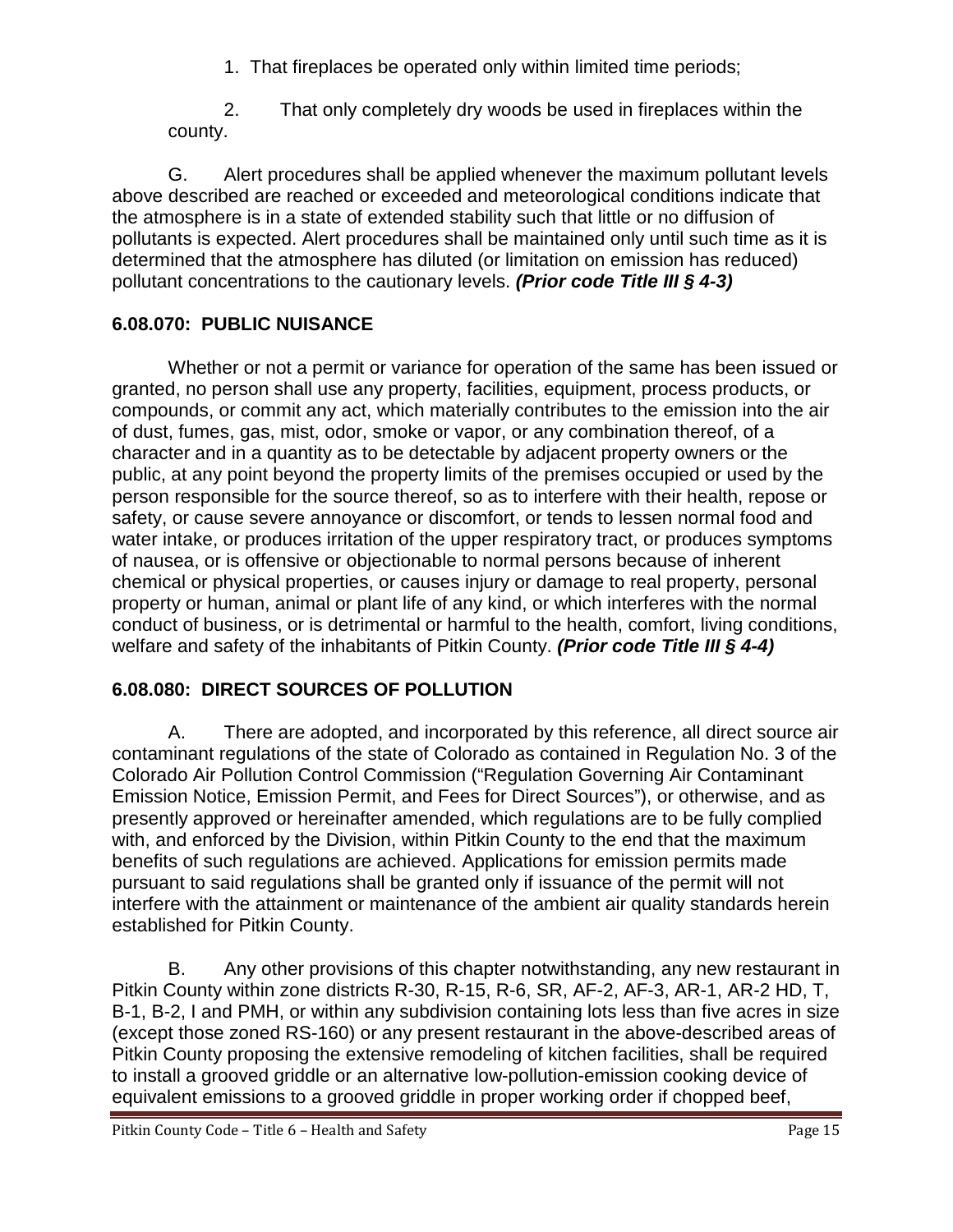1. That fireplaces be operated only within limited time periods;

2. That only completely dry woods be used in fireplaces within the county.

G. Alert procedures shall be applied whenever the maximum pollutant levels above described are reached or exceeded and meteorological conditions indicate that the atmosphere is in a state of extended stability such that little or no diffusion of pollutants is expected. Alert procedures shall be maintained only until such time as it is determined that the atmosphere has diluted (or limitation on emission has reduced) pollutant concentrations to the cautionary levels. ***(Prior code Title III § 4-3)***

## 6.08.070: PUBLIC NUISANCE

Whether or not a permit or variance for operation of the same has been issued or granted, no person shall use any property, facilities, equipment, process products, or compounds, or commit any act, which materially contributes to the emission into the air of dust, fumes, gas, mist, odor, smoke or vapor, or any combination thereof, of a character and in a quantity as to be detectable by adjacent property owners or the public, at any point beyond the property limits of the premises occupied or used by the person responsible for the source thereof, so as to interfere with their health, repose or safety, or cause severe annoyance or discomfort, or tends to lessen normal food and water intake, or produces irritation of the upper respiratory tract, or produces symptoms of nausea, or is offensive or objectionable to normal persons because of inherent chemical or physical properties, or causes injury or damage to real property, personal property or human, animal or plant life of any kind, or which interferes with the normal conduct of business, or is detrimental or harmful to the health, comfort, living conditions, welfare and safety of the inhabitants of Pitkin County. ***(Prior code Title III § 4-4)***

## 6.08.080: DIRECT SOURCES OF POLLUTION

A. There are adopted, and incorporated by this reference, all direct source air contaminant regulations of the state of Colorado as contained in Regulation No. 3 of the Colorado Air Pollution Control Commission ("Regulation Governing Air Contaminant Emission Notice, Emission Permit, and Fees for Direct Sources"), or otherwise, and as presently approved or hereinafter amended, which regulations are to be fully complied with, and enforced by the Division, within Pitkin County to the end that the maximum benefits of such regulations are achieved. Applications for emission permits made pursuant to said regulations shall be granted only if issuance of the permit will not interfere with the attainment or maintenance of the ambient air quality standards herein established for Pitkin County.

B. Any other provisions of this chapter notwithstanding, any new restaurant in Pitkin County within zone districts R-30, R-15, R-6, SR, AF-2, AF-3, AR-1, AR-2 HD, T, B-1, B-2, I and PMH, or within any subdivision containing lots less than five acres in size (except those zoned RS-160) or any present restaurant in the above-described areas of Pitkin County proposing the extensive remodeling of kitchen facilities, shall be required to install a grooved griddle or an alternative low-pollution-emission cooking device of equivalent emissions to a grooved griddle in proper working order if chopped beef,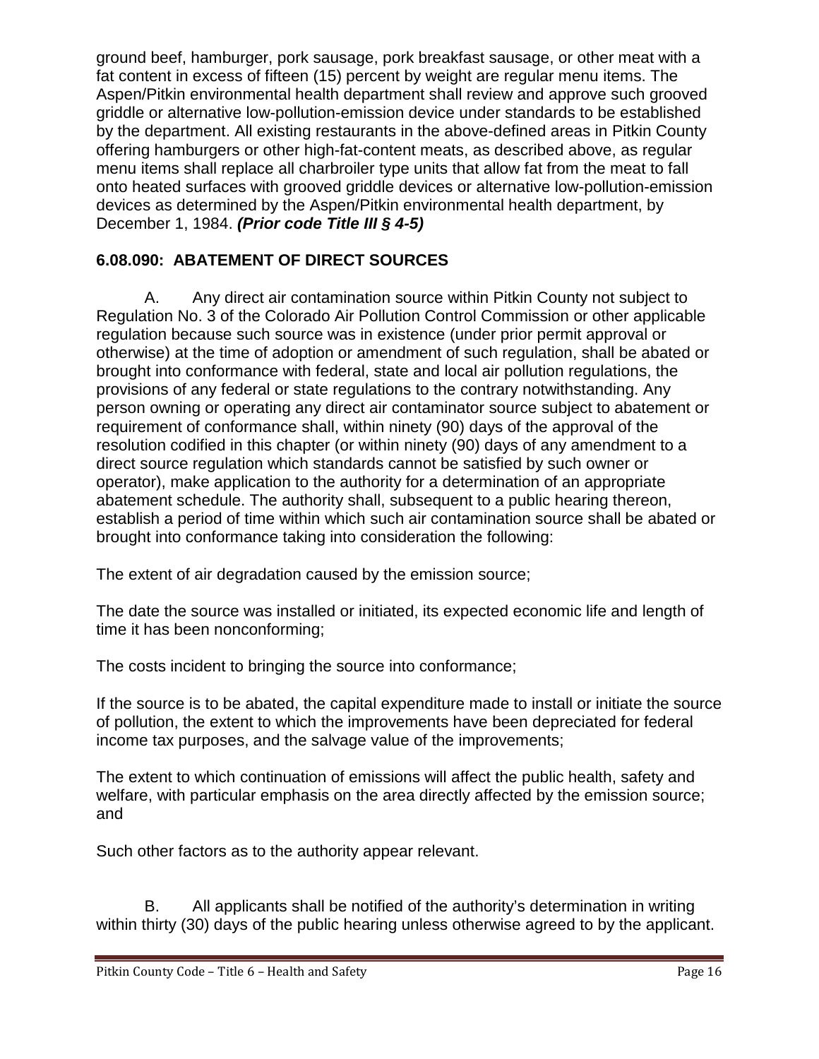ground beef, hamburger, pork sausage, pork breakfast sausage, or other meat with a fat content in excess of fifteen (15) percent by weight are regular menu items. The Aspen/Pitkin environmental health department shall review and approve such grooved griddle or alternative low-pollution-emission device under standards to be established by the department. All existing restaurants in the above-defined areas in Pitkin County offering hamburgers or other high-fat-content meats, as described above, as regular menu items shall replace all charbroiler type units that allow fat from the meat to fall onto heated surfaces with grooved griddle devices or alternative low-pollution-emission devices as determined by the Aspen/Pitkin environmental health department, by December 1, 1984. ***(Prior code Title III § 4-5)***

### 6.08.090: ABATEMENT OF DIRECT SOURCES

A. Any direct air contamination source within Pitkin County not subject to Regulation No. 3 of the Colorado Air Pollution Control Commission or other applicable regulation because such source was in existence (under prior permit approval or otherwise) at the time of adoption or amendment of such regulation, shall be abated or brought into conformance with federal, state and local air pollution regulations, the provisions of any federal or state regulations to the contrary notwithstanding. Any person owning or operating any direct air contaminator source subject to abatement or requirement of conformance shall, within ninety (90) days of the approval of the resolution codified in this chapter (or within ninety (90) days of any amendment to a direct source regulation which standards cannot be satisfied by such owner or operator), make application to the authority for a determination of an appropriate abatement schedule. The authority shall, subsequent to a public hearing thereon, establish a period of time within which such air contamination source shall be abated or brought into conformance taking into consideration the following:

The extent of air degradation caused by the emission source;

The date the source was installed or initiated, its expected economic life and length of time it has been nonconforming;

The costs incident to bringing the source into conformance;

If the source is to be abated, the capital expenditure made to install or initiate the source of pollution, the extent to which the improvements have been depreciated for federal income tax purposes, and the salvage value of the improvements;

The extent to which continuation of emissions will affect the public health, safety and welfare, with particular emphasis on the area directly affected by the emission source; and

Such other factors as to the authority appear relevant.

B. All applicants shall be notified of the authority's determination in writing within thirty (30) days of the public hearing unless otherwise agreed to by the applicant.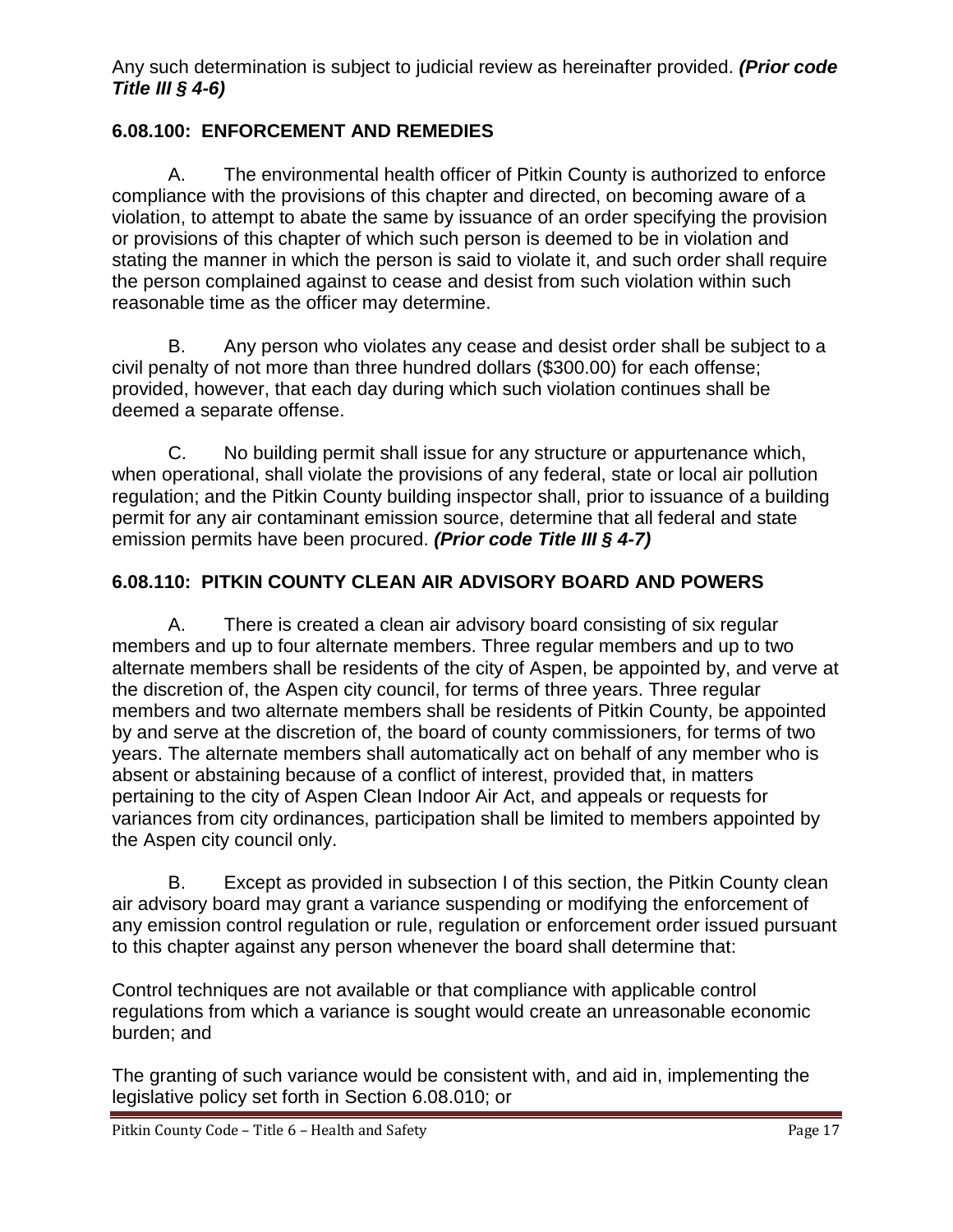Any such determination is subject to judicial review as hereinafter provided. ***(Prior code Title III § 4-6)***

### 6.08.100: ENFORCEMENT AND REMEDIES

A. The environmental health officer of Pitkin County is authorized to enforce compliance with the provisions of this chapter and directed, on becoming aware of a violation, to attempt to abate the same by issuance of an order specifying the provision or provisions of this chapter of which such person is deemed to be in violation and stating the manner in which the person is said to violate it, and such order shall require the person complained against to cease and desist from such violation within such reasonable time as the officer may determine.

B. Any person who violates any cease and desist order shall be subject to a civil penalty of not more than three hundred dollars ($300.00) for each offense; provided, however, that each day during which such violation continues shall be deemed a separate offense.

C. No building permit shall issue for any structure or appurtenance which, when operational, shall violate the provisions of any federal, state or local air pollution regulation; and the Pitkin County building inspector shall, prior to issuance of a building permit for any air contaminant emission source, determine that all federal and state emission permits have been procured. ***(Prior code Title III § 4-7)***

### 6.08.110: PITKIN COUNTY CLEAN AIR ADVISORY BOARD AND POWERS

A. There is created a clean air advisory board consisting of six regular members and up to four alternate members. Three regular members and up to two alternate members shall be residents of the city of Aspen, be appointed by, and verve at the discretion of, the Aspen city council, for terms of three years. Three regular members and two alternate members shall be residents of Pitkin County, be appointed by and serve at the discretion of, the board of county commissioners, for terms of two years. The alternate members shall automatically act on behalf of any member who is absent or abstaining because of a conflict of interest, provided that, in matters pertaining to the city of Aspen Clean Indoor Air Act, and appeals or requests for variances from city ordinances, participation shall be limited to members appointed by the Aspen city council only.

B. Except as provided in subsection I of this section, the Pitkin County clean air advisory board may grant a variance suspending or modifying the enforcement of any emission control regulation or rule, regulation or enforcement order issued pursuant to this chapter against any person whenever the board shall determine that:

Control techniques are not available or that compliance with applicable control regulations from which a variance is sought would create an unreasonable economic burden; and

The granting of such variance would be consistent with, and aid in, implementing the legislative policy set forth in Section 6.08.010; or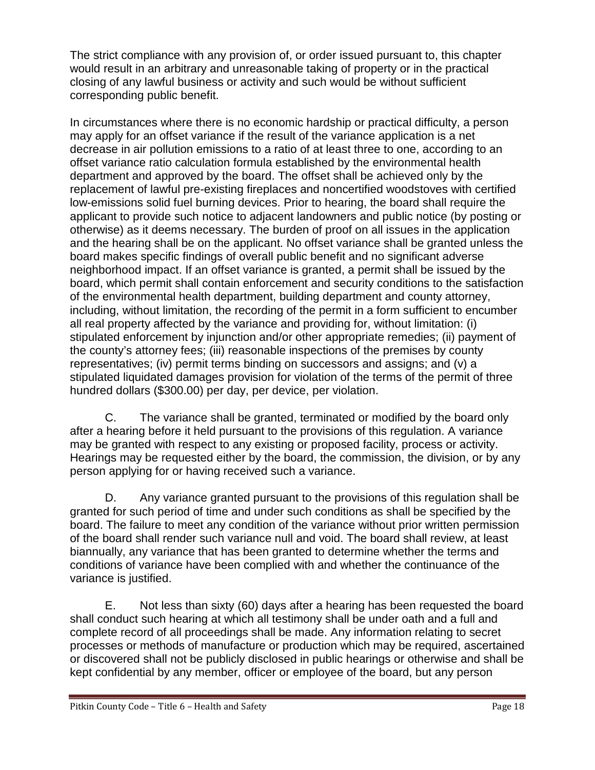The strict compliance with any provision of, or order issued pursuant to, this chapter would result in an arbitrary and unreasonable taking of property or in the practical closing of any lawful business or activity and such would be without sufficient corresponding public benefit.

In circumstances where there is no economic hardship or practical difficulty, a person may apply for an offset variance if the result of the variance application is a net decrease in air pollution emissions to a ratio of at least three to one, according to an offset variance ratio calculation formula established by the environmental health department and approved by the board. The offset shall be achieved only by the replacement of lawful pre-existing fireplaces and noncertified woodstoves with certified low-emissions solid fuel burning devices. Prior to hearing, the board shall require the applicant to provide such notice to adjacent landowners and public notice (by posting or otherwise) as it deems necessary. The burden of proof on all issues in the application and the hearing shall be on the applicant. No offset variance shall be granted unless the board makes specific findings of overall public benefit and no significant adverse neighborhood impact. If an offset variance is granted, a permit shall be issued by the board, which permit shall contain enforcement and security conditions to the satisfaction of the environmental health department, building department and county attorney, including, without limitation, the recording of the permit in a form sufficient to encumber all real property affected by the variance and providing for, without limitation: (i) stipulated enforcement by injunction and/or other appropriate remedies; (ii) payment of the county's attorney fees; (iii) reasonable inspections of the premises by county representatives; (iv) permit terms binding on successors and assigns; and (v) a stipulated liquidated damages provision for violation of the terms of the permit of three hundred dollars ($300.00) per day, per device, per violation.

C. The variance shall be granted, terminated or modified by the board only after a hearing before it held pursuant to the provisions of this regulation. A variance may be granted with respect to any existing or proposed facility, process or activity. Hearings may be requested either by the board, the commission, the division, or by any person applying for or having received such a variance.

D. Any variance granted pursuant to the provisions of this regulation shall be granted for such period of time and under such conditions as shall be specified by the board. The failure to meet any condition of the variance without prior written permission of the board shall render such variance null and void. The board shall review, at least biannually, any variance that has been granted to determine whether the terms and conditions of variance have been complied with and whether the continuance of the variance is justified.

E. Not less than sixty (60) days after a hearing has been requested the board shall conduct such hearing at which all testimony shall be under oath and a full and complete record of all proceedings shall be made. Any information relating to secret processes or methods of manufacture or production which may be required, ascertained or discovered shall not be publicly disclosed in public hearings or otherwise and shall be kept confidential by any member, officer or employee of the board, but any person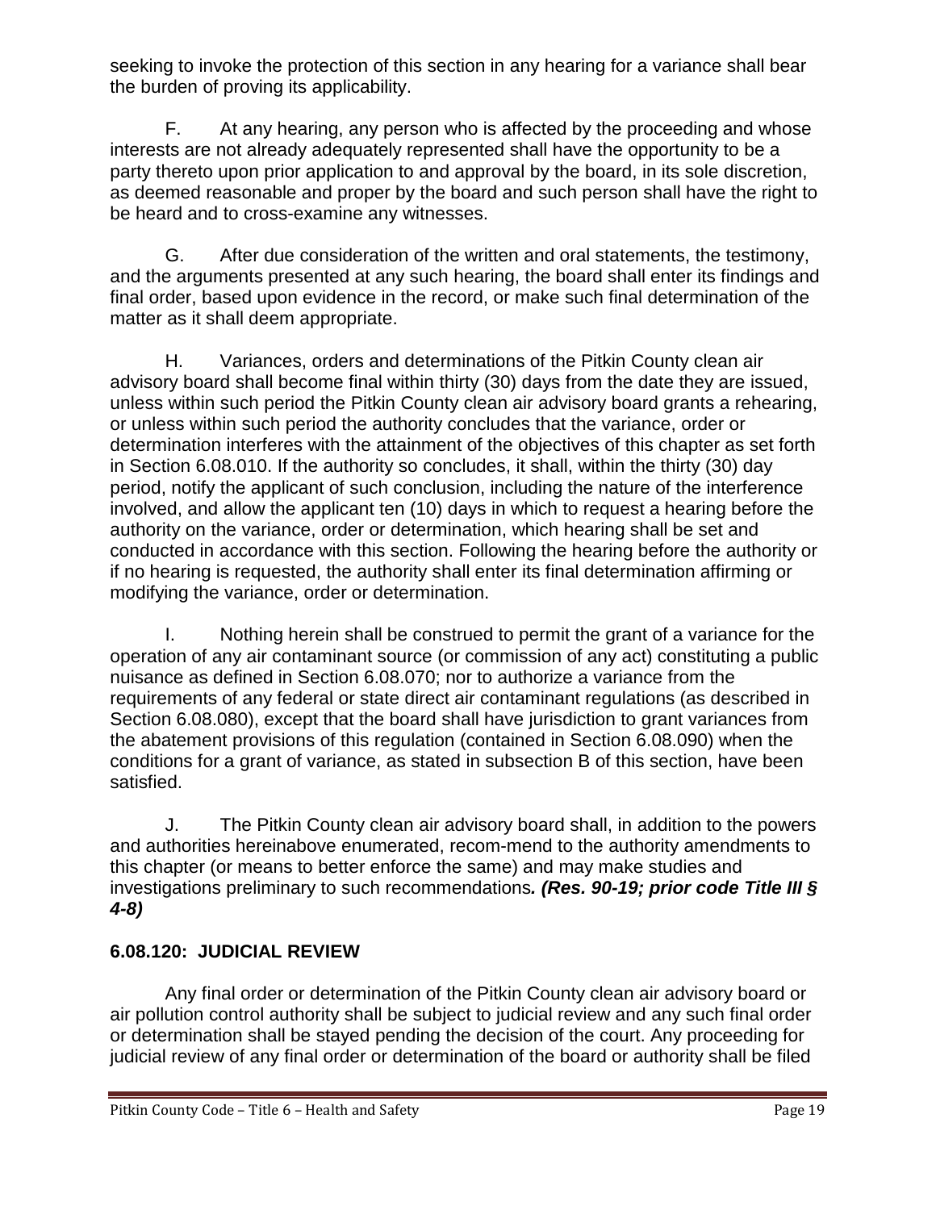seeking to invoke the protection of this section in any hearing for a variance shall bear the burden of proving its applicability.

F. At any hearing, any person who is affected by the proceeding and whose interests are not already adequately represented shall have the opportunity to be a party thereto upon prior application to and approval by the board, in its sole discretion, as deemed reasonable and proper by the board and such person shall have the right to be heard and to cross-examine any witnesses.

G. After due consideration of the written and oral statements, the testimony, and the arguments presented at any such hearing, the board shall enter its findings and final order, based upon evidence in the record, or make such final determination of the matter as it shall deem appropriate.

H. Variances, orders and determinations of the Pitkin County clean air advisory board shall become final within thirty (30) days from the date they are issued, unless within such period the Pitkin County clean air advisory board grants a rehearing, or unless within such period the authority concludes that the variance, order or determination interferes with the attainment of the objectives of this chapter as set forth in Section 6.08.010. If the authority so concludes, it shall, within the thirty (30) day period, notify the applicant of such conclusion, including the nature of the interference involved, and allow the applicant ten (10) days in which to request a hearing before the authority on the variance, order or determination, which hearing shall be set and conducted in accordance with this section. Following the hearing before the authority or if no hearing is requested, the authority shall enter its final determination affirming or modifying the variance, order or determination.

I. Nothing herein shall be construed to permit the grant of a variance for the operation of any air contaminant source (or commission of any act) constituting a public nuisance as defined in Section 6.08.070; nor to authorize a variance from the requirements of any federal or state direct air contaminant regulations (as described in Section 6.08.080), except that the board shall have jurisdiction to grant variances from the abatement provisions of this regulation (contained in Section 6.08.090) when the conditions for a grant of variance, as stated in subsection B of this section, have been satisfied.

J. The Pitkin County clean air advisory board shall, in addition to the powers and authorities hereinabove enumerated, recom-mend to the authority amendments to this chapter (or means to better enforce the same) and may make studies and investigations preliminary to such recommendations***. (Res. 90-19; prior code Title III § 4-8)***

### 6.08.120: JUDICIAL REVIEW

Any final order or determination of the Pitkin County clean air advisory board or air pollution control authority shall be subject to judicial review and any such final order or determination shall be stayed pending the decision of the court. Any proceeding for judicial review of any final order or determination of the board or authority shall be filed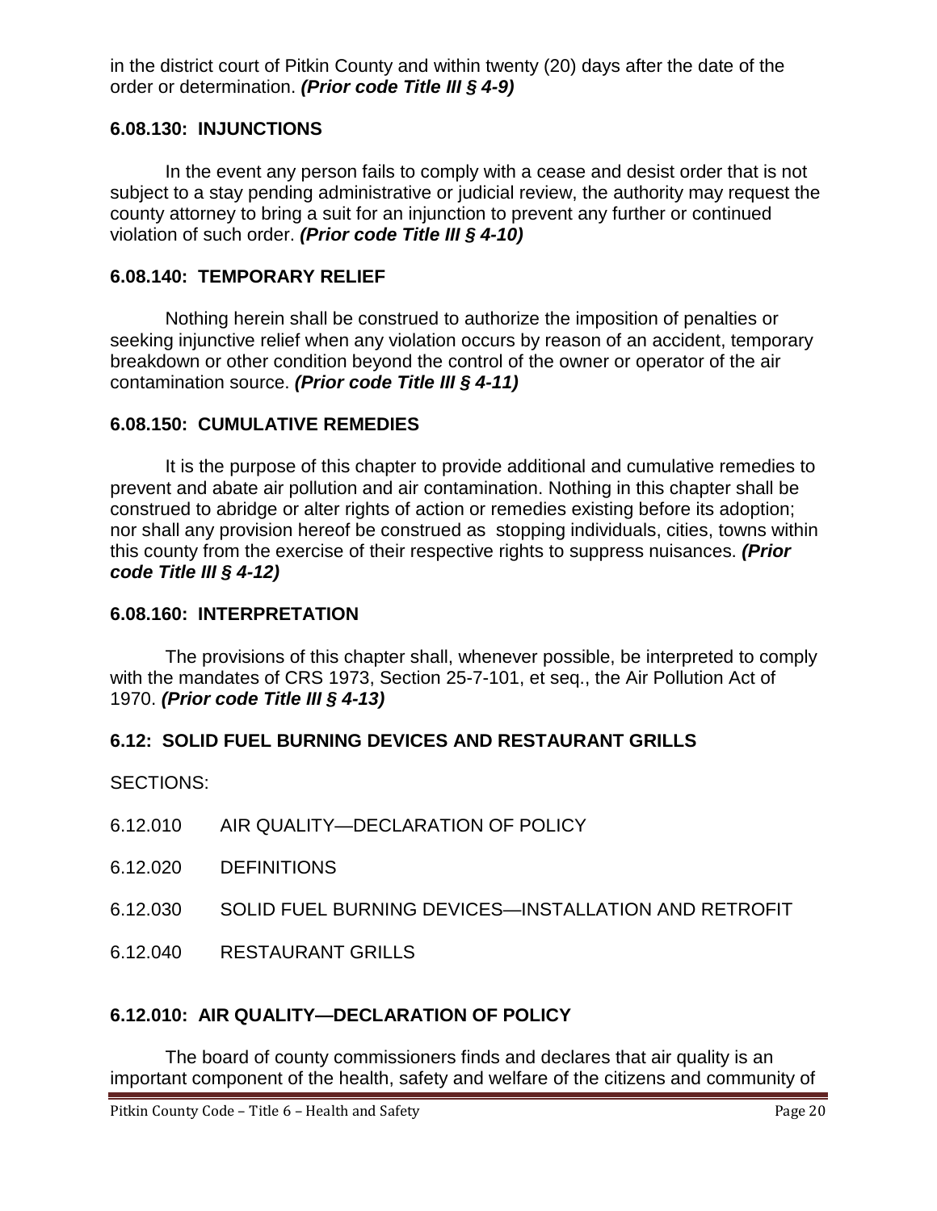in the district court of Pitkin County and within twenty (20) days after the date of the order or determination. ***(Prior code Title III § 4-9)***

### 6.08.130: INJUNCTIONS

In the event any person fails to comply with a cease and desist order that is not subject to a stay pending administrative or judicial review, the authority may request the county attorney to bring a suit for an injunction to prevent any further or continued violation of such order. ***(Prior code Title III § 4-10)***

### 6.08.140: TEMPORARY RELIEF

Nothing herein shall be construed to authorize the imposition of penalties or seeking injunctive relief when any violation occurs by reason of an accident, temporary breakdown or other condition beyond the control of the owner or operator of the air contamination source. ***(Prior code Title III § 4-11)***

### 6.08.150: CUMULATIVE REMEDIES

It is the purpose of this chapter to provide additional and cumulative remedies to prevent and abate air pollution and air contamination. Nothing in this chapter shall be construed to abridge or alter rights of action or remedies existing before its adoption; nor shall any provision hereof be construed as stopping individuals, cities, towns within this county from the exercise of their respective rights to suppress nuisances. ***(Prior code Title III § 4-12)***

### 6.08.160: INTERPRETATION

The provisions of this chapter shall, whenever possible, be interpreted to comply with the mandates of CRS 1973, Section 25-7-101, et seq., the Air Pollution Act of 1970. ***(Prior code Title III § 4-13)***

## 6.12: SOLID FUEL BURNING DEVICES AND RESTAURANT GRILLS

SECTIONS:

6.12.010 AIR QUALITY—DECLARATION OF POLICY

6.12.020 DEFINITIONS

6.12.030 SOLID FUEL BURNING DEVICES—INSTALLATION AND RETROFIT

6.12.040 RESTAURANT GRILLS

### 6.12.010: AIR QUALITY—DECLARATION OF POLICY

The board of county commissioners finds and declares that air quality is an important component of the health, safety and welfare of the citizens and community of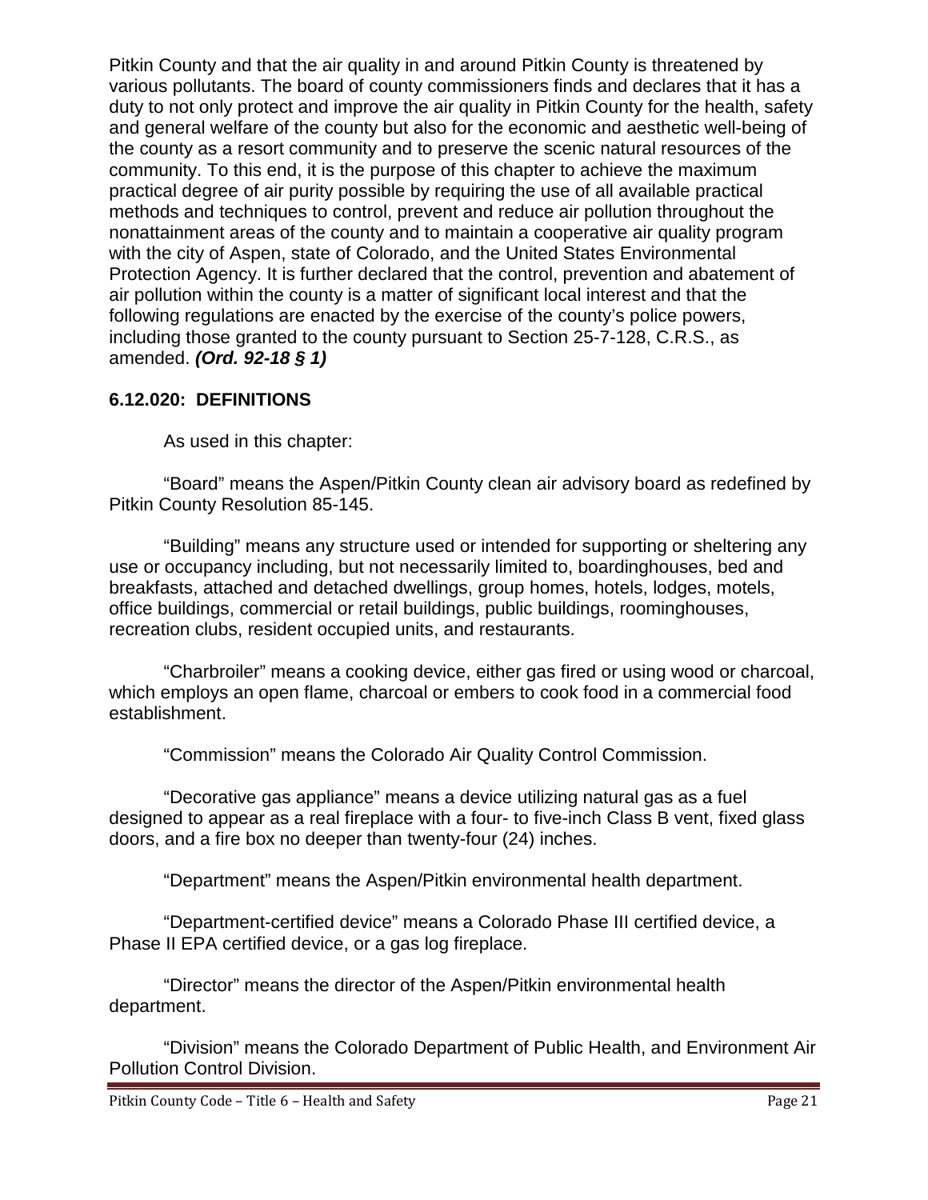Pitkin County and that the air quality in and around Pitkin County is threatened by various pollutants. The board of county commissioners finds and declares that it has a duty to not only protect and improve the air quality in Pitkin County for the health, safety and general welfare of the county but also for the economic and aesthetic well-being of the county as a resort community and to preserve the scenic natural resources of the community. To this end, it is the purpose of this chapter to achieve the maximum practical degree of air purity possible by requiring the use of all available practical methods and techniques to control, prevent and reduce air pollution throughout the nonattainment areas of the county and to maintain a cooperative air quality program with the city of Aspen, state of Colorado, and the United States Environmental Protection Agency. It is further declared that the control, prevention and abatement of air pollution within the county is a matter of significant local interest and that the following regulations are enacted by the exercise of the county's police powers, including those granted to the county pursuant to Section 25-7-128, C.R.S., as amended. ***(Ord. 92-18 § 1)***

### 6.12.020: DEFINITIONS

As used in this chapter:

"Board" means the Aspen/Pitkin County clean air advisory board as redefined by Pitkin County Resolution 85-145.

"Building" means any structure used or intended for supporting or sheltering any use or occupancy including, but not necessarily limited to, boardinghouses, bed and breakfasts, attached and detached dwellings, group homes, hotels, lodges, motels, office buildings, commercial or retail buildings, public buildings, roominghouses, recreation clubs, resident occupied units, and restaurants.

"Charbroiler" means a cooking device, either gas fired or using wood or charcoal, which employs an open flame, charcoal or embers to cook food in a commercial food establishment.

"Commission" means the Colorado Air Quality Control Commission.

"Decorative gas appliance" means a device utilizing natural gas as a fuel designed to appear as a real fireplace with a four- to five-inch Class B vent, fixed glass doors, and a fire box no deeper than twenty-four (24) inches.

"Department" means the Aspen/Pitkin environmental health department.

"Department-certified device" means a Colorado Phase III certified device, a Phase II EPA certified device, or a gas log fireplace.

"Director" means the director of the Aspen/Pitkin environmental health department.

"Division" means the Colorado Department of Public Health, and Environment Air Pollution Control Division.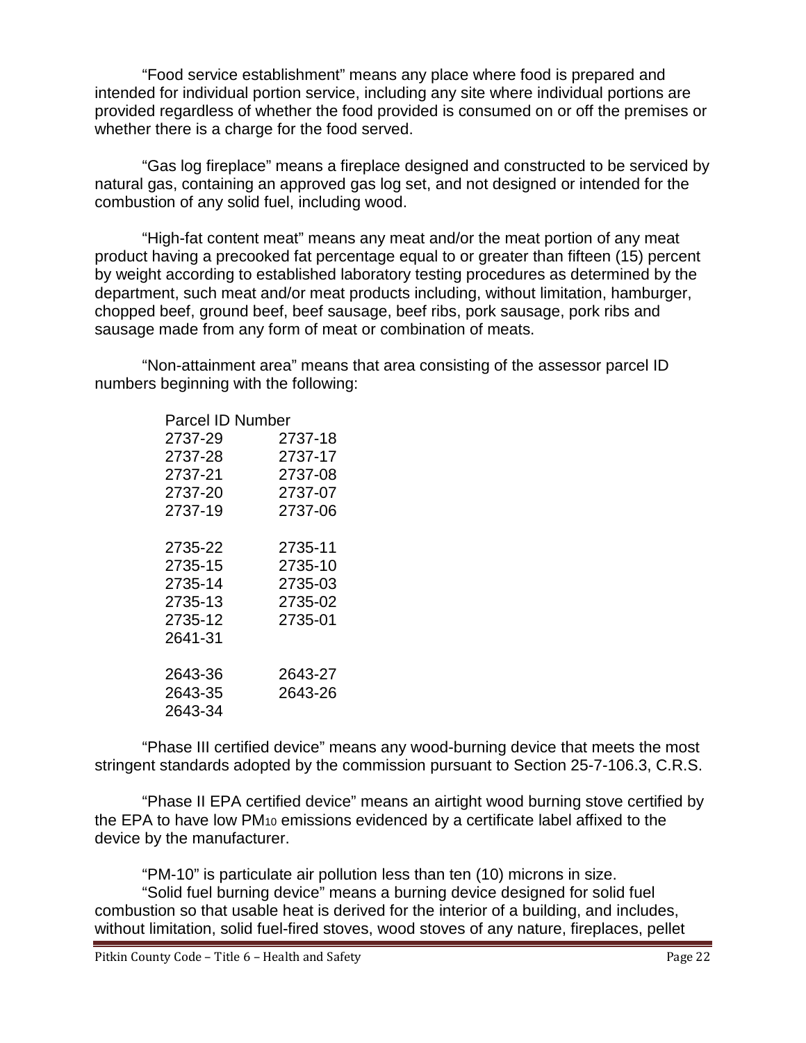"Food service establishment" means any place where food is prepared and intended for individual portion service, including any site where individual portions are provided regardless of whether the food provided is consumed on or off the premises or whether there is a charge for the food served.

"Gas log fireplace" means a fireplace designed and constructed to be serviced by natural gas, containing an approved gas log set, and not designed or intended for the combustion of any solid fuel, including wood.

"High-fat content meat" means any meat and/or the meat portion of any meat product having a precooked fat percentage equal to or greater than fifteen (15) percent by weight according to established laboratory testing procedures as determined by the department, such meat and/or meat products including, without limitation, hamburger, chopped beef, ground beef, beef sausage, beef ribs, pork sausage, pork ribs and sausage made from any form of meat or combination of meats.

"Non-attainment area" means that area consisting of the assessor parcel ID numbers beginning with the following:

| Parcel ID Number | |
|---|---|
| 2737-29 | 2737-18 |
| 2737-28 | 2737-17 |
| 2737-21 | 2737-08 |
| 2737-20 | 2737-07 |
| 2737-19 | 2737-06 |
| | |
| 2735-22 | 2735-11 |
| 2735-15 | 2735-10 |
| 2735-14 | 2735-03 |
| 2735-13 | 2735-02 |
| 2735-12 | 2735-01 |
| 2641-31 | |
| | |
| 2643-36 | 2643-27 |
| 2643-35 | 2643-26 |
| 2643-34 | |

"Phase III certified device" means any wood-burning device that meets the most stringent standards adopted by the commission pursuant to Section 25-7-106.3, C.R.S.

"Phase II EPA certified device" means an airtight wood burning stove certified by the EPA to have low $PM_{10}$ emissions evidenced by a certificate label affixed to the device by the manufacturer.

"PM-10" is particulate air pollution less than ten (10) microns in size.

"Solid fuel burning device" means a burning device designed for solid fuel combustion so that usable heat is derived for the interior of a building, and includes, without limitation, solid fuel-fired stoves, wood stoves of any nature, fireplaces, pellet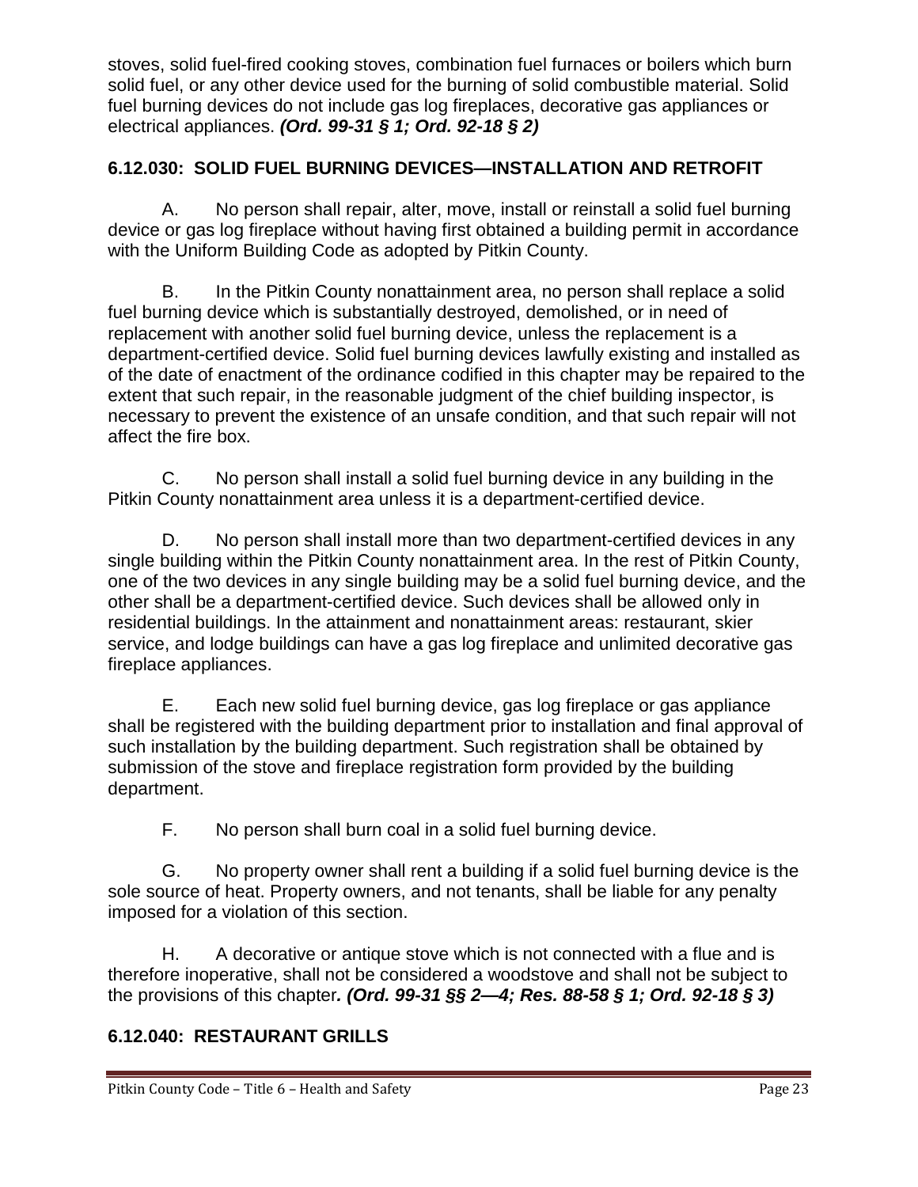stoves, solid fuel-fired cooking stoves, combination fuel furnaces or boilers which burn solid fuel, or any other device used for the burning of solid combustible material. Solid fuel burning devices do not include gas log fireplaces, decorative gas appliances or electrical appliances. ***(Ord. 99-31 § 1; Ord. 92-18 § 2)***

## 6.12.030: SOLID FUEL BURNING DEVICES—INSTALLATION AND RETROFIT

A. No person shall repair, alter, move, install or reinstall a solid fuel burning device or gas log fireplace without having first obtained a building permit in accordance with the Uniform Building Code as adopted by Pitkin County.

B. In the Pitkin County nonattainment area, no person shall replace a solid fuel burning device which is substantially destroyed, demolished, or in need of replacement with another solid fuel burning device, unless the replacement is a department-certified device. Solid fuel burning devices lawfully existing and installed as of the date of enactment of the ordinance codified in this chapter may be repaired to the extent that such repair, in the reasonable judgment of the chief building inspector, is necessary to prevent the existence of an unsafe condition, and that such repair will not affect the fire box.

C. No person shall install a solid fuel burning device in any building in the Pitkin County nonattainment area unless it is a department-certified device.

D. No person shall install more than two department-certified devices in any single building within the Pitkin County nonattainment area. In the rest of Pitkin County, one of the two devices in any single building may be a solid fuel burning device, and the other shall be a department-certified device. Such devices shall be allowed only in residential buildings. In the attainment and nonattainment areas: restaurant, skier service, and lodge buildings can have a gas log fireplace and unlimited decorative gas fireplace appliances.

E. Each new solid fuel burning device, gas log fireplace or gas appliance shall be registered with the building department prior to installation and final approval of such installation by the building department. Such registration shall be obtained by submission of the stove and fireplace registration form provided by the building department.

F. No person shall burn coal in a solid fuel burning device.

G. No property owner shall rent a building if a solid fuel burning device is the sole source of heat. Property owners, and not tenants, shall be liable for any penalty imposed for a violation of this section.

H. A decorative or antique stove which is not connected with a flue and is therefore inoperative, shall not be considered a woodstove and shall not be subject to the provisions of this chapter***. (Ord. 99-31 §§ 2—4; Res. 88-58 § 1; Ord. 92-18 § 3)***

## 6.12.040: RESTAURANT GRILLS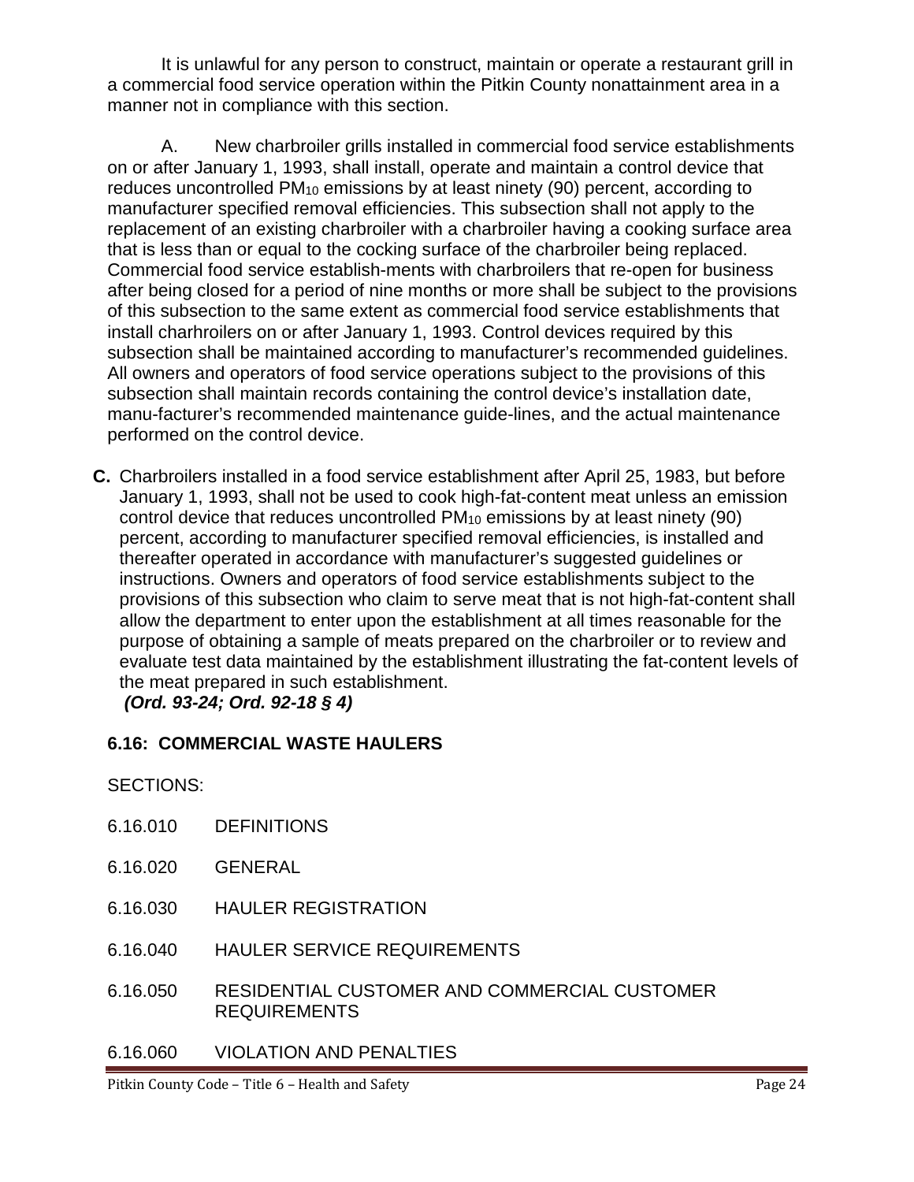It is unlawful for any person to construct, maintain or operate a restaurant grill in a commercial food service operation within the Pitkin County nonattainment area in a manner not in compliance with this section.

A. New charbroiler grills installed in commercial food service establishments on or after January 1, 1993, shall install, operate and maintain a control device that reduces uncontrolled $PM_{10}$ emissions by at least ninety (90) percent, according to manufacturer specified removal efficiencies. This subsection shall not apply to the replacement of an existing charbroiler with a charbroiler having a cooking surface area that is less than or equal to the cocking surface of the charbroiler being replaced. Commercial food service establish-ments with charbroilers that re-open for business after being closed for a period of nine months or more shall be subject to the provisions of this subsection to the same extent as commercial food service establishments that install charhroilers on or after January 1, 1993. Control devices required by this subsection shall be maintained according to manufacturer's recommended guidelines. All owners and operators of food service operations subject to the provisions of this subsection shall maintain records containing the control device's installation date, manu-facturer's recommended maintenance guide-lines, and the actual maintenance performed on the control device.

**C.** Charbroilers installed in a food service establishment after April 25, 1983, but before January 1, 1993, shall not be used to cook high-fat-content meat unless an emission control device that reduces uncontrolled $PM_{10}$ emissions by at least ninety (90) percent, according to manufacturer specified removal efficiencies, is installed and thereafter operated in accordance with manufacturer's suggested guidelines or instructions. Owners and operators of food service establishments subject to the provisions of this subsection who claim to serve meat that is not high-fat-content shall allow the department to enter upon the establishment at all times reasonable for the purpose of obtaining a sample of meats prepared on the charbroiler or to review and evaluate test data maintained by the establishment illustrating the fat-content levels of the meat prepared in such establishment.
***(Ord. 93-24; Ord. 92-18 § 4)***

## 6.16: COMMERCIAL WASTE HAULERS

SECTIONS:

6.16.010 DEFINITIONS

6.16.020 GENERAL

6.16.030 HAULER REGISTRATION

6.16.040 HAULER SERVICE REQUIREMENTS

6.16.050 RESIDENTIAL CUSTOMER AND COMMERCIAL CUSTOMER REQUIREMENTS

6.16.060 VIOLATION AND PENALTIES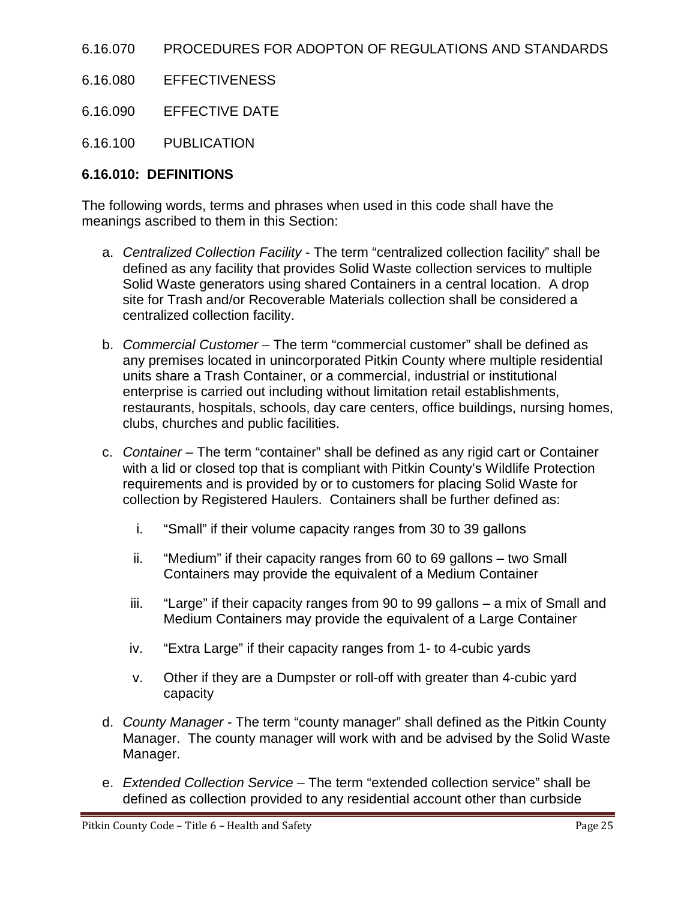6.16.070 PROCEDURES FOR ADOPTON OF REGULATIONS AND STANDARDS

6.16.080 EFFECTIVENESS

6.16.090 EFFECTIVE DATE

6.16.100 PUBLICATION

### 6.16.010: DEFINITIONS

The following words, terms and phrases when used in this code shall have the meanings ascribed to them in this Section:

a. *Centralized Collection Facility* - The term "centralized collection facility" shall be defined as any facility that provides Solid Waste collection services to multiple Solid Waste generators using shared Containers in a central location. A drop site for Trash and/or Recoverable Materials collection shall be considered a centralized collection facility.

b. *Commercial Customer* – The term "commercial customer" shall be defined as any premises located in unincorporated Pitkin County where multiple residential units share a Trash Container, or a commercial, industrial or institutional enterprise is carried out including without limitation retail establishments, restaurants, hospitals, schools, day care centers, office buildings, nursing homes, clubs, churches and public facilities.

c. *Container* – The term "container" shall be defined as any rigid cart or Container with a lid or closed top that is compliant with Pitkin County's Wildlife Protection requirements and is provided by or to customers for placing Solid Waste for collection by Registered Haulers. Containers shall be further defined as:

   i. "Small" if their volume capacity ranges from 30 to 39 gallons

   ii. "Medium" if their capacity ranges from 60 to 69 gallons – two Small Containers may provide the equivalent of a Medium Container

   iii. "Large" if their capacity ranges from 90 to 99 gallons – a mix of Small and Medium Containers may provide the equivalent of a Large Container

   iv. "Extra Large" if their capacity ranges from 1- to 4-cubic yards

   v. Other if they are a Dumpster or roll-off with greater than 4-cubic yard capacity

d. *County Manager* - The term "county manager" shall defined as the Pitkin County Manager. The county manager will work with and be advised by the Solid Waste Manager.

e. *Extended Collection Service* – The term "extended collection service" shall be defined as collection provided to any residential account other than curbside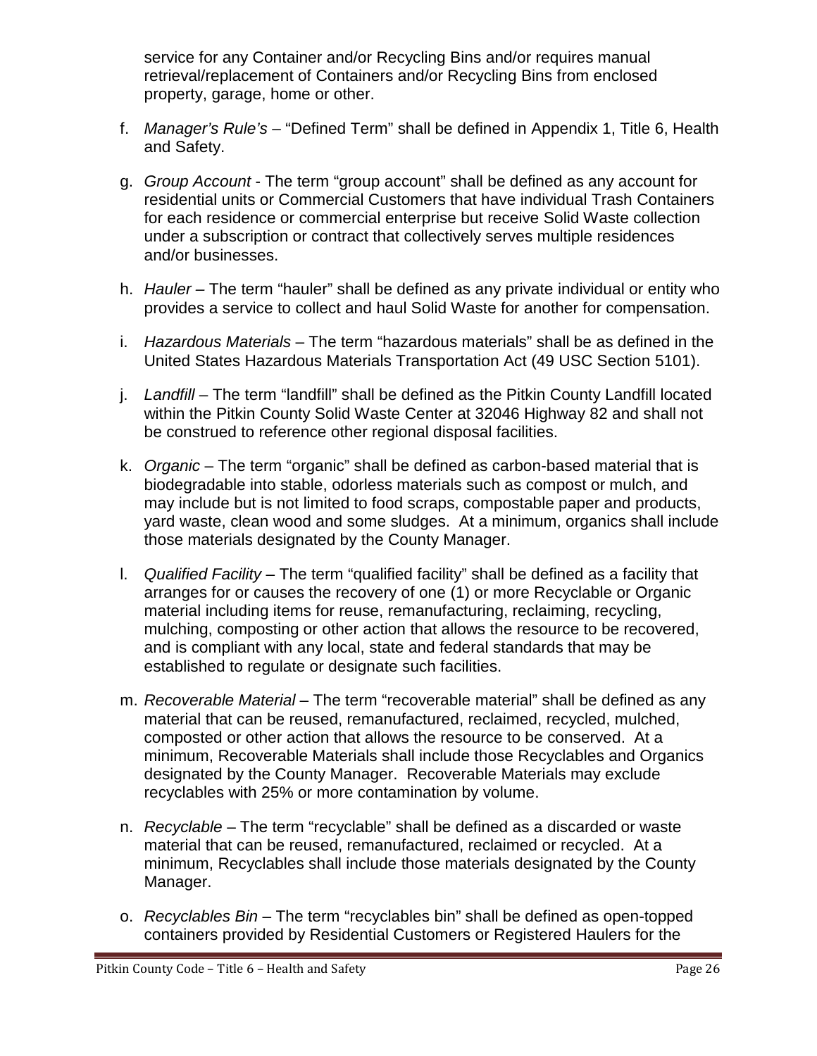service for any Container and/or Recycling Bins and/or requires manual retrieval/replacement of Containers and/or Recycling Bins from enclosed property, garage, home or other.

f. *Manager's Rule's* – "Defined Term" shall be defined in Appendix 1, Title 6, Health and Safety.

g. *Group Account* - The term "group account" shall be defined as any account for residential units or Commercial Customers that have individual Trash Containers for each residence or commercial enterprise but receive Solid Waste collection under a subscription or contract that collectively serves multiple residences and/or businesses.

h. *Hauler* – The term "hauler" shall be defined as any private individual or entity who provides a service to collect and haul Solid Waste for another for compensation.

i. *Hazardous Materials* – The term "hazardous materials" shall be as defined in the United States Hazardous Materials Transportation Act (49 USC Section 5101).

j. *Landfill* – The term "landfill" shall be defined as the Pitkin County Landfill located within the Pitkin County Solid Waste Center at 32046 Highway 82 and shall not be construed to reference other regional disposal facilities.

k. *Organic* – The term "organic" shall be defined as carbon-based material that is biodegradable into stable, odorless materials such as compost or mulch, and may include but is not limited to food scraps, compostable paper and products, yard waste, clean wood and some sludges. At a minimum, organics shall include those materials designated by the County Manager.

l. *Qualified Facility* – The term "qualified facility" shall be defined as a facility that arranges for or causes the recovery of one (1) or more Recyclable or Organic material including items for reuse, remanufacturing, reclaiming, recycling, mulching, composting or other action that allows the resource to be recovered, and is compliant with any local, state and federal standards that may be established to regulate or designate such facilities.

m. *Recoverable Material* – The term "recoverable material" shall be defined as any material that can be reused, remanufactured, reclaimed, recycled, mulched, composted or other action that allows the resource to be conserved. At a minimum, Recoverable Materials shall include those Recyclables and Organics designated by the County Manager. Recoverable Materials may exclude recyclables with 25% or more contamination by volume.

n. *Recyclable* – The term "recyclable" shall be defined as a discarded or waste material that can be reused, remanufactured, reclaimed or recycled. At a minimum, Recyclables shall include those materials designated by the County Manager.

o. *Recyclables Bin* – The term "recyclables bin" shall be defined as open-topped containers provided by Residential Customers or Registered Haulers for the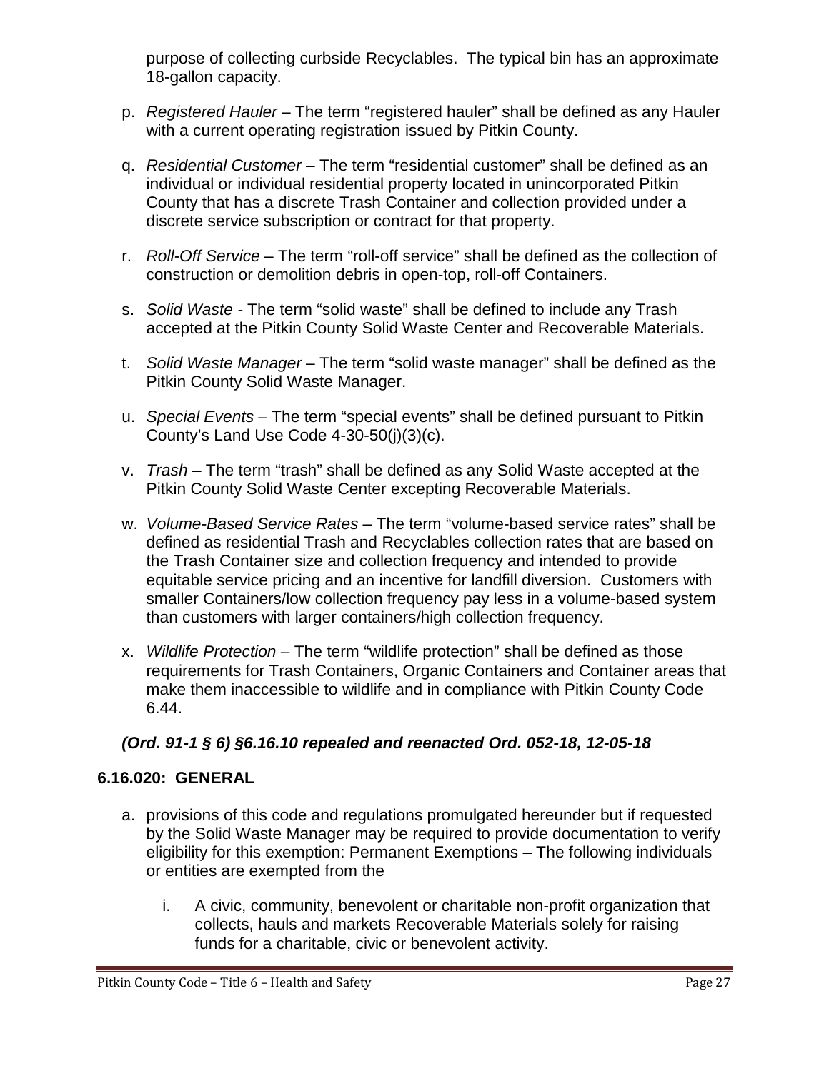purpose of collecting curbside Recyclables. The typical bin has an approximate 18-gallon capacity.

p. *Registered Hauler* – The term "registered hauler" shall be defined as any Hauler with a current operating registration issued by Pitkin County.

q. *Residential Customer* – The term "residential customer" shall be defined as an individual or individual residential property located in unincorporated Pitkin County that has a discrete Trash Container and collection provided under a discrete service subscription or contract for that property.

r. *Roll-Off Service* – The term "roll-off service" shall be defined as the collection of construction or demolition debris in open-top, roll-off Containers.

s. *Solid Waste* - The term "solid waste" shall be defined to include any Trash accepted at the Pitkin County Solid Waste Center and Recoverable Materials.

t. *Solid Waste Manager* – The term "solid waste manager" shall be defined as the Pitkin County Solid Waste Manager.

u. *Special Events* – The term "special events" shall be defined pursuant to Pitkin County's Land Use Code 4-30-50(j)(3)(c).

v. *Trash* – The term "trash" shall be defined as any Solid Waste accepted at the Pitkin County Solid Waste Center excepting Recoverable Materials.

w. *Volume-Based Service Rates* – The term "volume-based service rates" shall be defined as residential Trash and Recyclables collection rates that are based on the Trash Container size and collection frequency and intended to provide equitable service pricing and an incentive for landfill diversion. Customers with smaller Containers/low collection frequency pay less in a volume-based system than customers with larger containers/high collection frequency.

x. *Wildlife Protection* – The term "wildlife protection" shall be defined as those requirements for Trash Containers, Organic Containers and Container areas that make them inaccessible to wildlife and in compliance with Pitkin County Code 6.44.

***(Ord. 91-1 § 6) §6.16.10 repealed and reenacted Ord. 052-18, 12-05-18***

### 6.16.020: GENERAL

a. provisions of this code and regulations promulgated hereunder but if requested by the Solid Waste Manager may be required to provide documentation to verify eligibility for this exemption: Permanent Exemptions – The following individuals or entities are exempted from the

   i. A civic, community, benevolent or charitable non-profit organization that collects, hauls and markets Recoverable Materials solely for raising funds for a charitable, civic or benevolent activity.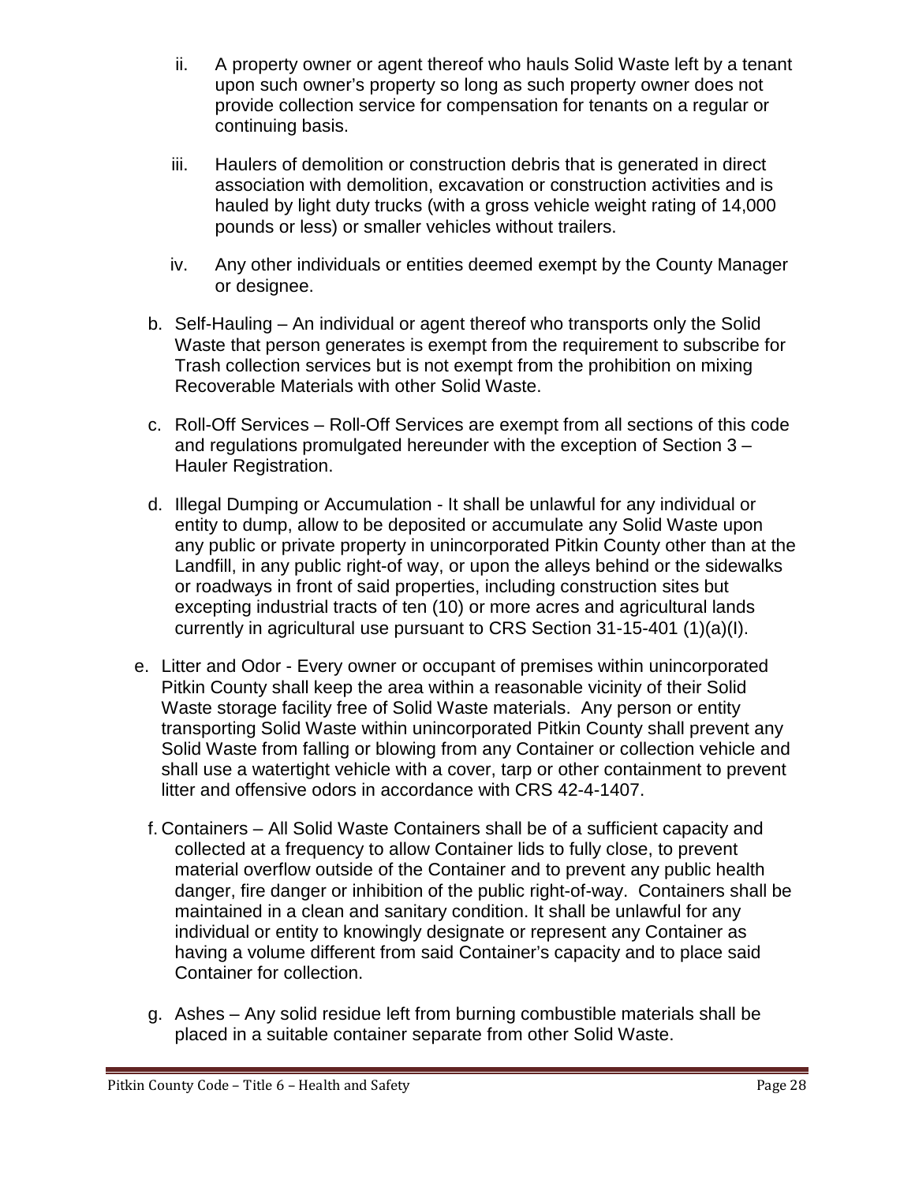ii. A property owner or agent thereof who hauls Solid Waste left by a tenant upon such owner's property so long as such property owner does not provide collection service for compensation for tenants on a regular or continuing basis.

   iii. Haulers of demolition or construction debris that is generated in direct association with demolition, excavation or construction activities and is hauled by light duty trucks (with a gross vehicle weight rating of 14,000 pounds or less) or smaller vehicles without trailers.

   iv. Any other individuals or entities deemed exempt by the County Manager or designee.

b. Self-Hauling – An individual or agent thereof who transports only the Solid Waste that person generates is exempt from the requirement to subscribe for Trash collection services but is not exempt from the prohibition on mixing Recoverable Materials with other Solid Waste.

c. Roll-Off Services – Roll-Off Services are exempt from all sections of this code and regulations promulgated hereunder with the exception of Section 3 – Hauler Registration.

d. Illegal Dumping or Accumulation - It shall be unlawful for any individual or entity to dump, allow to be deposited or accumulate any Solid Waste upon any public or private property in unincorporated Pitkin County other than at the Landfill, in any public right-of way, or upon the alleys behind or the sidewalks or roadways in front of said properties, including construction sites but excepting industrial tracts of ten (10) or more acres and agricultural lands currently in agricultural use pursuant to CRS Section 31-15-401 (1)(a)(I).

e. Litter and Odor - Every owner or occupant of premises within unincorporated Pitkin County shall keep the area within a reasonable vicinity of their Solid Waste storage facility free of Solid Waste materials. Any person or entity transporting Solid Waste within unincorporated Pitkin County shall prevent any Solid Waste from falling or blowing from any Container or collection vehicle and shall use a watertight vehicle with a cover, tarp or other containment to prevent litter and offensive odors in accordance with CRS 42-4-1407.

f. Containers – All Solid Waste Containers shall be of a sufficient capacity and collected at a frequency to allow Container lids to fully close, to prevent material overflow outside of the Container and to prevent any public health danger, fire danger or inhibition of the public right-of-way. Containers shall be maintained in a clean and sanitary condition. It shall be unlawful for any individual or entity to knowingly designate or represent any Container as having a volume different from said Container's capacity and to place said Container for collection.

g. Ashes – Any solid residue left from burning combustible materials shall be placed in a suitable container separate from other Solid Waste.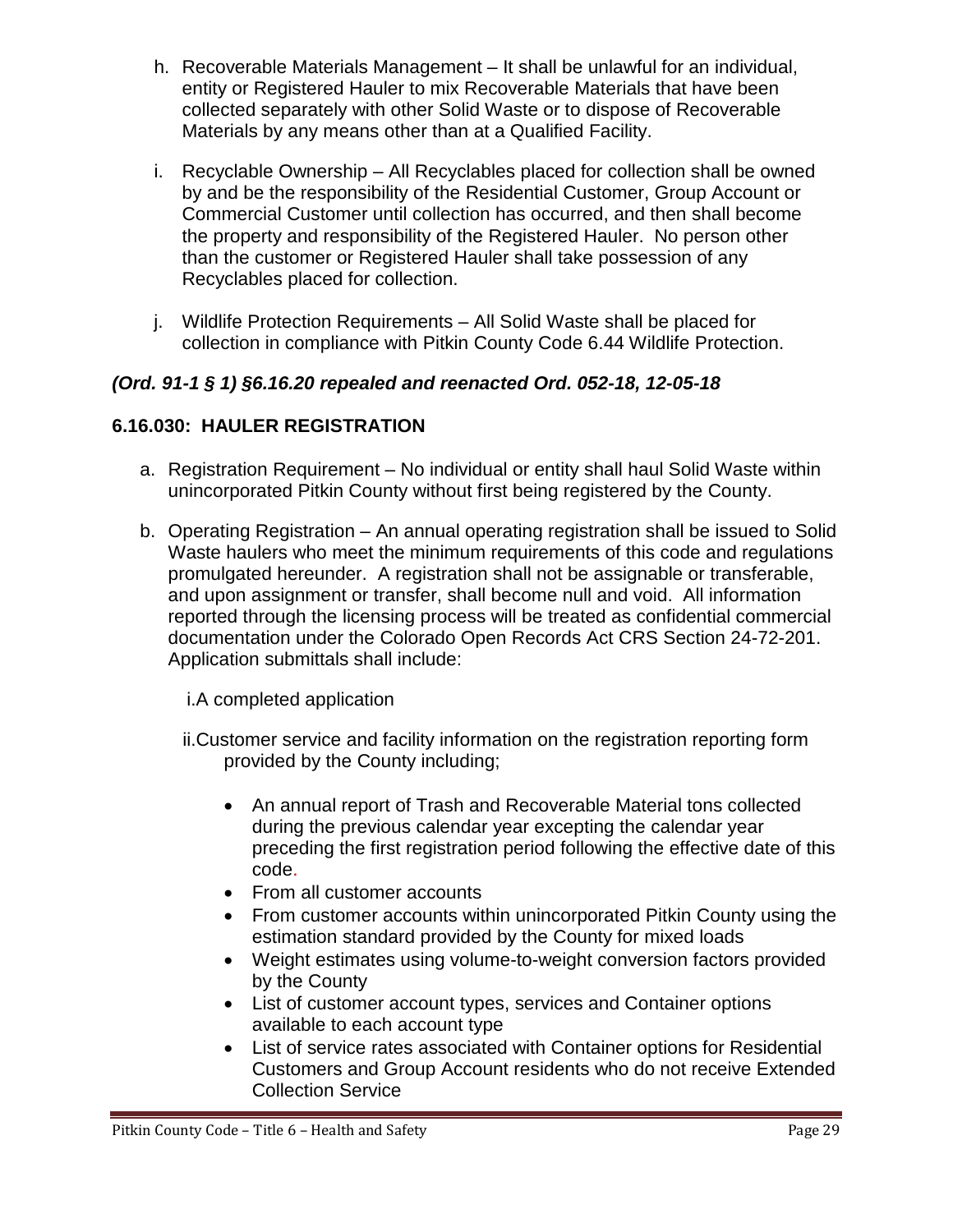h. Recoverable Materials Management – It shall be unlawful for an individual, entity or Registered Hauler to mix Recoverable Materials that have been collected separately with other Solid Waste or to dispose of Recoverable Materials by any means other than at a Qualified Facility.

i. Recyclable Ownership – All Recyclables placed for collection shall be owned by and be the responsibility of the Residential Customer, Group Account or Commercial Customer until collection has occurred, and then shall become the property and responsibility of the Registered Hauler. No person other than the customer or Registered Hauler shall take possession of any Recyclables placed for collection.

j. Wildlife Protection Requirements – All Solid Waste shall be placed for collection in compliance with Pitkin County Code 6.44 Wildlife Protection.

***(Ord. 91-1 § 1) §6.16.20 repealed and reenacted Ord. 052-18, 12-05-18***

## 6.16.030: HAULER REGISTRATION

a. Registration Requirement – No individual or entity shall haul Solid Waste within unincorporated Pitkin County without first being registered by the County.

b. Operating Registration – An annual operating registration shall be issued to Solid Waste haulers who meet the minimum requirements of this code and regulations promulgated hereunder. A registration shall not be assignable or transferable, and upon assignment or transfer, shall become null and void. All information reported through the licensing process will be treated as confidential commercial documentation under the Colorado Open Records Act CRS Section 24-72-201. Application submittals shall include:

   i. A completed application

   ii. Customer service and facility information on the registration reporting form provided by the County including;

   - An annual report of Trash and Recoverable Material tons collected during the previous calendar year excepting the calendar year preceding the first registration period following the effective date of this code.
   - From all customer accounts
   - From customer accounts within unincorporated Pitkin County using the estimation standard provided by the County for mixed loads
   - Weight estimates using volume-to-weight conversion factors provided by the County
   - List of customer account types, services and Container options available to each account type
   - List of service rates associated with Container options for Residential Customers and Group Account residents who do not receive Extended Collection Service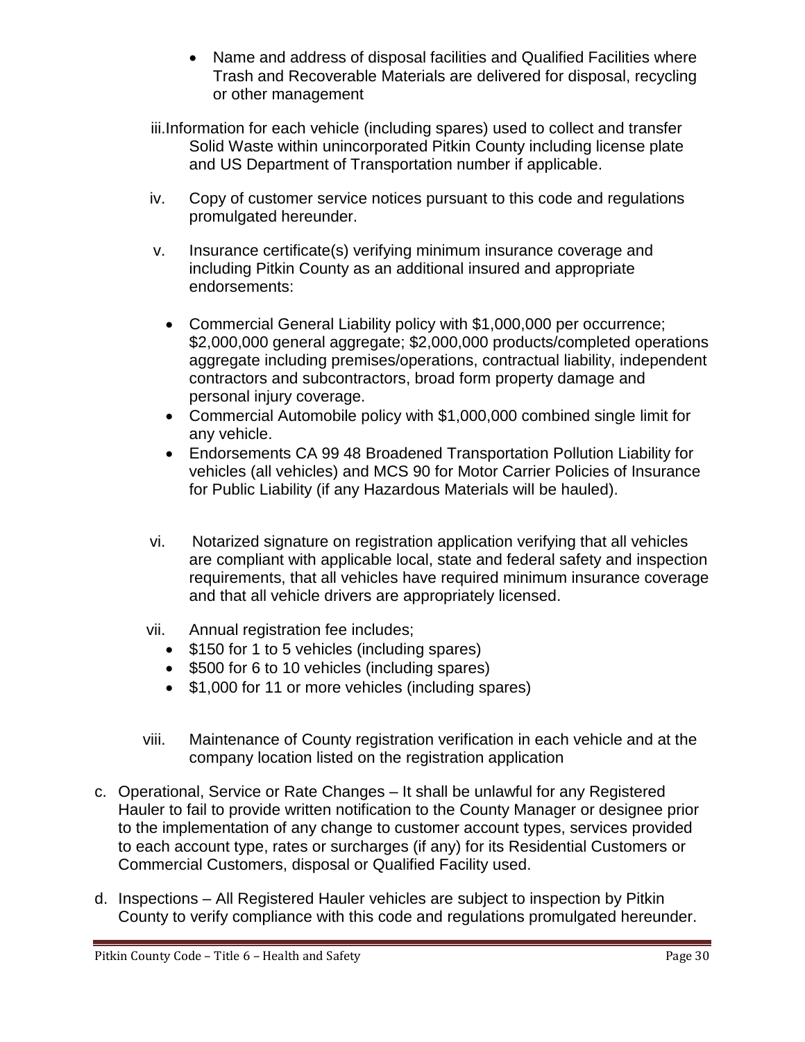- Name and address of disposal facilities and Qualified Facilities where Trash and Recoverable Materials are delivered for disposal, recycling or other management

iii. Information for each vehicle (including spares) used to collect and transfer Solid Waste within unincorporated Pitkin County including license plate and US Department of Transportation number if applicable.

iv. Copy of customer service notices pursuant to this code and regulations promulgated hereunder.

v. Insurance certificate(s) verifying minimum insurance coverage and including Pitkin County as an additional insured and appropriate endorsements:

- Commercial General Liability policy with $1,000,000 per occurrence; $2,000,000 general aggregate; $2,000,000 products/completed operations aggregate including premises/operations, contractual liability, independent contractors and subcontractors, broad form property damage and personal injury coverage.
- Commercial Automobile policy with $1,000,000 combined single limit for any vehicle.
- Endorsements CA 99 48 Broadened Transportation Pollution Liability for vehicles (all vehicles) and MCS 90 for Motor Carrier Policies of Insurance for Public Liability (if any Hazardous Materials will be hauled).

vi. Notarized signature on registration application verifying that all vehicles are compliant with applicable local, state and federal safety and inspection requirements, that all vehicles have required minimum insurance coverage and that all vehicle drivers are appropriately licensed.

vii. Annual registration fee includes;

- $150 for 1 to 5 vehicles (including spares)
- $500 for 6 to 10 vehicles (including spares)
- $1,000 for 11 or more vehicles (including spares)

viii. Maintenance of County registration verification in each vehicle and at the company location listed on the registration application

c. Operational, Service or Rate Changes – It shall be unlawful for any Registered Hauler to fail to provide written notification to the County Manager or designee prior to the implementation of any change to customer account types, services provided to each account type, rates or surcharges (if any) for its Residential Customers or Commercial Customers, disposal or Qualified Facility used.

d. Inspections – All Registered Hauler vehicles are subject to inspection by Pitkin County to verify compliance with this code and regulations promulgated hereunder.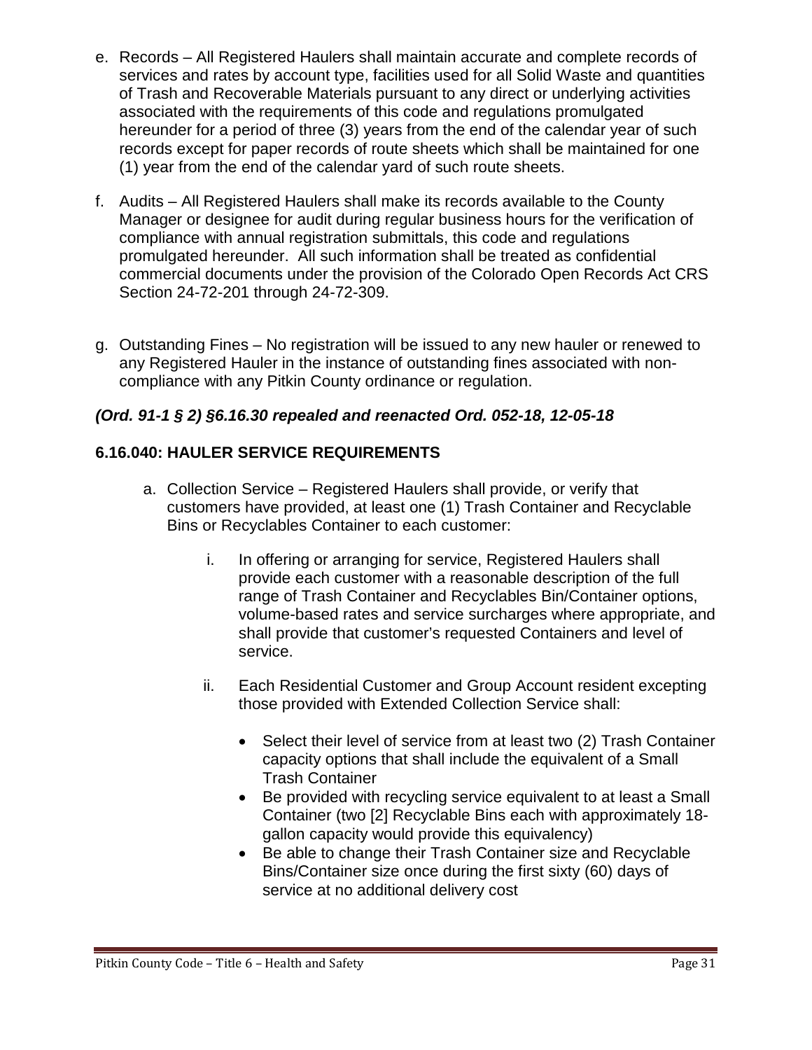e. Records – All Registered Haulers shall maintain accurate and complete records of services and rates by account type, facilities used for all Solid Waste and quantities of Trash and Recoverable Materials pursuant to any direct or underlying activities associated with the requirements of this code and regulations promulgated hereunder for a period of three (3) years from the end of the calendar year of such records except for paper records of route sheets which shall be maintained for one (1) year from the end of the calendar yard of such route sheets.

f. Audits – All Registered Haulers shall make its records available to the County Manager or designee for audit during regular business hours for the verification of compliance with annual registration submittals, this code and regulations promulgated hereunder. All such information shall be treated as confidential commercial documents under the provision of the Colorado Open Records Act CRS Section 24-72-201 through 24-72-309.

g. Outstanding Fines – No registration will be issued to any new hauler or renewed to any Registered Hauler in the instance of outstanding fines associated with non-compliance with any Pitkin County ordinance or regulation.

***(Ord. 91-1 § 2) §6.16.30 repealed and reenacted Ord. 052-18, 12-05-18***

### 6.16.040: HAULER SERVICE REQUIREMENTS

a. Collection Service – Registered Haulers shall provide, or verify that customers have provided, at least one (1) Trash Container and Recyclable Bins or Recyclables Container to each customer:

   i. In offering or arranging for service, Registered Haulers shall provide each customer with a reasonable description of the full range of Trash Container and Recyclables Bin/Container options, volume-based rates and service surcharges where appropriate, and shall provide that customer's requested Containers and level of service.

   ii. Each Residential Customer and Group Account resident excepting those provided with Extended Collection Service shall:

      - Select their level of service from at least two (2) Trash Container capacity options that shall include the equivalent of a Small Trash Container
      - Be provided with recycling service equivalent to at least a Small Container (two [2] Recyclable Bins each with approximately 18-gallon capacity would provide this equivalency)
      - Be able to change their Trash Container size and Recyclable Bins/Container size once during the first sixty (60) days of service at no additional delivery cost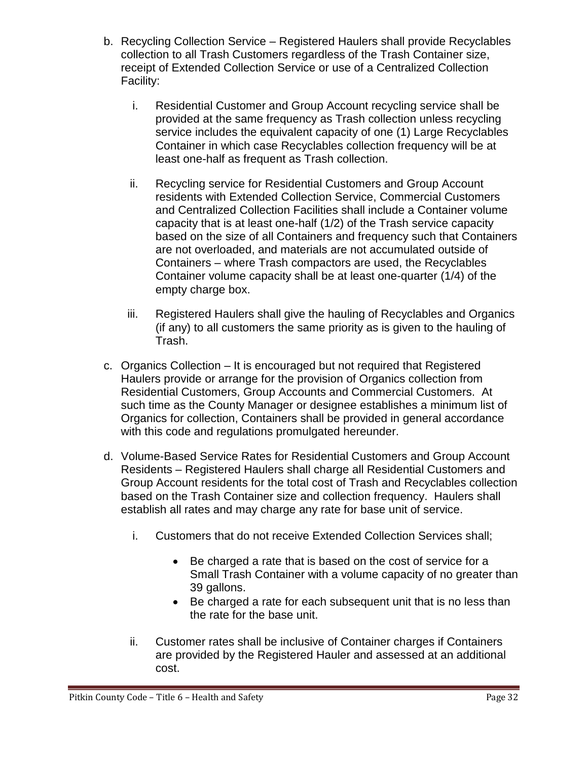b. Recycling Collection Service – Registered Haulers shall provide Recyclables collection to all Trash Customers regardless of the Trash Container size, receipt of Extended Collection Service or use of a Centralized Collection Facility:

   i. Residential Customer and Group Account recycling service shall be provided at the same frequency as Trash collection unless recycling service includes the equivalent capacity of one (1) Large Recyclables Container in which case Recyclables collection frequency will be at least one-half as frequent as Trash collection.

   ii. Recycling service for Residential Customers and Group Account residents with Extended Collection Service, Commercial Customers and Centralized Collection Facilities shall include a Container volume capacity that is at least one-half (1/2) of the Trash service capacity based on the size of all Containers and frequency such that Containers are not overloaded, and materials are not accumulated outside of Containers – where Trash compactors are used, the Recyclables Container volume capacity shall be at least one-quarter (1/4) of the empty charge box.

   iii. Registered Haulers shall give the hauling of Recyclables and Organics (if any) to all customers the same priority as is given to the hauling of Trash.

c. Organics Collection – It is encouraged but not required that Registered Haulers provide or arrange for the provision of Organics collection from Residential Customers, Group Accounts and Commercial Customers. At such time as the County Manager or designee establishes a minimum list of Organics for collection, Containers shall be provided in general accordance with this code and regulations promulgated hereunder.

d. Volume-Based Service Rates for Residential Customers and Group Account Residents – Registered Haulers shall charge all Residential Customers and Group Account residents for the total cost of Trash and Recyclables collection based on the Trash Container size and collection frequency. Haulers shall establish all rates and may charge any rate for base unit of service.

   i. Customers that do not receive Extended Collection Services shall;

      - Be charged a rate that is based on the cost of service for a Small Trash Container with a volume capacity of no greater than 39 gallons.
      - Be charged a rate for each subsequent unit that is no less than the rate for the base unit.

   ii. Customer rates shall be inclusive of Container charges if Containers are provided by the Registered Hauler and assessed at an additional cost.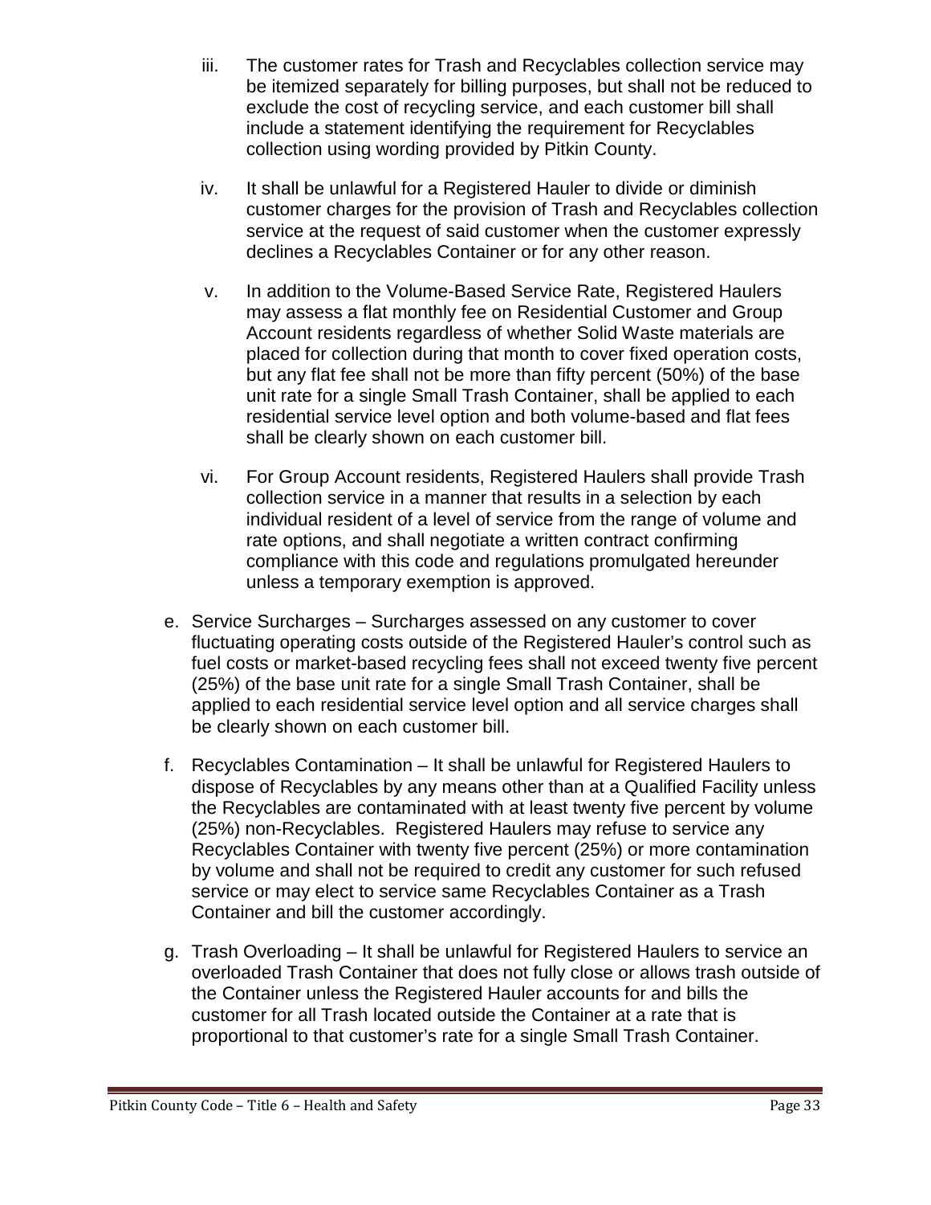iii. The customer rates for Trash and Recyclables collection service may be itemized separately for billing purposes, but shall not be reduced to exclude the cost of recycling service, and each customer bill shall include a statement identifying the requirement for Recyclables collection using wording provided by Pitkin County.

iv. It shall be unlawful for a Registered Hauler to divide or diminish customer charges for the provision of Trash and Recyclables collection service at the request of said customer when the customer expressly declines a Recyclables Container or for any other reason.

v. In addition to the Volume-Based Service Rate, Registered Haulers may assess a flat monthly fee on Residential Customer and Group Account residents regardless of whether Solid Waste materials are placed for collection during that month to cover fixed operation costs, but any flat fee shall not be more than fifty percent (50%) of the base unit rate for a single Small Trash Container, shall be applied to each residential service level option and both volume-based and flat fees shall be clearly shown on each customer bill.

vi. For Group Account residents, Registered Haulers shall provide Trash collection service in a manner that results in a selection by each individual resident of a level of service from the range of volume and rate options, and shall negotiate a written contract confirming compliance with this code and regulations promulgated hereunder unless a temporary exemption is approved.

e. Service Surcharges – Surcharges assessed on any customer to cover fluctuating operating costs outside of the Registered Hauler's control such as fuel costs or market-based recycling fees shall not exceed twenty five percent (25%) of the base unit rate for a single Small Trash Container, shall be applied to each residential service level option and all service charges shall be clearly shown on each customer bill.

f. Recyclables Contamination – It shall be unlawful for Registered Haulers to dispose of Recyclables by any means other than at a Qualified Facility unless the Recyclables are contaminated with at least twenty five percent by volume (25%) non-Recyclables. Registered Haulers may refuse to service any Recyclables Container with twenty five percent (25%) or more contamination by volume and shall not be required to credit any customer for such refused service or may elect to service same Recyclables Container as a Trash Container and bill the customer accordingly.

g. Trash Overloading – It shall be unlawful for Registered Haulers to service an overloaded Trash Container that does not fully close or allows trash outside of the Container unless the Registered Hauler accounts for and bills the customer for all Trash located outside the Container at a rate that is proportional to that customer's rate for a single Small Trash Container.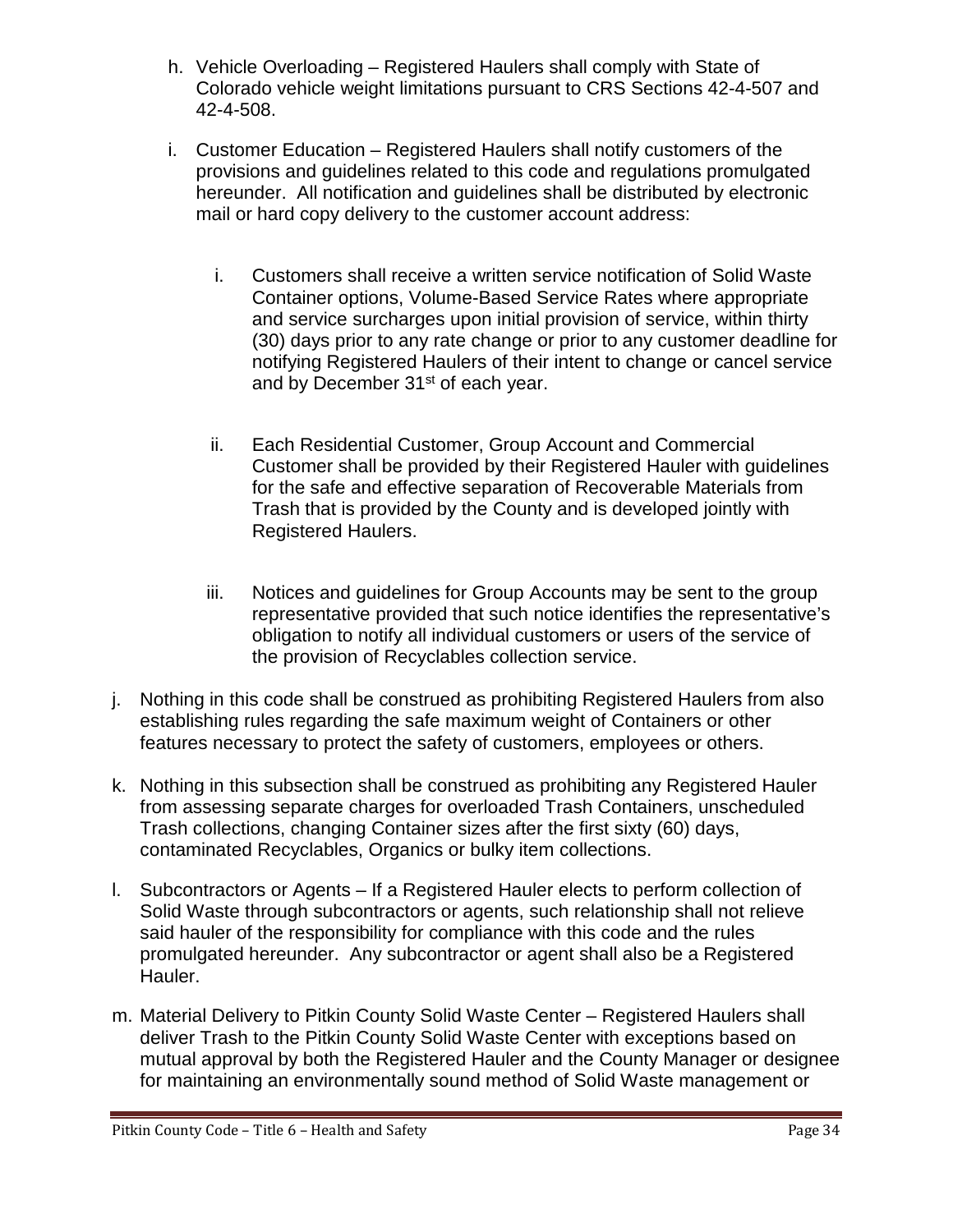h. Vehicle Overloading – Registered Haulers shall comply with State of Colorado vehicle weight limitations pursuant to CRS Sections 42-4-507 and 42-4-508.

i. Customer Education – Registered Haulers shall notify customers of the provisions and guidelines related to this code and regulations promulgated hereunder. All notification and guidelines shall be distributed by electronic mail or hard copy delivery to the customer account address:

   i. Customers shall receive a written service notification of Solid Waste Container options, Volume-Based Service Rates where appropriate and service surcharges upon initial provision of service, within thirty (30) days prior to any rate change or prior to any customer deadline for notifying Registered Haulers of their intent to change or cancel service and by December 31st of each year.

   ii. Each Residential Customer, Group Account and Commercial Customer shall be provided by their Registered Hauler with guidelines for the safe and effective separation of Recoverable Materials from Trash that is provided by the County and is developed jointly with Registered Haulers.

   iii. Notices and guidelines for Group Accounts may be sent to the group representative provided that such notice identifies the representative's obligation to notify all individual customers or users of the service of the provision of Recyclables collection service.

j. Nothing in this code shall be construed as prohibiting Registered Haulers from also establishing rules regarding the safe maximum weight of Containers or other features necessary to protect the safety of customers, employees or others.

k. Nothing in this subsection shall be construed as prohibiting any Registered Hauler from assessing separate charges for overloaded Trash Containers, unscheduled Trash collections, changing Container sizes after the first sixty (60) days, contaminated Recyclables, Organics or bulky item collections.

l. Subcontractors or Agents – If a Registered Hauler elects to perform collection of Solid Waste through subcontractors or agents, such relationship shall not relieve said hauler of the responsibility for compliance with this code and the rules promulgated hereunder. Any subcontractor or agent shall also be a Registered Hauler.

m. Material Delivery to Pitkin County Solid Waste Center – Registered Haulers shall deliver Trash to the Pitkin County Solid Waste Center with exceptions based on mutual approval by both the Registered Hauler and the County Manager or designee for maintaining an environmentally sound method of Solid Waste management or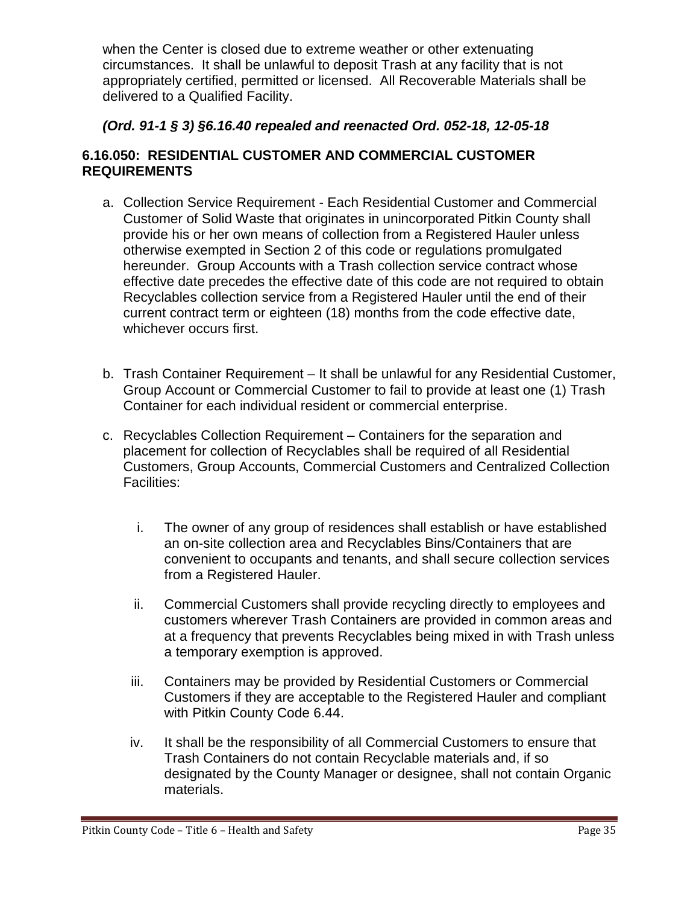when the Center is closed due to extreme weather or other extenuating circumstances. It shall be unlawful to deposit Trash at any facility that is not appropriately certified, permitted or licensed. All Recoverable Materials shall be delivered to a Qualified Facility.

***(Ord. 91-1 § 3) §6.16.40 repealed and reenacted Ord. 052-18, 12-05-18***

### 6.16.050: RESIDENTIAL CUSTOMER AND COMMERCIAL CUSTOMER REQUIREMENTS

a. Collection Service Requirement - Each Residential Customer and Commercial Customer of Solid Waste that originates in unincorporated Pitkin County shall provide his or her own means of collection from a Registered Hauler unless otherwise exempted in Section 2 of this code or regulations promulgated hereunder. Group Accounts with a Trash collection service contract whose effective date precedes the effective date of this code are not required to obtain Recyclables collection service from a Registered Hauler until the end of their current contract term or eighteen (18) months from the code effective date, whichever occurs first.

b. Trash Container Requirement – It shall be unlawful for any Residential Customer, Group Account or Commercial Customer to fail to provide at least one (1) Trash Container for each individual resident or commercial enterprise.

c. Recyclables Collection Requirement – Containers for the separation and placement for collection of Recyclables shall be required of all Residential Customers, Group Accounts, Commercial Customers and Centralized Collection Facilities:

   i. The owner of any group of residences shall establish or have established an on-site collection area and Recyclables Bins/Containers that are convenient to occupants and tenants, and shall secure collection services from a Registered Hauler.

   ii. Commercial Customers shall provide recycling directly to employees and customers wherever Trash Containers are provided in common areas and at a frequency that prevents Recyclables being mixed in with Trash unless a temporary exemption is approved.

   iii. Containers may be provided by Residential Customers or Commercial Customers if they are acceptable to the Registered Hauler and compliant with Pitkin County Code 6.44.

   iv. It shall be the responsibility of all Commercial Customers to ensure that Trash Containers do not contain Recyclable materials and, if so designated by the County Manager or designee, shall not contain Organic materials.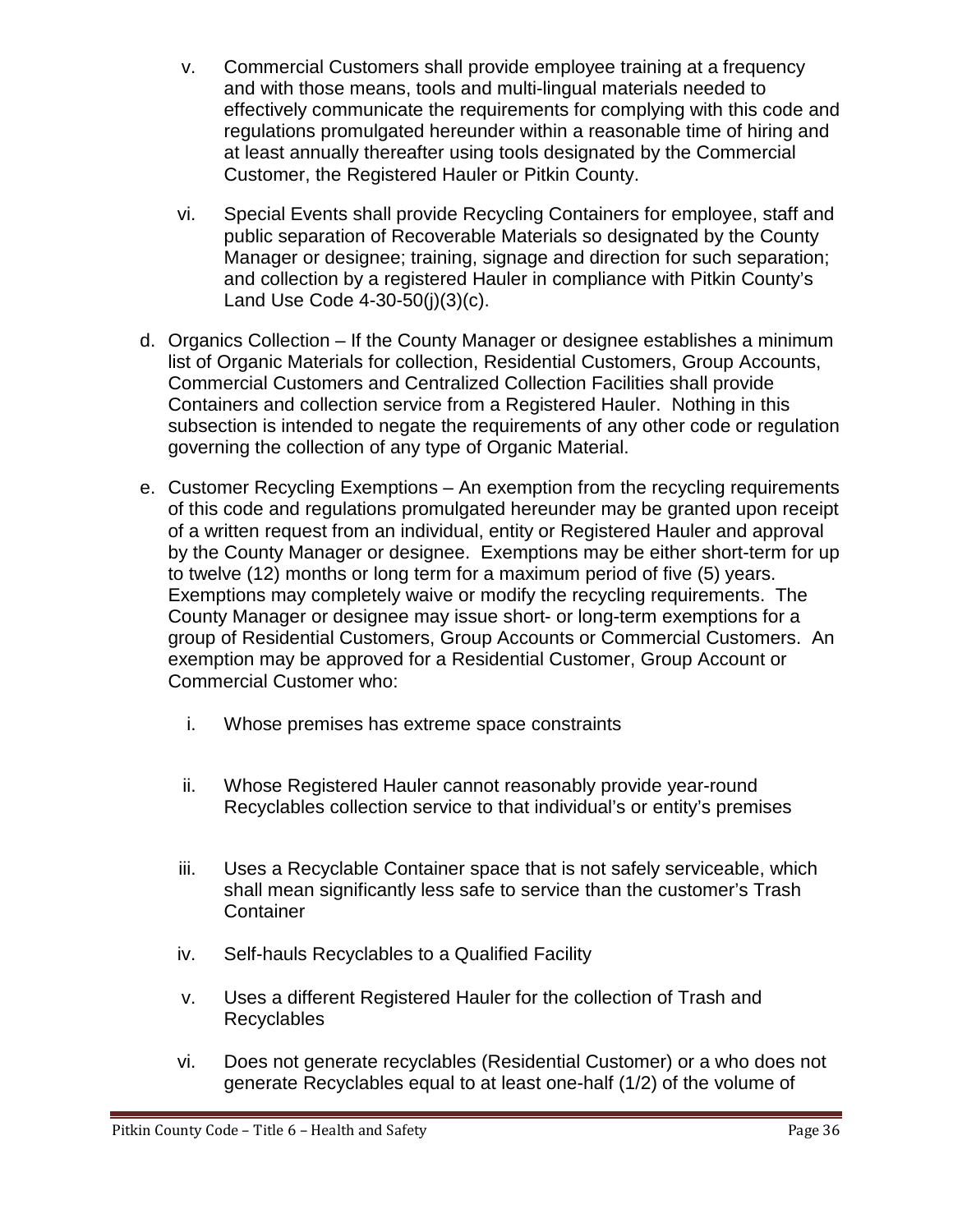v. Commercial Customers shall provide employee training at a frequency and with those means, tools and multi-lingual materials needed to effectively communicate the requirements for complying with this code and regulations promulgated hereunder within a reasonable time of hiring and at least annually thereafter using tools designated by the Commercial Customer, the Registered Hauler or Pitkin County.

vi. Special Events shall provide Recycling Containers for employee, staff and public separation of Recoverable Materials so designated by the County Manager or designee; training, signage and direction for such separation; and collection by a registered Hauler in compliance with Pitkin County's Land Use Code 4-30-50(j)(3)(c).

d. Organics Collection – If the County Manager or designee establishes a minimum list of Organic Materials for collection, Residential Customers, Group Accounts, Commercial Customers and Centralized Collection Facilities shall provide Containers and collection service from a Registered Hauler. Nothing in this subsection is intended to negate the requirements of any other code or regulation governing the collection of any type of Organic Material.

e. Customer Recycling Exemptions – An exemption from the recycling requirements of this code and regulations promulgated hereunder may be granted upon receipt of a written request from an individual, entity or Registered Hauler and approval by the County Manager or designee. Exemptions may be either short-term for up to twelve (12) months or long term for a maximum period of five (5) years. Exemptions may completely waive or modify the recycling requirements. The County Manager or designee may issue short- or long-term exemptions for a group of Residential Customers, Group Accounts or Commercial Customers. An exemption may be approved for a Residential Customer, Group Account or Commercial Customer who:

i. Whose premises has extreme space constraints

ii. Whose Registered Hauler cannot reasonably provide year-round Recyclables collection service to that individual's or entity's premises

iii. Uses a Recyclable Container space that is not safely serviceable, which shall mean significantly less safe to service than the customer's Trash Container

iv. Self-hauls Recyclables to a Qualified Facility

v. Uses a different Registered Hauler for the collection of Trash and Recyclables

vi. Does not generate recyclables (Residential Customer) or a who does not generate Recyclables equal to at least one-half (1/2) of the volume of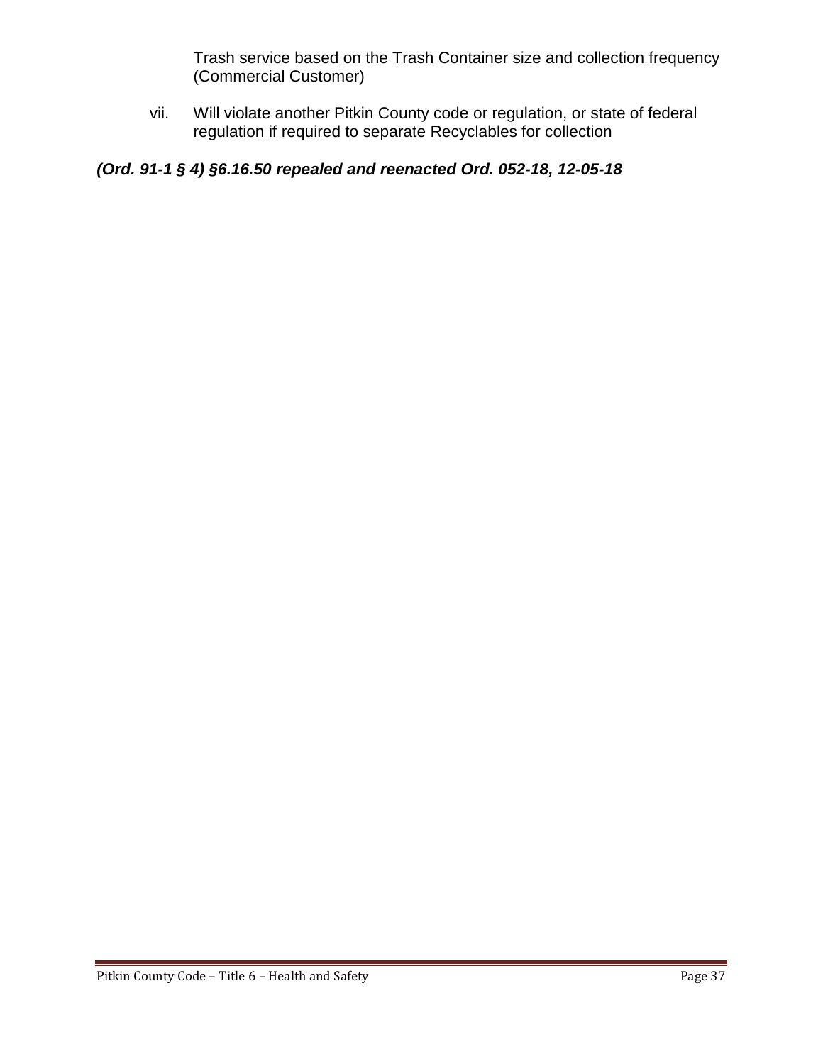Trash service based on the Trash Container size and collection frequency (Commercial Customer)

vii. Will violate another Pitkin County code or regulation, or state of federal regulation if required to separate Recyclables for collection

***(Ord. 91-1 § 4) §6.16.50 repealed and reenacted Ord. 052-18, 12-05-18***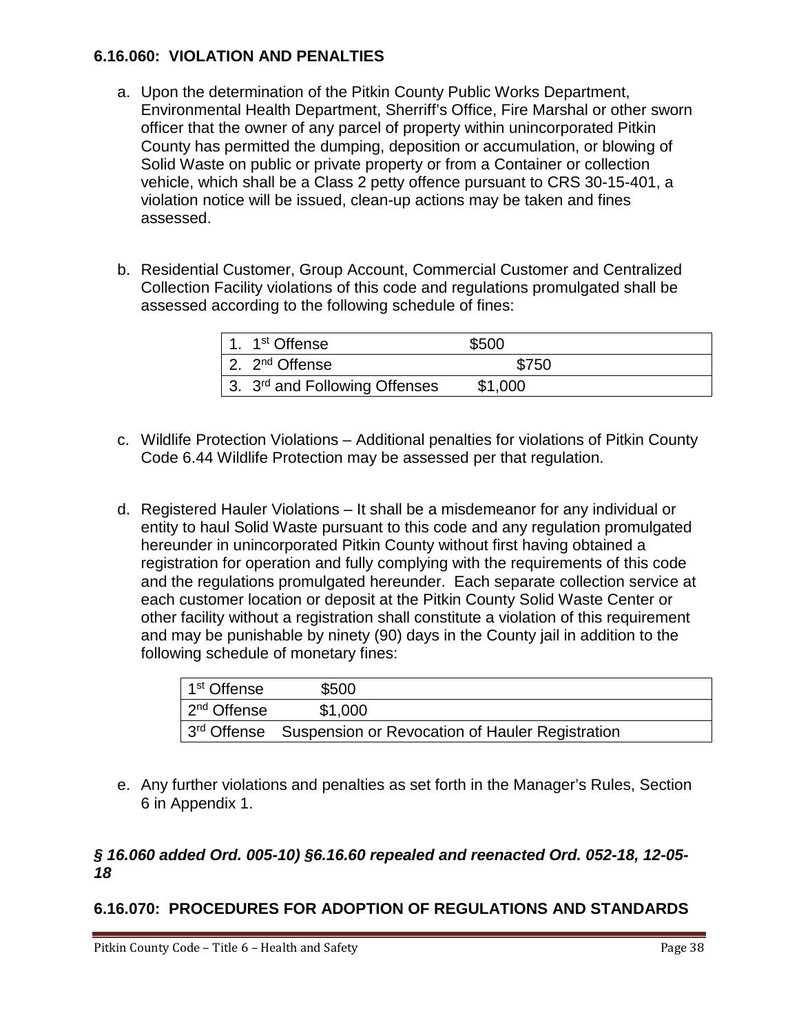### 6.16.060: VIOLATION AND PENALTIES

a. Upon the determination of the Pitkin County Public Works Department, Environmental Health Department, Sherriff's Office, Fire Marshal or other sworn officer that the owner of any parcel of property within unincorporated Pitkin County has permitted the dumping, deposition or accumulation, or blowing of Solid Waste on public or private property or from a Container or collection vehicle, which shall be a Class 2 petty offence pursuant to CRS 30-15-401, a violation notice will be issued, clean-up actions may be taken and fines assessed.

b. Residential Customer, Group Account, Commercial Customer and Centralized Collection Facility violations of this code and regulations promulgated shall be assessed according to the following schedule of fines:

| | |
|---|---|
| 1. 1st Offense | \$500 |
| 2. 2nd Offense | \$750 |
| 3. 3rd and Following Offenses | \$1,000 |

c. Wildlife Protection Violations – Additional penalties for violations of Pitkin County Code 6.44 Wildlife Protection may be assessed per that regulation.

d. Registered Hauler Violations – It shall be a misdemeanor for any individual or entity to haul Solid Waste pursuant to this code and any regulation promulgated hereunder in unincorporated Pitkin County without first having obtained a registration for operation and fully complying with the requirements of this code and the regulations promulgated hereunder. Each separate collection service at each customer location or deposit at the Pitkin County Solid Waste Center or other facility without a registration shall constitute a violation of this requirement and may be punishable by ninety (90) days in the County jail in addition to the following schedule of monetary fines:

| | |
|---|---|
| 1st Offense | \$500 |
| 2nd Offense | \$1,000 |
| 3rd Offense | Suspension or Revocation of Hauler Registration |

e. Any further violations and penalties as set forth in the Manager's Rules, Section 6 in Appendix 1.

***§ 16.060 added Ord. 005-10) §6.16.60 repealed and reenacted Ord. 052-18, 12-05-18***

### 6.16.070: PROCEDURES FOR ADOPTION OF REGULATIONS AND STANDARDS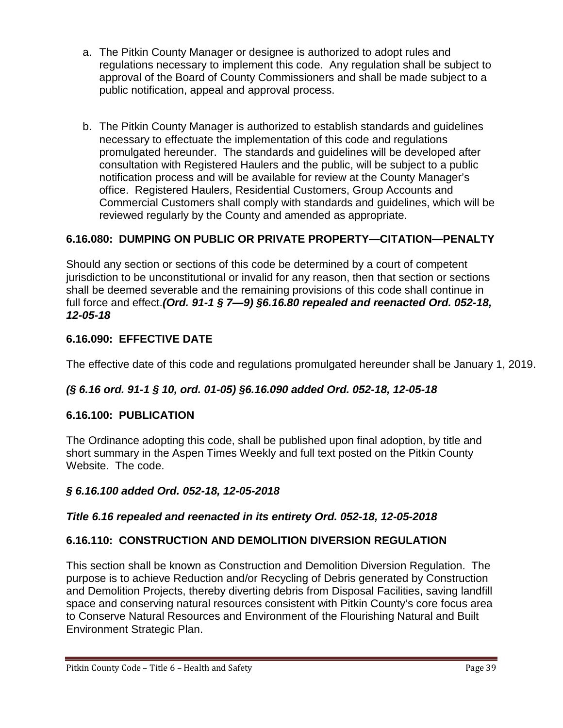a. The Pitkin County Manager or designee is authorized to adopt rules and regulations necessary to implement this code. Any regulation shall be subject to approval of the Board of County Commissioners and shall be made subject to a public notification, appeal and approval process.

b. The Pitkin County Manager is authorized to establish standards and guidelines necessary to effectuate the implementation of this code and regulations promulgated hereunder. The standards and guidelines will be developed after consultation with Registered Haulers and the public, will be subject to a public notification process and will be available for review at the County Manager's office. Registered Haulers, Residential Customers, Group Accounts and Commercial Customers shall comply with standards and guidelines, which will be reviewed regularly by the County and amended as appropriate.

### 6.16.080: DUMPING ON PUBLIC OR PRIVATE PROPERTY—CITATION—PENALTY

Should any section or sections of this code be determined by a court of competent jurisdiction to be unconstitutional or invalid for any reason, then that section or sections shall be deemed severable and the remaining provisions of this code shall continue in full force and effect.***(Ord. 91-1 § 7—9) §6.16.80 repealed and reenacted Ord. 052-18, 12-05-18***

### 6.16.090: EFFECTIVE DATE

The effective date of this code and regulations promulgated hereunder shall be January 1, 2019.

***(§ 6.16 ord. 91-1 § 10, ord. 01-05) §6.16.090 added Ord. 052-18, 12-05-18***

### 6.16.100: PUBLICATION

The Ordinance adopting this code, shall be published upon final adoption, by title and short summary in the Aspen Times Weekly and full text posted on the Pitkin County Website. The code.

***§ 6.16.100 added Ord. 052-18, 12-05-2018***

***Title 6.16 repealed and reenacted in its entirety Ord. 052-18, 12-05-2018***

### 6.16.110: CONSTRUCTION AND DEMOLITION DIVERSION REGULATION

This section shall be known as Construction and Demolition Diversion Regulation. The purpose is to achieve Reduction and/or Recycling of Debris generated by Construction and Demolition Projects, thereby diverting debris from Disposal Facilities, saving landfill space and conserving natural resources consistent with Pitkin County's core focus area to Conserve Natural Resources and Environment of the Flourishing Natural and Built Environment Strategic Plan.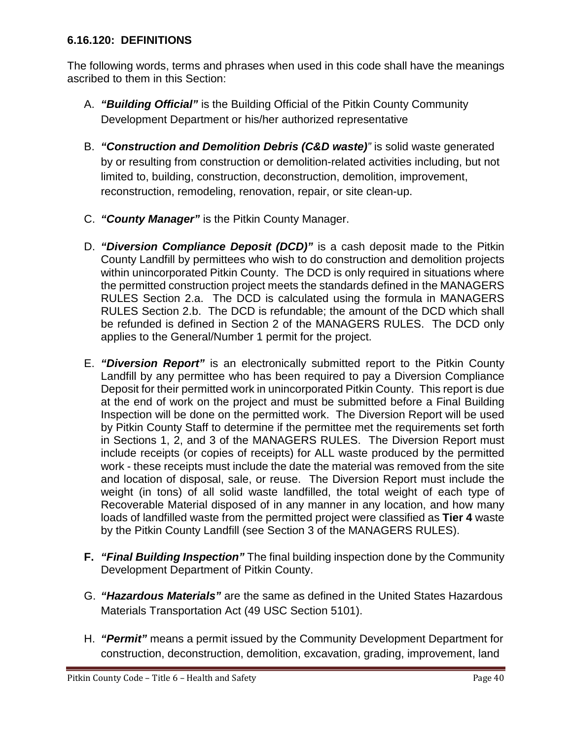### 6.16.120: DEFINITIONS

The following words, terms and phrases when used in this code shall have the meanings ascribed to them in this Section:

A. ***"Building Official"*** is the Building Official of the Pitkin County Community Development Department or his/her authorized representative

B. ***"Construction and Demolition Debris (C&D waste)"*** is solid waste generated by or resulting from construction or demolition-related activities including, but not limited to, building, construction, deconstruction, demolition, improvement, reconstruction, remodeling, renovation, repair, or site clean-up.

C. ***"County Manager"*** is the Pitkin County Manager.

D. ***"Diversion Compliance Deposit (DCD)"*** is a cash deposit made to the Pitkin County Landfill by permittees who wish to do construction and demolition projects within unincorporated Pitkin County. The DCD is only required in situations where the permitted construction project meets the standards defined in the MANAGERS RULES Section 2.a. The DCD is calculated using the formula in MANAGERS RULES Section 2.b. The DCD is refundable; the amount of the DCD which shall be refunded is defined in Section 2 of the MANAGERS RULES. The DCD only applies to the General/Number 1 permit for the project.

E. ***"Diversion Report"*** is an electronically submitted report to the Pitkin County Landfill by any permittee who has been required to pay a Diversion Compliance Deposit for their permitted work in unincorporated Pitkin County. This report is due at the end of work on the project and must be submitted before a Final Building Inspection will be done on the permitted work. The Diversion Report will be used by Pitkin County Staff to determine if the permittee met the requirements set forth in Sections 1, 2, and 3 of the MANAGERS RULES. The Diversion Report must include receipts (or copies of receipts) for ALL waste produced by the permitted work - these receipts must include the date the material was removed from the site and location of disposal, sale, or reuse. The Diversion Report must include the weight (in tons) of all solid waste landfilled, the total weight of each type of Recoverable Material disposed of in any manner in any location, and how many loads of landfilled waste from the permitted project were classified as **Tier 4** waste by the Pitkin County Landfill (see Section 3 of the MANAGERS RULES).

**F.** ***"Final Building Inspection"*** The final building inspection done by the Community Development Department of Pitkin County.

G. ***"Hazardous Materials"*** are the same as defined in the United States Hazardous Materials Transportation Act (49 USC Section 5101).

H. ***"Permit"*** means a permit issued by the Community Development Department for construction, deconstruction, demolition, excavation, grading, improvement, land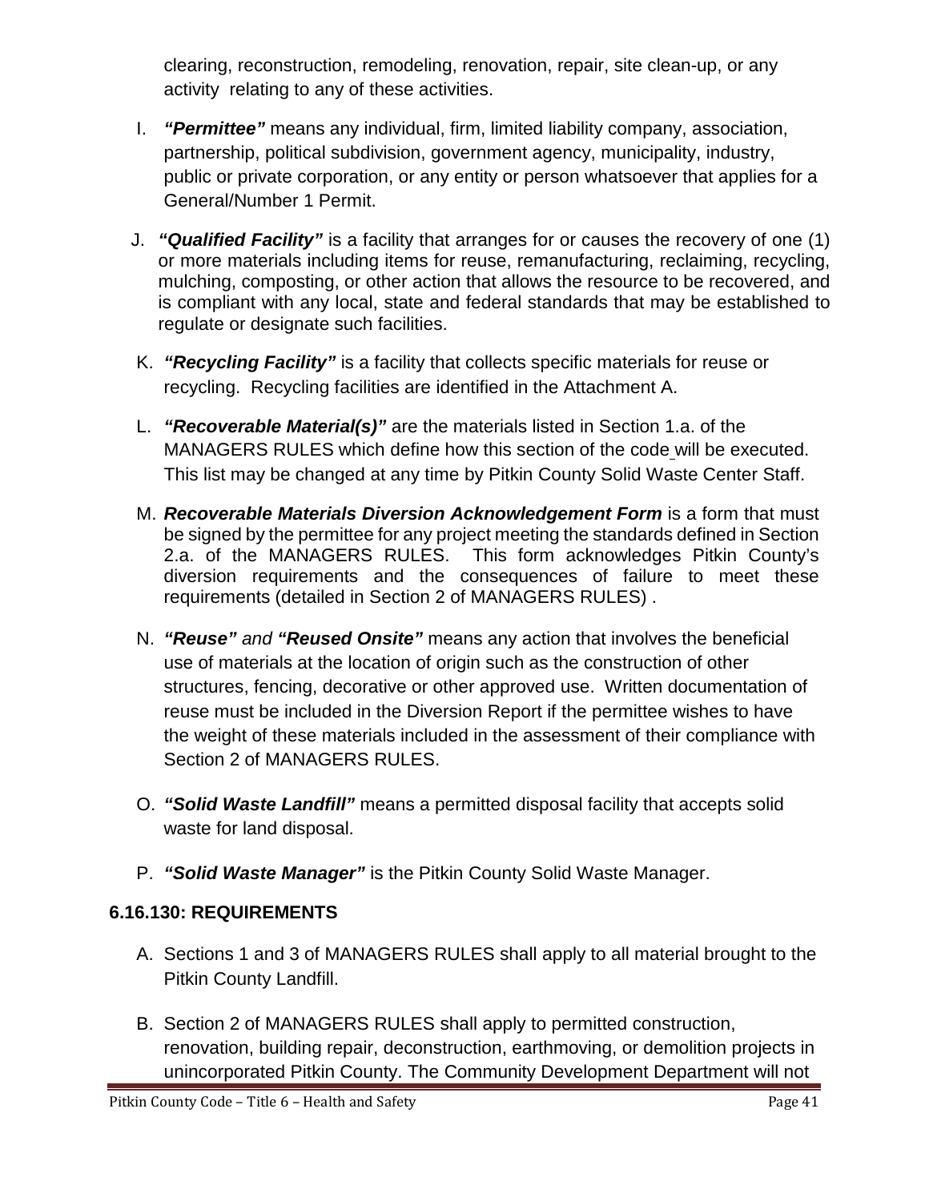clearing, reconstruction, remodeling, renovation, repair, site clean-up, or any activity relating to any of these activities.

I. ***"Permittee"*** means any individual, firm, limited liability company, association, partnership, political subdivision, government agency, municipality, industry, public or private corporation, or any entity or person whatsoever that applies for a General/Number 1 Permit.

J. ***"Qualified Facility"*** is a facility that arranges for or causes the recovery of one (1) or more materials including items for reuse, remanufacturing, reclaiming, recycling, mulching, composting, or other action that allows the resource to be recovered, and is compliant with any local, state and federal standards that may be established to regulate or designate such facilities.

K. ***"Recycling Facility"*** is a facility that collects specific materials for reuse or recycling. Recycling facilities are identified in the Attachment A.

L. ***"Recoverable Material(s)"*** are the materials listed in Section 1.a. of the MANAGERS RULES which define how this section of the code will be executed. This list may be changed at any time by Pitkin County Solid Waste Center Staff.

M. ***Recoverable Materials Diversion Acknowledgement Form*** is a form that must be signed by the permittee for any project meeting the standards defined in Section 2.a. of the MANAGERS RULES. This form acknowledges Pitkin County's diversion requirements and the consequences of failure to meet these requirements (detailed in Section 2 of MANAGERS RULES) .

N. ***"Reuse"*** *and* ***"Reused Onsite"*** means any action that involves the beneficial use of materials at the location of origin such as the construction of other structures, fencing, decorative or other approved use. Written documentation of reuse must be included in the Diversion Report if the permittee wishes to have the weight of these materials included in the assessment of their compliance with Section 2 of MANAGERS RULES.

O. ***"Solid Waste Landfill"*** means a permitted disposal facility that accepts solid waste for land disposal.

P. ***"Solid Waste Manager"*** is the Pitkin County Solid Waste Manager.

### 6.16.130: REQUIREMENTS

A. Sections 1 and 3 of MANAGERS RULES shall apply to all material brought to the Pitkin County Landfill.

B. Section 2 of MANAGERS RULES shall apply to permitted construction, renovation, building repair, deconstruction, earthmoving, or demolition projects in unincorporated Pitkin County. The Community Development Department will not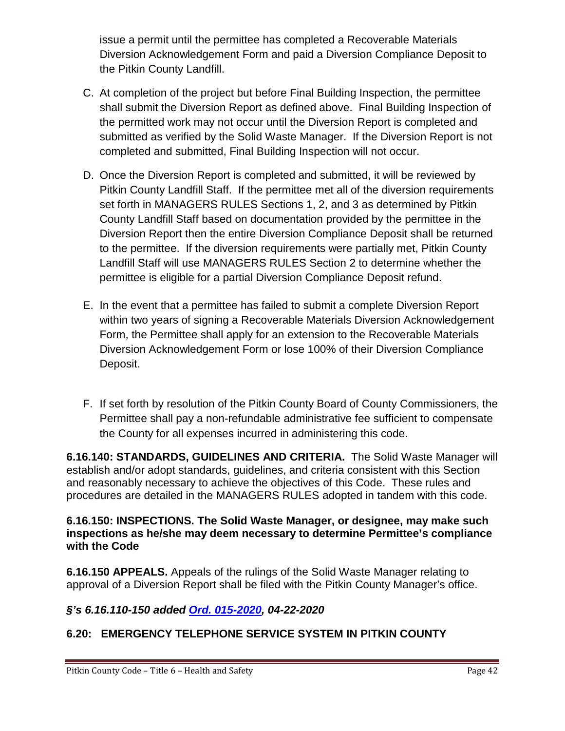issue a permit until the permittee has completed a Recoverable Materials Diversion Acknowledgement Form and paid a Diversion Compliance Deposit to the Pitkin County Landfill.

C. At completion of the project but before Final Building Inspection, the permittee shall submit the Diversion Report as defined above. Final Building Inspection of the permitted work may not occur until the Diversion Report is completed and submitted as verified by the Solid Waste Manager. If the Diversion Report is not completed and submitted, Final Building Inspection will not occur.

D. Once the Diversion Report is completed and submitted, it will be reviewed by Pitkin County Landfill Staff. If the permittee met all of the diversion requirements set forth in MANAGERS RULES Sections 1, 2, and 3 as determined by Pitkin County Landfill Staff based on documentation provided by the permittee in the Diversion Report then the entire Diversion Compliance Deposit shall be returned to the permittee. If the diversion requirements were partially met, Pitkin County Landfill Staff will use MANAGERS RULES Section 2 to determine whether the permittee is eligible for a partial Diversion Compliance Deposit refund.

E. In the event that a permittee has failed to submit a complete Diversion Report within two years of signing a Recoverable Materials Diversion Acknowledgement Form, the Permittee shall apply for an extension to the Recoverable Materials Diversion Acknowledgement Form or lose 100% of their Diversion Compliance Deposit.

F. If set forth by resolution of the Pitkin County Board of County Commissioners, the Permittee shall pay a non-refundable administrative fee sufficient to compensate the County for all expenses incurred in administering this code.

**6.16.140: STANDARDS, GUIDELINES AND CRITERIA.** The Solid Waste Manager will establish and/or adopt standards, guidelines, and criteria consistent with this Section and reasonably necessary to achieve the objectives of this Code. These rules and procedures are detailed in the MANAGERS RULES adopted in tandem with this code.

**6.16.150: INSPECTIONS. The Solid Waste Manager, or designee, may make such inspections as he/she may deem necessary to determine Permittee's compliance with the Code**

**6.16.150 APPEALS.** Appeals of the rulings of the Solid Waste Manager relating to approval of a Diversion Report shall be filed with the Pitkin County Manager's office.

***§'s 6.16.110-150 added Ord. 015-2020, 04-22-2020***

## 6.20: EMERGENCY TELEPHONE SERVICE SYSTEM IN PITKIN COUNTY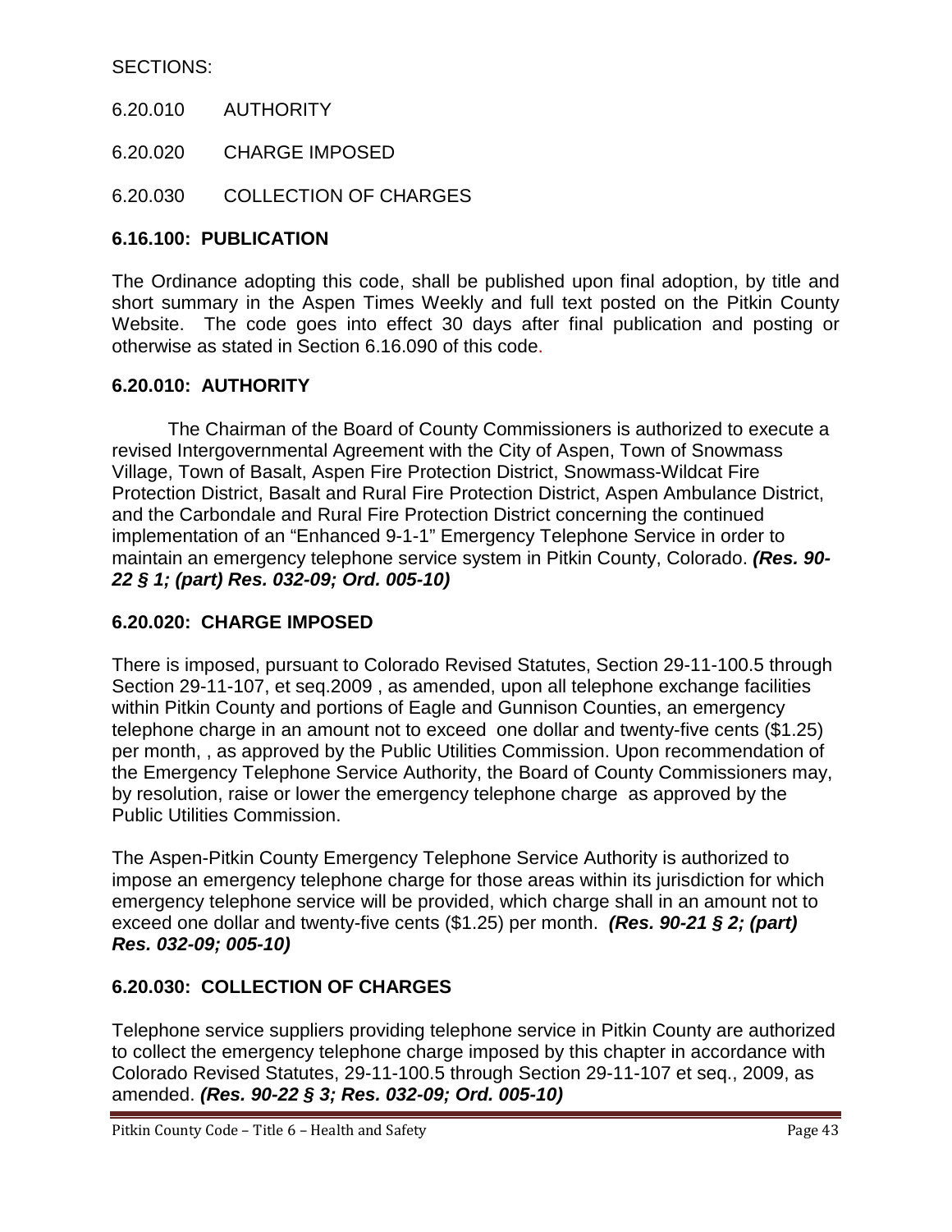SECTIONS:

6.20.010 AUTHORITY

6.20.020 CHARGE IMPOSED

6.20.030 COLLECTION OF CHARGES

### 6.16.100: PUBLICATION

The Ordinance adopting this code, shall be published upon final adoption, by title and short summary in the Aspen Times Weekly and full text posted on the Pitkin County Website. The code goes into effect 30 days after final publication and posting or otherwise as stated in Section 6.16.090 of this code.

### 6.20.010: AUTHORITY

The Chairman of the Board of County Commissioners is authorized to execute a revised Intergovernmental Agreement with the City of Aspen, Town of Snowmass Village, Town of Basalt, Aspen Fire Protection District, Snowmass-Wildcat Fire Protection District, Basalt and Rural Fire Protection District, Aspen Ambulance District, and the Carbondale and Rural Fire Protection District concerning the continued implementation of an "Enhanced 9-1-1" Emergency Telephone Service in order to maintain an emergency telephone service system in Pitkin County, Colorado. ***(Res. 90-22 § 1; (part) Res. 032-09; Ord. 005-10)***

### 6.20.020: CHARGE IMPOSED

There is imposed, pursuant to Colorado Revised Statutes, Section 29-11-100.5 through Section 29-11-107, et seq.2009 , as amended, upon all telephone exchange facilities within Pitkin County and portions of Eagle and Gunnison Counties, an emergency telephone charge in an amount not to exceed one dollar and twenty-five cents ($1.25) per month, , as approved by the Public Utilities Commission. Upon recommendation of the Emergency Telephone Service Authority, the Board of County Commissioners may, by resolution, raise or lower the emergency telephone charge as approved by the Public Utilities Commission.

The Aspen-Pitkin County Emergency Telephone Service Authority is authorized to impose an emergency telephone charge for those areas within its jurisdiction for which emergency telephone service will be provided, which charge shall in an amount not to exceed one dollar and twenty-five cents ($1.25) per month. ***(Res. 90-21 § 2; (part) Res. 032-09; 005-10)***

### 6.20.030: COLLECTION OF CHARGES

Telephone service suppliers providing telephone service in Pitkin County are authorized to collect the emergency telephone charge imposed by this chapter in accordance with Colorado Revised Statutes, 29-11-100.5 through Section 29-11-107 et seq., 2009, as amended. ***(Res. 90-22 § 3; Res. 032-09; Ord. 005-10)***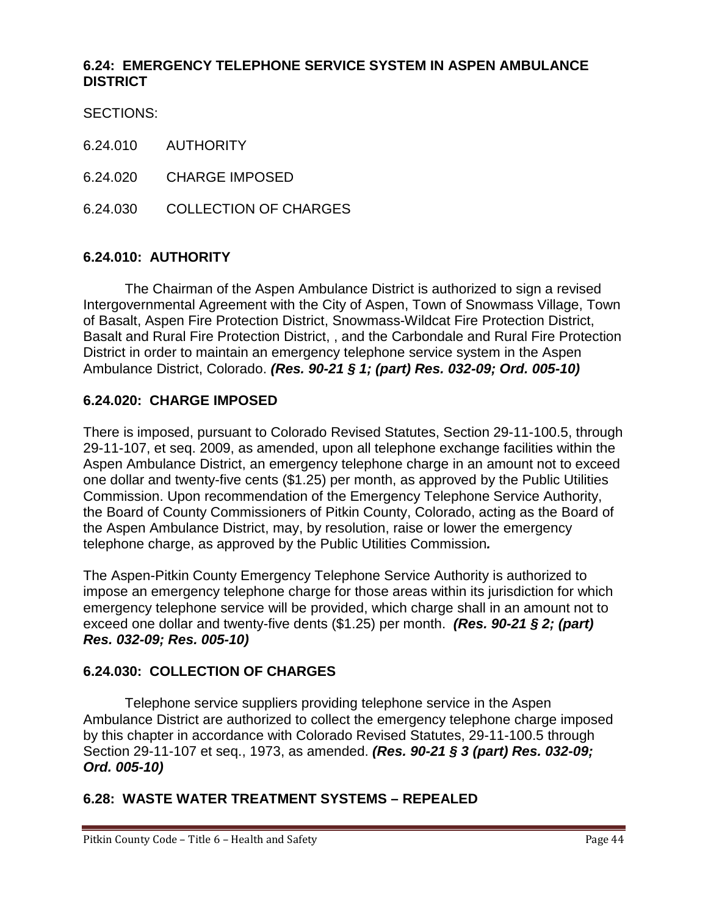## 6.24: EMERGENCY TELEPHONE SERVICE SYSTEM IN ASPEN AMBULANCE DISTRICT

SECTIONS:

6.24.010 AUTHORITY

6.24.020 CHARGE IMPOSED

6.24.030 COLLECTION OF CHARGES

### 6.24.010: AUTHORITY

The Chairman of the Aspen Ambulance District is authorized to sign a revised Intergovernmental Agreement with the City of Aspen, Town of Snowmass Village, Town of Basalt, Aspen Fire Protection District, Snowmass-Wildcat Fire Protection District, Basalt and Rural Fire Protection District, , and the Carbondale and Rural Fire Protection District in order to maintain an emergency telephone service system in the Aspen Ambulance District, Colorado. ***(Res. 90-21 § 1; (part) Res. 032-09; Ord. 005-10)***

### 6.24.020: CHARGE IMPOSED

There is imposed, pursuant to Colorado Revised Statutes, Section 29-11-100.5, through 29-11-107, et seq. 2009, as amended, upon all telephone exchange facilities within the Aspen Ambulance District, an emergency telephone charge in an amount not to exceed one dollar and twenty-five cents ($1.25) per month, as approved by the Public Utilities Commission. Upon recommendation of the Emergency Telephone Service Authority, the Board of County Commissioners of Pitkin County, Colorado, acting as the Board of the Aspen Ambulance District, may, by resolution, raise or lower the emergency telephone charge, as approved by the Public Utilities Commission***.***

The Aspen-Pitkin County Emergency Telephone Service Authority is authorized to impose an emergency telephone charge for those areas within its jurisdiction for which emergency telephone service will be provided, which charge shall in an amount not to exceed one dollar and twenty-five dents ($1.25) per month. ***(Res. 90-21 § 2; (part) Res. 032-09; Res. 005-10)***

### 6.24.030: COLLECTION OF CHARGES

Telephone service suppliers providing telephone service in the Aspen Ambulance District are authorized to collect the emergency telephone charge imposed by this chapter in accordance with Colorado Revised Statutes, 29-11-100.5 through Section 29-11-107 et seq., 1973, as amended. ***(Res. 90-21 § 3 (part) Res. 032-09; Ord. 005-10)***

## 6.28: WASTE WATER TREATMENT SYSTEMS – REPEALED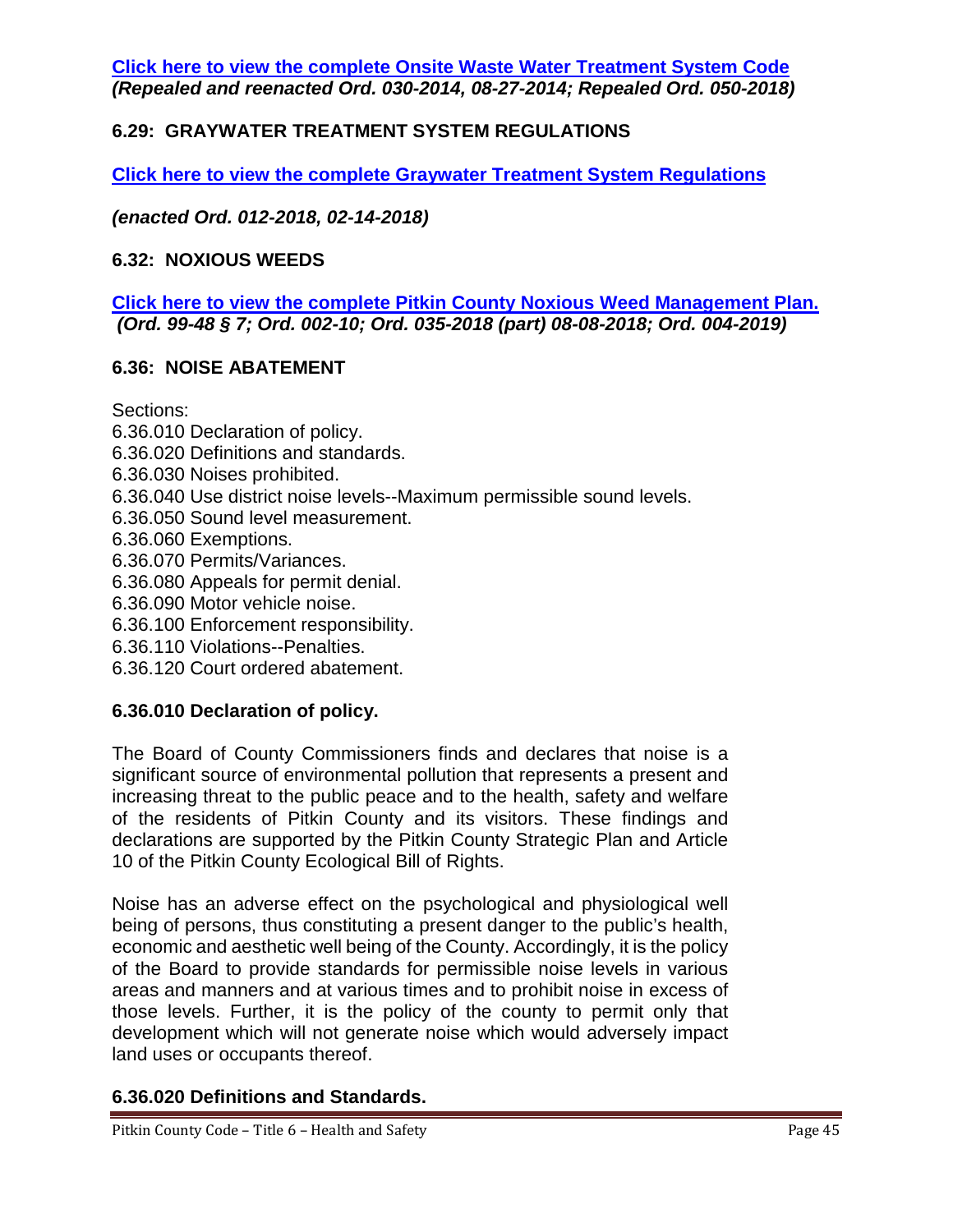[**Click here to view the complete Onsite Waste Water Treatment System Code**]
***(Repealed and reenacted Ord. 030-2014, 08-27-2014; Repealed Ord. 050-2018)***

## 6.29: GRAYWATER TREATMENT SYSTEM REGULATIONS

[**Click here to view the complete Graywater Treatment System Regulations**]

***(enacted Ord. 012-2018, 02-14-2018)***

## 6.32: NOXIOUS WEEDS

[**Click here to view the complete Pitkin County Noxious Weed Management Plan.**]
***(Ord. 99-48 § 7; Ord. 002-10; Ord. 035-2018 (part) 08-08-2018; Ord. 004-2019)***

## 6.36: NOISE ABATEMENT

Sections:
6.36.010 Declaration of policy.
6.36.020 Definitions and standards.
6.36.030 Noises prohibited.
6.36.040 Use district noise levels--Maximum permissible sound levels.
6.36.050 Sound level measurement.
6.36.060 Exemptions.
6.36.070 Permits/Variances.
6.36.080 Appeals for permit denial.
6.36.090 Motor vehicle noise.
6.36.100 Enforcement responsibility.
6.36.110 Violations--Penalties.
6.36.120 Court ordered abatement.

### 6.36.010 Declaration of policy.

The Board of County Commissioners finds and declares that noise is a significant source of environmental pollution that represents a present and increasing threat to the public peace and to the health, safety and welfare of the residents of Pitkin County and its visitors. These findings and declarations are supported by the Pitkin County Strategic Plan and Article 10 of the Pitkin County Ecological Bill of Rights.

Noise has an adverse effect on the psychological and physiological well being of persons, thus constituting a present danger to the public's health, economic and aesthetic well being of the County. Accordingly, it is the policy of the Board to provide standards for permissible noise levels in various areas and manners and at various times and to prohibit noise in excess of those levels. Further, it is the policy of the county to permit only that development which will not generate noise which would adversely impact land uses or occupants thereof.

### 6.36.020 Definitions and Standards.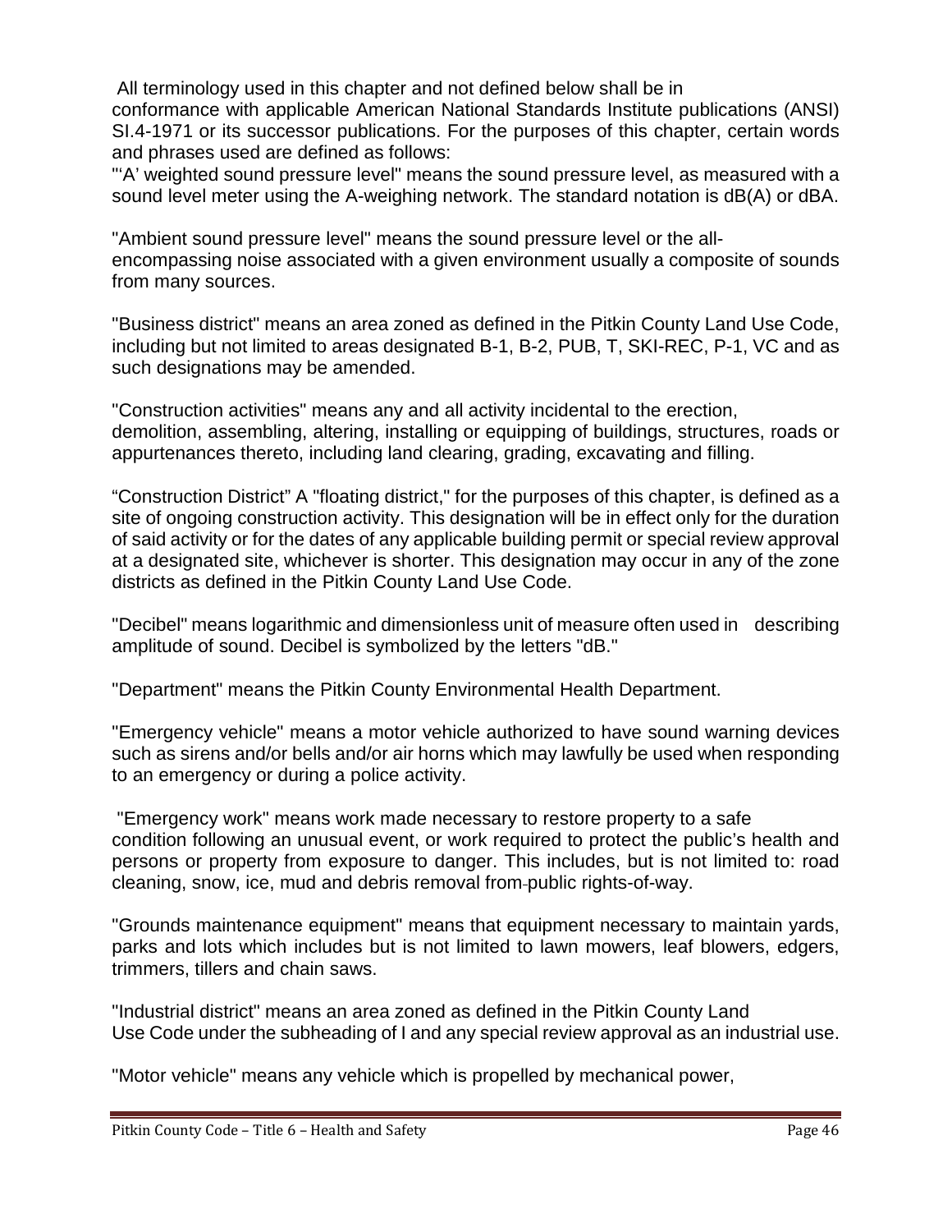All terminology used in this chapter and not defined below shall be in conformance with applicable American National Standards Institute publications (ANSI) SI.4-1971 or its successor publications. For the purposes of this chapter, certain words and phrases used are defined as follows:

"'A' weighted sound pressure level" means the sound pressure level, as measured with a sound level meter using the A-weighing network. The standard notation is dB(A) or dBA.

"Ambient sound pressure level" means the sound pressure level or the all-encompassing noise associated with a given environment usually a composite of sounds from many sources.

"Business district" means an area zoned as defined in the Pitkin County Land Use Code, including but not limited to areas designated B-1, B-2, PUB, T, SKI-REC, P-1, VC and as such designations may be amended.

"Construction activities" means any and all activity incidental to the erection, demolition, assembling, altering, installing or equipping of buildings, structures, roads or appurtenances thereto, including land clearing, grading, excavating and filling.

"Construction District" A "floating district," for the purposes of this chapter, is defined as a site of ongoing construction activity. This designation will be in effect only for the duration of said activity or for the dates of any applicable building permit or special review approval at a designated site, whichever is shorter. This designation may occur in any of the zone districts as defined in the Pitkin County Land Use Code.

"Decibel" means logarithmic and dimensionless unit of measure often used in describing amplitude of sound. Decibel is symbolized by the letters "dB."

"Department" means the Pitkin County Environmental Health Department.

"Emergency vehicle" means a motor vehicle authorized to have sound warning devices such as sirens and/or bells and/or air horns which may lawfully be used when responding to an emergency or during a police activity.

"Emergency work" means work made necessary to restore property to a safe condition following an unusual event, or work required to protect the public's health and persons or property from exposure to danger. This includes, but is not limited to: road cleaning, snow, ice, mud and debris removal from public rights-of-way.

"Grounds maintenance equipment" means that equipment necessary to maintain yards, parks and lots which includes but is not limited to lawn mowers, leaf blowers, edgers, trimmers, tillers and chain saws.

"Industrial district" means an area zoned as defined in the Pitkin County Land Use Code under the subheading of I and any special review approval as an industrial use.

"Motor vehicle" means any vehicle which is propelled by mechanical power,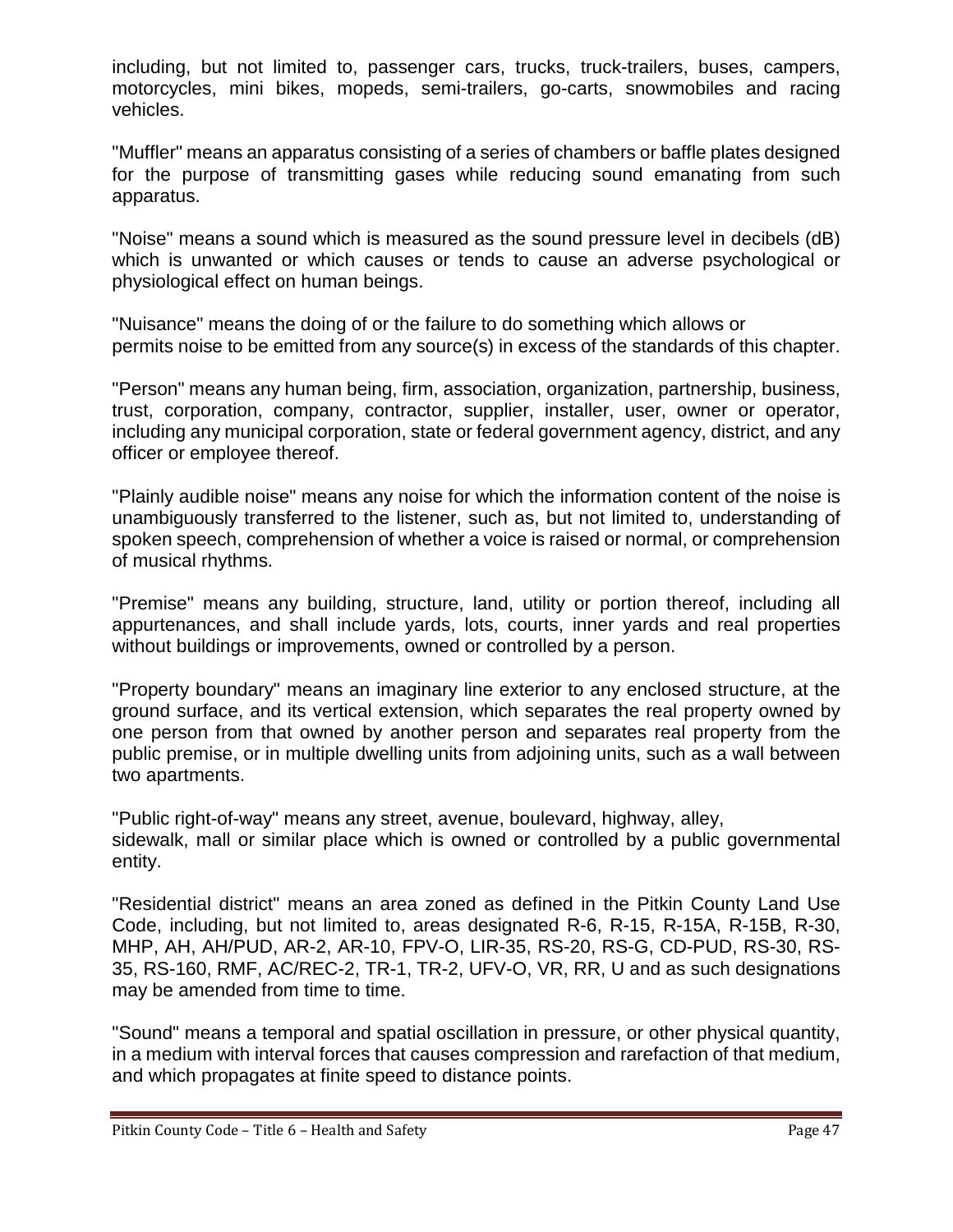including, but not limited to, passenger cars, trucks, truck-trailers, buses, campers, motorcycles, mini bikes, mopeds, semi-trailers, go-carts, snowmobiles and racing vehicles.

"Muffler" means an apparatus consisting of a series of chambers or baffle plates designed for the purpose of transmitting gases while reducing sound emanating from such apparatus.

"Noise" means a sound which is measured as the sound pressure level in decibels (dB) which is unwanted or which causes or tends to cause an adverse psychological or physiological effect on human beings.

"Nuisance" means the doing of or the failure to do something which allows or permits noise to be emitted from any source(s) in excess of the standards of this chapter.

"Person" means any human being, firm, association, organization, partnership, business, trust, corporation, company, contractor, supplier, installer, user, owner or operator, including any municipal corporation, state or federal government agency, district, and any officer or employee thereof.

"Plainly audible noise" means any noise for which the information content of the noise is unambiguously transferred to the listener, such as, but not limited to, understanding of spoken speech, comprehension of whether a voice is raised or normal, or comprehension of musical rhythms.

"Premise" means any building, structure, land, utility or portion thereof, including all appurtenances, and shall include yards, lots, courts, inner yards and real properties without buildings or improvements, owned or controlled by a person.

"Property boundary" means an imaginary line exterior to any enclosed structure, at the ground surface, and its vertical extension, which separates the real property owned by one person from that owned by another person and separates real property from the public premise, or in multiple dwelling units from adjoining units, such as a wall between two apartments.

"Public right-of-way" means any street, avenue, boulevard, highway, alley, sidewalk, mall or similar place which is owned or controlled by a public governmental entity.

"Residential district" means an area zoned as defined in the Pitkin County Land Use Code, including, but not limited to, areas designated R-6, R-15, R-15A, R-15B, R-30, MHP, AH, AH/PUD, AR-2, AR-10, FPV-O, LIR-35, RS-20, RS-G, CD-PUD, RS-30, RS-35, RS-160, RMF, AC/REC-2, TR-1, TR-2, UFV-O, VR, RR, U and as such designations may be amended from time to time.

"Sound" means a temporal and spatial oscillation in pressure, or other physical quantity, in a medium with interval forces that causes compression and rarefaction of that medium, and which propagates at finite speed to distance points.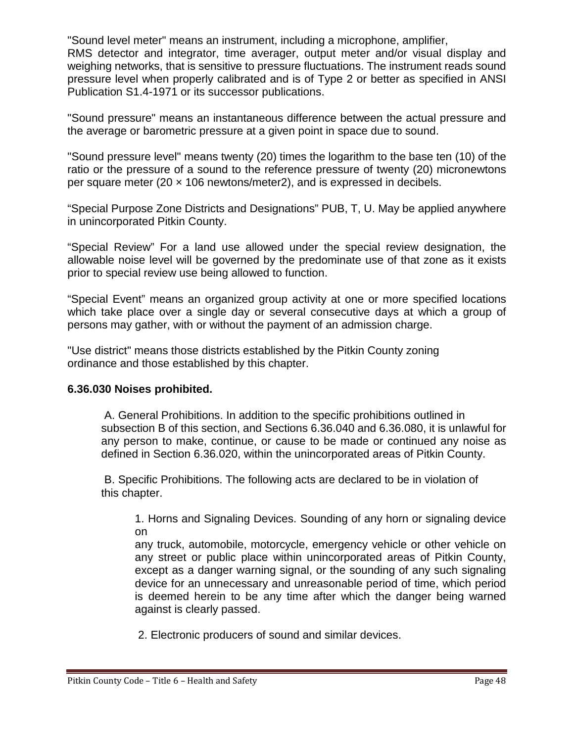"Sound level meter" means an instrument, including a microphone, amplifier, RMS detector and integrator, time averager, output meter and/or visual display and weighing networks, that is sensitive to pressure fluctuations. The instrument reads sound pressure level when properly calibrated and is of Type 2 or better as specified in ANSI Publication S1.4-1971 or its successor publications.

"Sound pressure" means an instantaneous difference between the actual pressure and the average or barometric pressure at a given point in space due to sound.

"Sound pressure level" means twenty (20) times the logarithm to the base ten (10) of the ratio or the pressure of a sound to the reference pressure of twenty (20) micronewtons per square meter (20 × 106 newtons/meter2), and is expressed in decibels.

“Special Purpose Zone Districts and Designations” PUB, T, U. May be applied anywhere in unincorporated Pitkin County.

“Special Review” For a land use allowed under the special review designation, the allowable noise level will be governed by the predominate use of that zone as it exists prior to special review use being allowed to function.

“Special Event” means an organized group activity at one or more specified locations which take place over a single day or several consecutive days at which a group of persons may gather, with or without the payment of an admission charge.

"Use district" means those districts established by the Pitkin County zoning ordinance and those established by this chapter.

**6.36.030 Noises prohibited.**

A. General Prohibitions. In addition to the specific prohibitions outlined in subsection B of this section, and Sections 6.36.040 and 6.36.080, it is unlawful for any person to make, continue, or cause to be made or continued any noise as defined in Section 6.36.020, within the unincorporated areas of Pitkin County.

B. Specific Prohibitions. The following acts are declared to be in violation of this chapter.

1. Horns and Signaling Devices. Sounding of any horn or signaling device on any truck, automobile, motorcycle, emergency vehicle or other vehicle on any street or public place within unincorporated areas of Pitkin County, except as a danger warning signal, or the sounding of any such signaling device for an unnecessary and unreasonable period of time, which period is deemed herein to be any time after which the danger being warned against is clearly passed.

2. Electronic producers of sound and similar devices.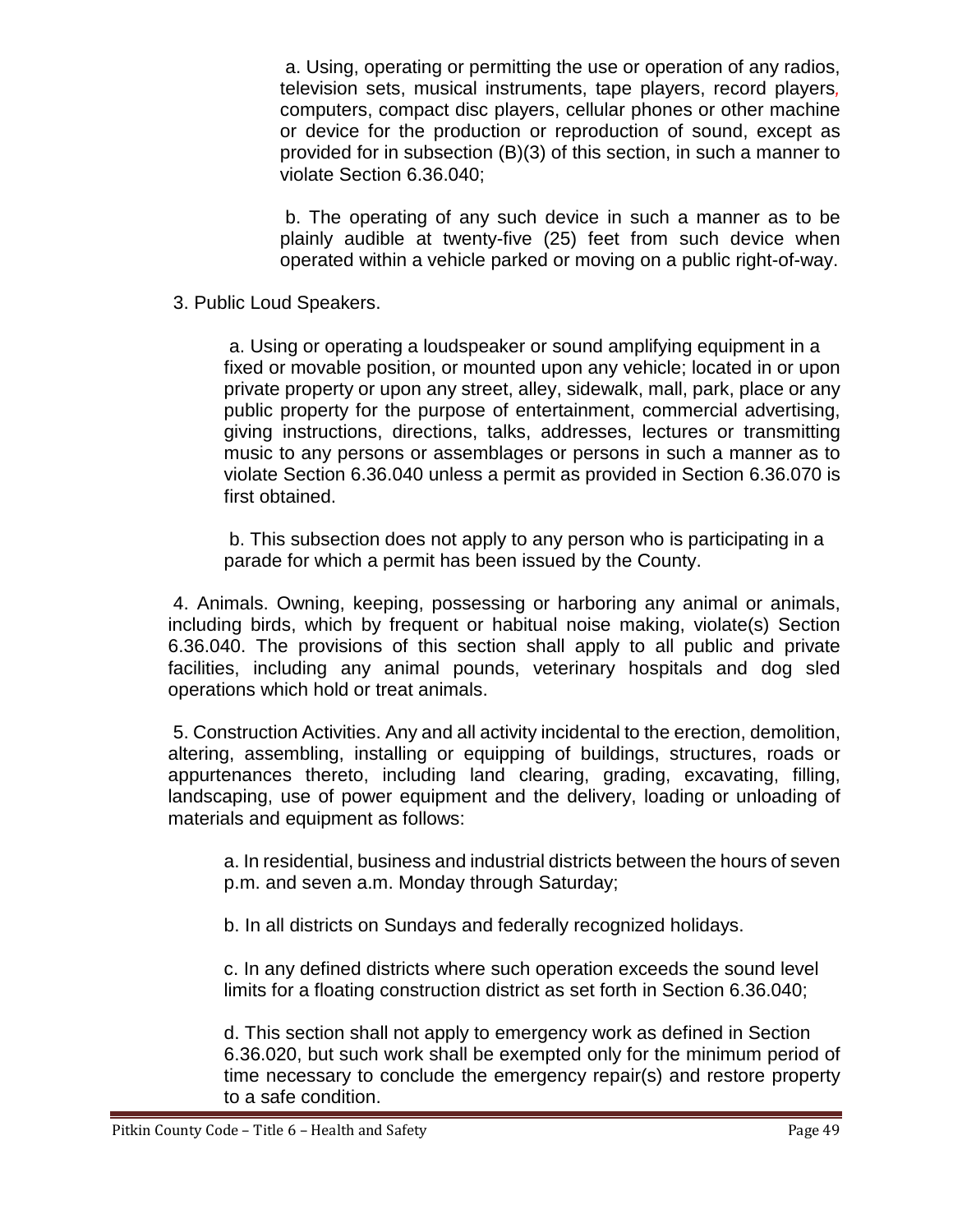a. Using, operating or permitting the use or operation of any radios, television sets, musical instruments, tape players, record players, computers, compact disc players, cellular phones or other machine or device for the production or reproduction of sound, except as provided for in subsection (B)(3) of this section, in such a manner to violate Section 6.36.040;

b. The operating of any such device in such a manner as to be plainly audible at twenty-five (25) feet from such device when operated within a vehicle parked or moving on a public right-of-way.

3. Public Loud Speakers.

a. Using or operating a loudspeaker or sound amplifying equipment in a fixed or movable position, or mounted upon any vehicle; located in or upon private property or upon any street, alley, sidewalk, mall, park, place or any public property for the purpose of entertainment, commercial advertising, giving instructions, directions, talks, addresses, lectures or transmitting music to any persons or assemblages or persons in such a manner as to violate Section 6.36.040 unless a permit as provided in Section 6.36.070 is first obtained.

b. This subsection does not apply to any person who is participating in a parade for which a permit has been issued by the County.

4. Animals. Owning, keeping, possessing or harboring any animal or animals, including birds, which by frequent or habitual noise making, violate(s) Section 6.36.040. The provisions of this section shall apply to all public and private facilities, including any animal pounds, veterinary hospitals and dog sled operations which hold or treat animals.

5. Construction Activities. Any and all activity incidental to the erection, demolition, altering, assembling, installing or equipping of buildings, structures, roads or appurtenances thereto, including land clearing, grading, excavating, filling, landscaping, use of power equipment and the delivery, loading or unloading of materials and equipment as follows:

a. In residential, business and industrial districts between the hours of seven p.m. and seven a.m. Monday through Saturday;

b. In all districts on Sundays and federally recognized holidays.

c. In any defined districts where such operation exceeds the sound level limits for a floating construction district as set forth in Section 6.36.040;

d. This section shall not apply to emergency work as defined in Section 6.36.020, but such work shall be exempted only for the minimum period of time necessary to conclude the emergency repair(s) and restore property to a safe condition.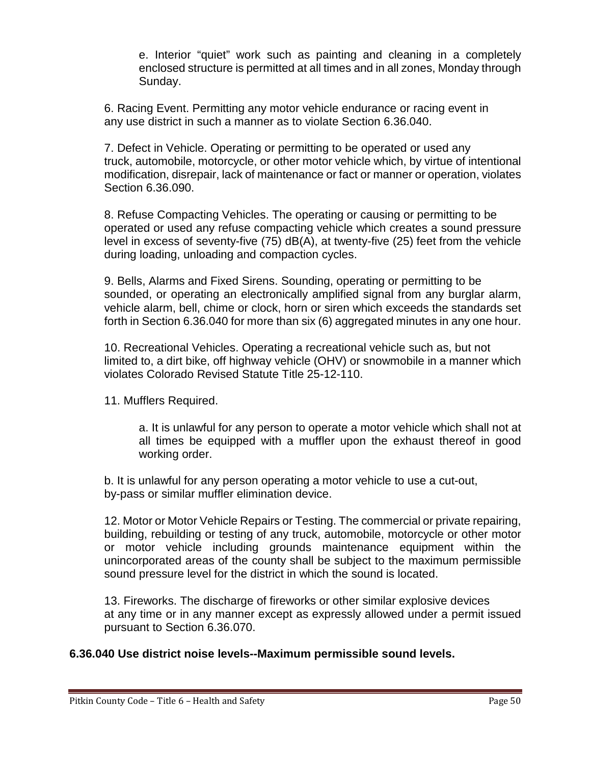e. Interior "quiet" work such as painting and cleaning in a completely enclosed structure is permitted at all times and in all zones, Monday through Sunday.

6. Racing Event. Permitting any motor vehicle endurance or racing event in any use district in such a manner as to violate Section 6.36.040.

7. Defect in Vehicle. Operating or permitting to be operated or used any truck, automobile, motorcycle, or other motor vehicle which, by virtue of intentional modification, disrepair, lack of maintenance or fact or manner or operation, violates Section 6.36.090.

8. Refuse Compacting Vehicles. The operating or causing or permitting to be operated or used any refuse compacting vehicle which creates a sound pressure level in excess of seventy-five (75) dB(A), at twenty-five (25) feet from the vehicle during loading, unloading and compaction cycles.

9. Bells, Alarms and Fixed Sirens. Sounding, operating or permitting to be sounded, or operating an electronically amplified signal from any burglar alarm, vehicle alarm, bell, chime or clock, horn or siren which exceeds the standards set forth in Section 6.36.040 for more than six (6) aggregated minutes in any one hour.

10. Recreational Vehicles. Operating a recreational vehicle such as, but not limited to, a dirt bike, off highway vehicle (OHV) or snowmobile in a manner which violates Colorado Revised Statute Title 25-12-110.

11. Mufflers Required.

a. It is unlawful for any person to operate a motor vehicle which shall not at all times be equipped with a muffler upon the exhaust thereof in good working order.

b. It is unlawful for any person operating a motor vehicle to use a cut-out, by-pass or similar muffler elimination device.

12. Motor or Motor Vehicle Repairs or Testing. The commercial or private repairing, building, rebuilding or testing of any truck, automobile, motorcycle or other motor or motor vehicle including grounds maintenance equipment within the unincorporated areas of the county shall be subject to the maximum permissible sound pressure level for the district in which the sound is located.

13. Fireworks. The discharge of fireworks or other similar explosive devices at any time or in any manner except as expressly allowed under a permit issued pursuant to Section 6.36.070.

**6.36.040 Use district noise levels--Maximum permissible sound levels.**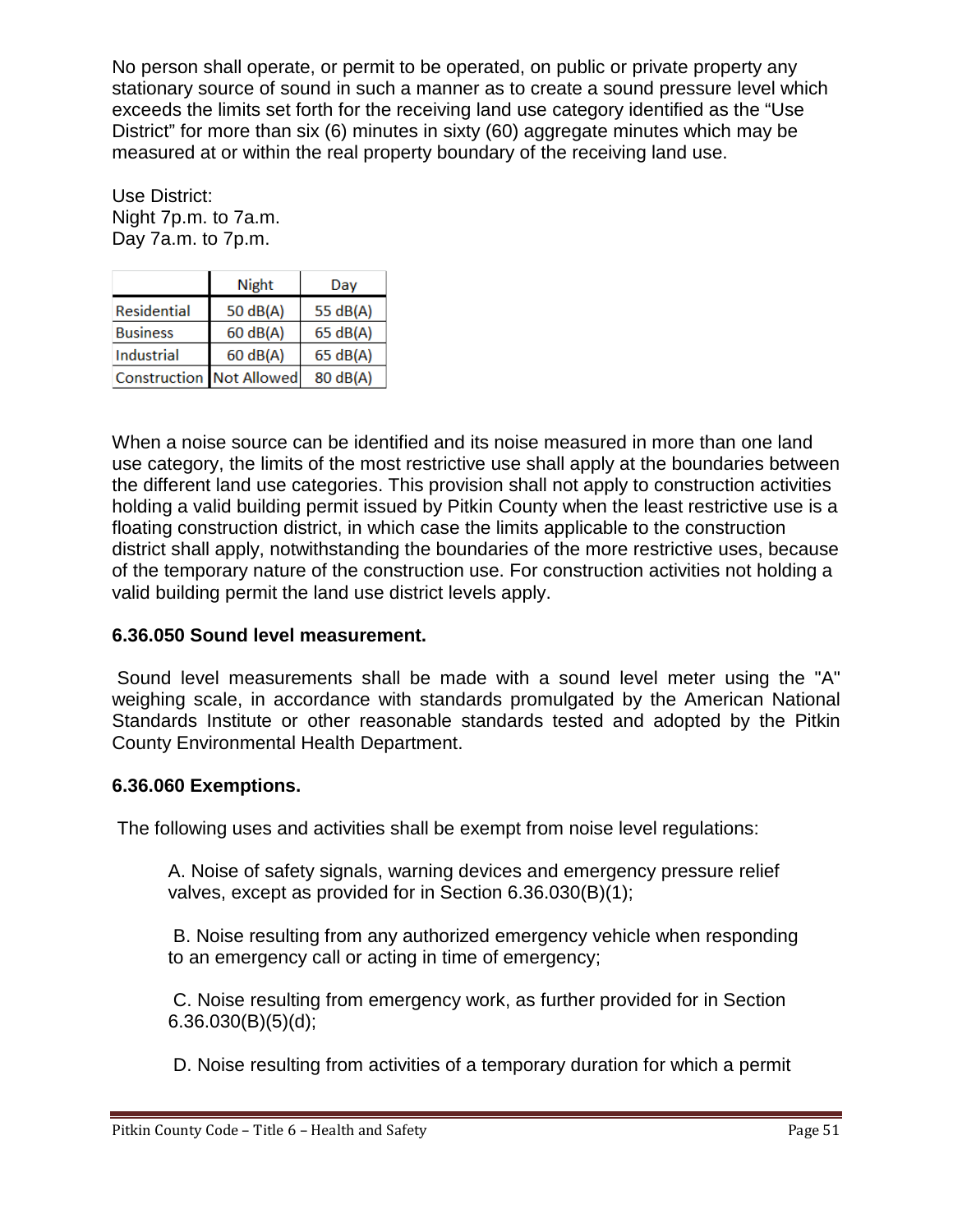No person shall operate, or permit to be operated, on public or private property any stationary source of sound in such a manner as to create a sound pressure level which exceeds the limits set forth for the receiving land use category identified as the "Use District" for more than six (6) minutes in sixty (60) aggregate minutes which may be measured at or within the real property boundary of the receiving land use.

Use District:
Night 7p.m. to 7a.m.
Day 7a.m. to 7p.m.

| | Night | Day |
|---|---|---|
| Residential | 50 dB(A) | 55 dB(A) |
| Business | 60 dB(A) | 65 dB(A) |
| Industrial | 60 dB(A) | 65 dB(A) |
| Construction | Not Allowed | 80 dB(A) |

When a noise source can be identified and its noise measured in more than one land use category, the limits of the most restrictive use shall apply at the boundaries between the different land use categories. This provision shall not apply to construction activities holding a valid building permit issued by Pitkin County when the least restrictive use is a floating construction district, in which case the limits applicable to the construction district shall apply, notwithstanding the boundaries of the more restrictive uses, because of the temporary nature of the construction use. For construction activities not holding a valid building permit the land use district levels apply.

**6.36.050 Sound level measurement.**

Sound level measurements shall be made with a sound level meter using the "A" weighing scale, in accordance with standards promulgated by the American National Standards Institute or other reasonable standards tested and adopted by the Pitkin County Environmental Health Department.

**6.36.060 Exemptions.**

The following uses and activities shall be exempt from noise level regulations:

A. Noise of safety signals, warning devices and emergency pressure relief valves, except as provided for in Section 6.36.030(B)(1);

B. Noise resulting from any authorized emergency vehicle when responding to an emergency call or acting in time of emergency;

C. Noise resulting from emergency work, as further provided for in Section 6.36.030(B)(5)(d);

D. Noise resulting from activities of a temporary duration for which a permit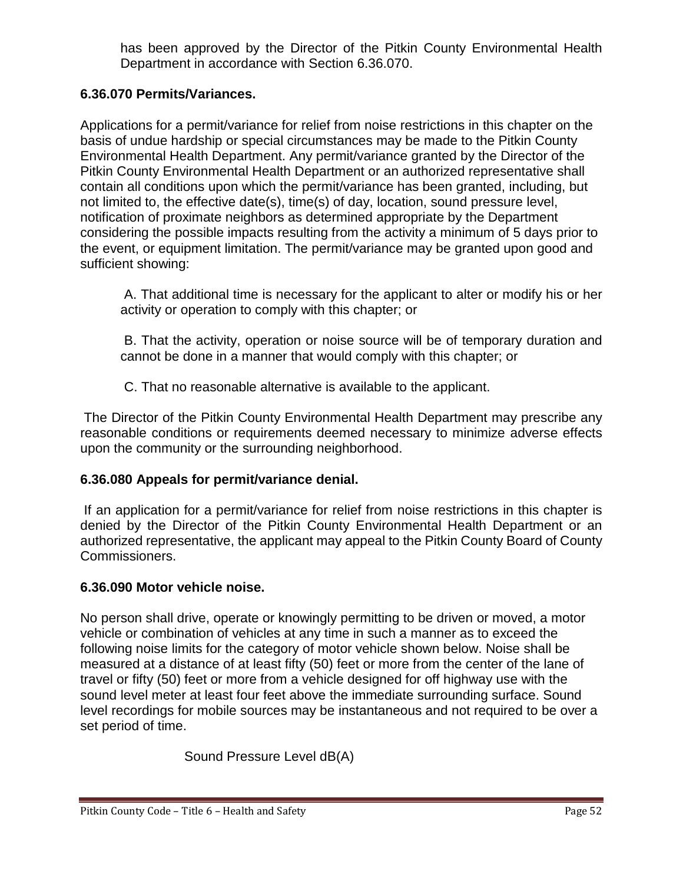has been approved by the Director of the Pitkin County Environmental Health Department in accordance with Section 6.36.070.

**6.36.070 Permits/Variances.**

Applications for a permit/variance for relief from noise restrictions in this chapter on the basis of undue hardship or special circumstances may be made to the Pitkin County Environmental Health Department. Any permit/variance granted by the Director of the Pitkin County Environmental Health Department or an authorized representative shall contain all conditions upon which the permit/variance has been granted, including, but not limited to, the effective date(s), time(s) of day, location, sound pressure level, notification of proximate neighbors as determined appropriate by the Department considering the possible impacts resulting from the activity a minimum of 5 days prior to the event, or equipment limitation. The permit/variance may be granted upon good and sufficient showing:

A. That additional time is necessary for the applicant to alter or modify his or her activity or operation to comply with this chapter; or

B. That the activity, operation or noise source will be of temporary duration and cannot be done in a manner that would comply with this chapter; or

C. That no reasonable alternative is available to the applicant.

The Director of the Pitkin County Environmental Health Department may prescribe any reasonable conditions or requirements deemed necessary to minimize adverse effects upon the community or the surrounding neighborhood.

**6.36.080 Appeals for permit/variance denial.**

If an application for a permit/variance for relief from noise restrictions in this chapter is denied by the Director of the Pitkin County Environmental Health Department or an authorized representative, the applicant may appeal to the Pitkin County Board of County Commissioners.

**6.36.090 Motor vehicle noise.**

No person shall drive, operate or knowingly permitting to be driven or moved, a motor vehicle or combination of vehicles at any time in such a manner as to exceed the following noise limits for the category of motor vehicle shown below. Noise shall be measured at a distance of at least fifty (50) feet or more from the center of the lane of travel or fifty (50) feet or more from a vehicle designed for off highway use with the sound level meter at least four feet above the immediate surrounding surface. Sound level recordings for mobile sources may be instantaneous and not required to be over a set period of time.

Sound Pressure Level dB(A)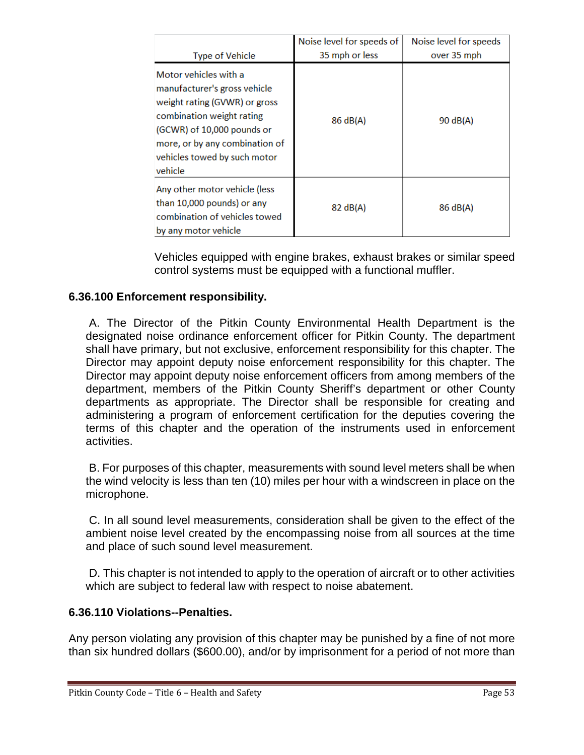| Type of Vehicle | Noise level for speeds of 35 mph or less | Noise level for speeds over 35 mph |
|---|---|---|
| Motor vehicles with a manufacturer's gross vehicle weight rating (GVWR) or gross combination weight rating (GCWR) of 10,000 pounds or more, or by any combination of vehicles towed by such motor vehicle | 86 dB(A) | 90 dB(A) |
| Any other motor vehicle (less than 10,000 pounds) or any combination of vehicles towed by any motor vehicle | 82 dB(A) | 86 dB(A) |

Vehicles equipped with engine brakes, exhaust brakes or similar speed control systems must be equipped with a functional muffler.

### 6.36.100 Enforcement responsibility.

A. The Director of the Pitkin County Environmental Health Department is the designated noise ordinance enforcement officer for Pitkin County. The department shall have primary, but not exclusive, enforcement responsibility for this chapter. The Director may appoint deputy noise enforcement responsibility for this chapter. The Director may appoint deputy noise enforcement officers from among members of the department, members of the Pitkin County Sheriff's department or other County departments as appropriate. The Director shall be responsible for creating and administering a program of enforcement certification for the deputies covering the terms of this chapter and the operation of the instruments used in enforcement activities.

B. For purposes of this chapter, measurements with sound level meters shall be when the wind velocity is less than ten (10) miles per hour with a windscreen in place on the microphone.

C. In all sound level measurements, consideration shall be given to the effect of the ambient noise level created by the encompassing noise from all sources at the time and place of such sound level measurement.

D. This chapter is not intended to apply to the operation of aircraft or to other activities which are subject to federal law with respect to noise abatement.

### 6.36.110 Violations--Penalties.

Any person violating any provision of this chapter may be punished by a fine of not more than six hundred dollars ($600.00), and/or by imprisonment for a period of not more than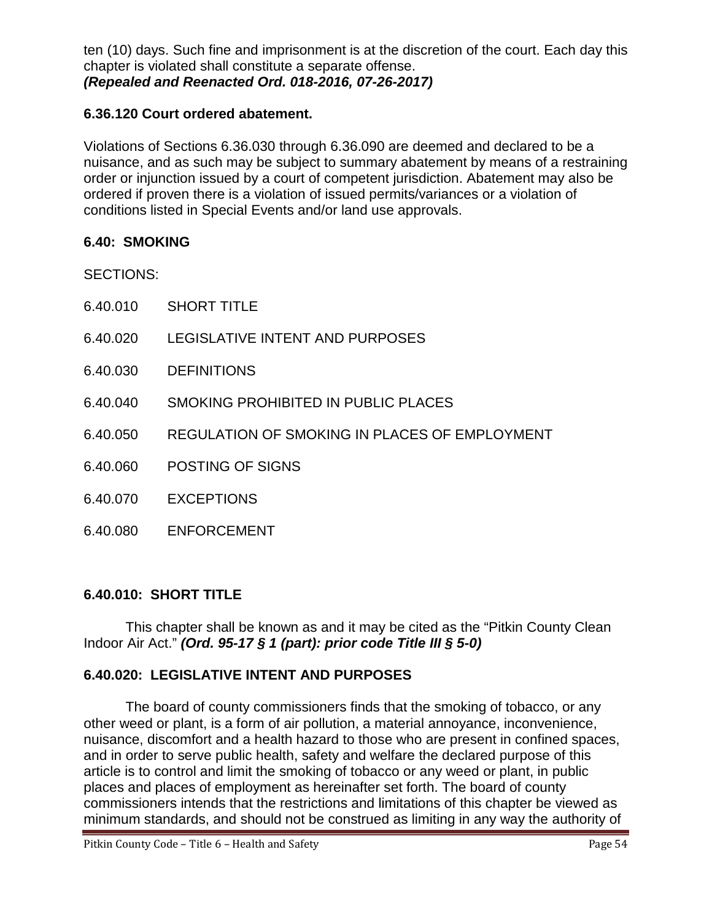ten (10) days. Such fine and imprisonment is at the discretion of the court. Each day this chapter is violated shall constitute a separate offense.
***(Repealed and Reenacted Ord. 018-2016, 07-26-2017)***

### 6.36.120 Court ordered abatement.

Violations of Sections 6.36.030 through 6.36.090 are deemed and declared to be a nuisance, and as such may be subject to summary abatement by means of a restraining order or injunction issued by a court of competent jurisdiction. Abatement may also be ordered if proven there is a violation of issued permits/variances or a violation of conditions listed in Special Events and/or land use approvals.

## 6.40: SMOKING

SECTIONS:

6.40.010 SHORT TITLE

6.40.020 LEGISLATIVE INTENT AND PURPOSES

6.40.030 DEFINITIONS

6.40.040 SMOKING PROHIBITED IN PUBLIC PLACES

6.40.050 REGULATION OF SMOKING IN PLACES OF EMPLOYMENT

6.40.060 POSTING OF SIGNS

6.40.070 EXCEPTIONS

6.40.080 ENFORCEMENT

### 6.40.010: SHORT TITLE

This chapter shall be known as and it may be cited as the "Pitkin County Clean Indoor Air Act." ***(Ord. 95-17 § 1 (part): prior code Title III § 5-0)***

### 6.40.020: LEGISLATIVE INTENT AND PURPOSES

The board of county commissioners finds that the smoking of tobacco, or any other weed or plant, is a form of air pollution, a material annoyance, inconvenience, nuisance, discomfort and a health hazard to those who are present in confined spaces, and in order to serve public health, safety and welfare the declared purpose of this article is to control and limit the smoking of tobacco or any weed or plant, in public places and places of employment as hereinafter set forth. The board of county commissioners intends that the restrictions and limitations of this chapter be viewed as minimum standards, and should not be construed as limiting in any way the authority of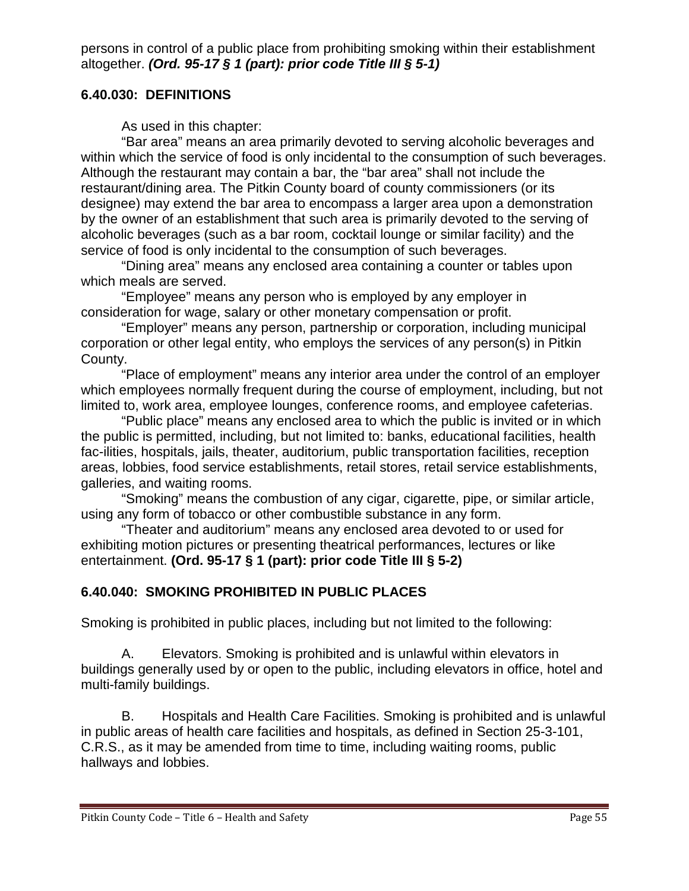persons in control of a public place from prohibiting smoking within their establishment altogether. ***(Ord. 95-17 § 1 (part): prior code Title III § 5-1)***

### 6.40.030: DEFINITIONS

As used in this chapter:

"Bar area" means an area primarily devoted to serving alcoholic beverages and within which the service of food is only incidental to the consumption of such beverages. Although the restaurant may contain a bar, the "bar area" shall not include the restaurant/dining area. The Pitkin County board of county commissioners (or its designee) may extend the bar area to encompass a larger area upon a demonstration by the owner of an establishment that such area is primarily devoted to the serving of alcoholic beverages (such as a bar room, cocktail lounge or similar facility) and the service of food is only incidental to the consumption of such beverages.

"Dining area" means any enclosed area containing a counter or tables upon which meals are served.

"Employee" means any person who is employed by any employer in consideration for wage, salary or other monetary compensation or profit.

"Employer" means any person, partnership or corporation, including municipal corporation or other legal entity, who employs the services of any person(s) in Pitkin County.

"Place of employment" means any interior area under the control of an employer which employees normally frequent during the course of employment, including, but not limited to, work area, employee lounges, conference rooms, and employee cafeterias.

"Public place" means any enclosed area to which the public is invited or in which the public is permitted, including, but not limited to: banks, educational facilities, health fac-ilities, hospitals, jails, theater, auditorium, public transportation facilities, reception areas, lobbies, food service establishments, retail stores, retail service establishments, galleries, and waiting rooms.

"Smoking" means the combustion of any cigar, cigarette, pipe, or similar article, using any form of tobacco or other combustible substance in any form.

"Theater and auditorium" means any enclosed area devoted to or used for exhibiting motion pictures or presenting theatrical performances, lectures or like entertainment. **(Ord. 95-17 § 1 (part): prior code Title III § 5-2)**

### 6.40.040: SMOKING PROHIBITED IN PUBLIC PLACES

Smoking is prohibited in public places, including but not limited to the following:

A. Elevators. Smoking is prohibited and is unlawful within elevators in buildings generally used by or open to the public, including elevators in office, hotel and multi-family buildings.

B. Hospitals and Health Care Facilities. Smoking is prohibited and is unlawful in public areas of health care facilities and hospitals, as defined in Section 25-3-101, C.R.S., as it may be amended from time to time, including waiting rooms, public hallways and lobbies.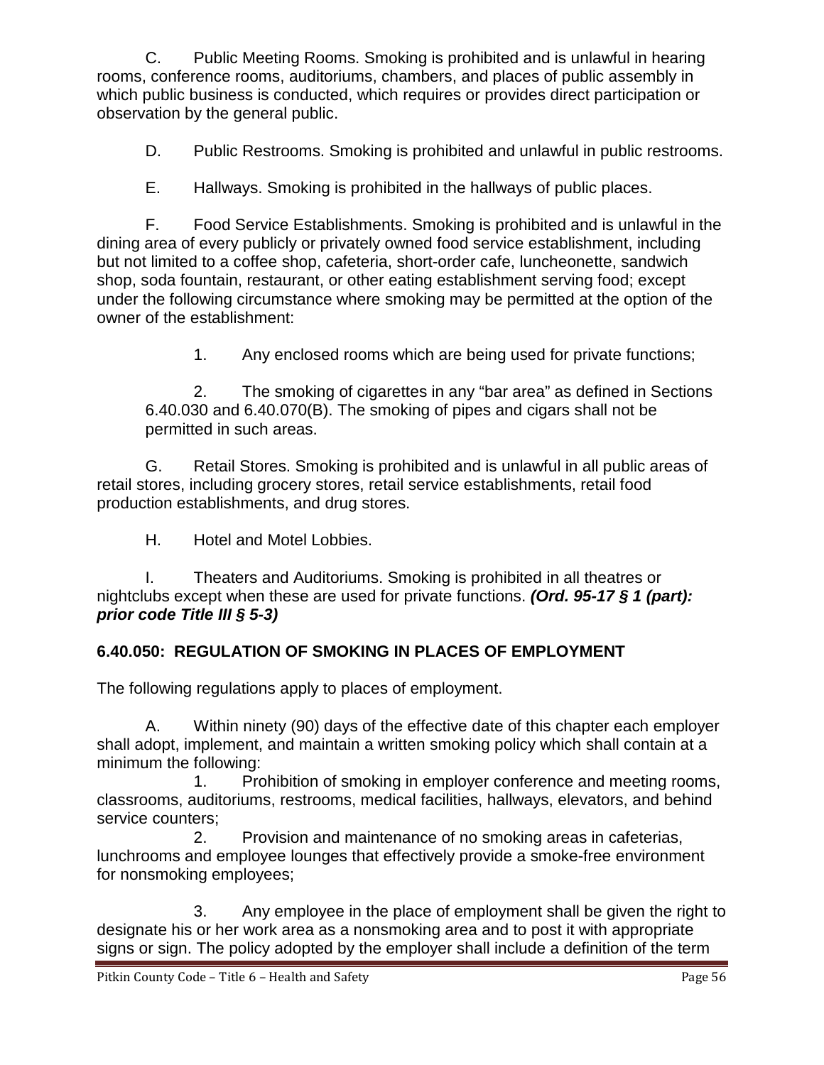C. Public Meeting Rooms. Smoking is prohibited and is unlawful in hearing rooms, conference rooms, auditoriums, chambers, and places of public assembly in which public business is conducted, which requires or provides direct participation or observation by the general public.

D. Public Restrooms. Smoking is prohibited and unlawful in public restrooms.

E. Hallways. Smoking is prohibited in the hallways of public places.

F. Food Service Establishments. Smoking is prohibited and is unlawful in the dining area of every publicly or privately owned food service establishment, including but not limited to a coffee shop, cafeteria, short-order cafe, luncheonette, sandwich shop, soda fountain, restaurant, or other eating establishment serving food; except under the following circumstance where smoking may be permitted at the option of the owner of the establishment:

1. Any enclosed rooms which are being used for private functions;

2. The smoking of cigarettes in any "bar area" as defined in Sections 6.40.030 and 6.40.070(B). The smoking of pipes and cigars shall not be permitted in such areas.

G. Retail Stores. Smoking is prohibited and is unlawful in all public areas of retail stores, including grocery stores, retail service establishments, retail food production establishments, and drug stores.

H. Hotel and Motel Lobbies.

I. Theaters and Auditoriums. Smoking is prohibited in all theatres or nightclubs except when these are used for private functions. ***(Ord. 95-17 § 1 (part): prior code Title III § 5-3)***

### 6.40.050: REGULATION OF SMOKING IN PLACES OF EMPLOYMENT

The following regulations apply to places of employment.

A. Within ninety (90) days of the effective date of this chapter each employer shall adopt, implement, and maintain a written smoking policy which shall contain at a minimum the following:

1. Prohibition of smoking in employer conference and meeting rooms, classrooms, auditoriums, restrooms, medical facilities, hallways, elevators, and behind service counters;

2. Provision and maintenance of no smoking areas in cafeterias, lunchrooms and employee lounges that effectively provide a smoke-free environment for nonsmoking employees;

3. Any employee in the place of employment shall be given the right to designate his or her work area as a nonsmoking area and to post it with appropriate signs or sign. The policy adopted by the employer shall include a definition of the term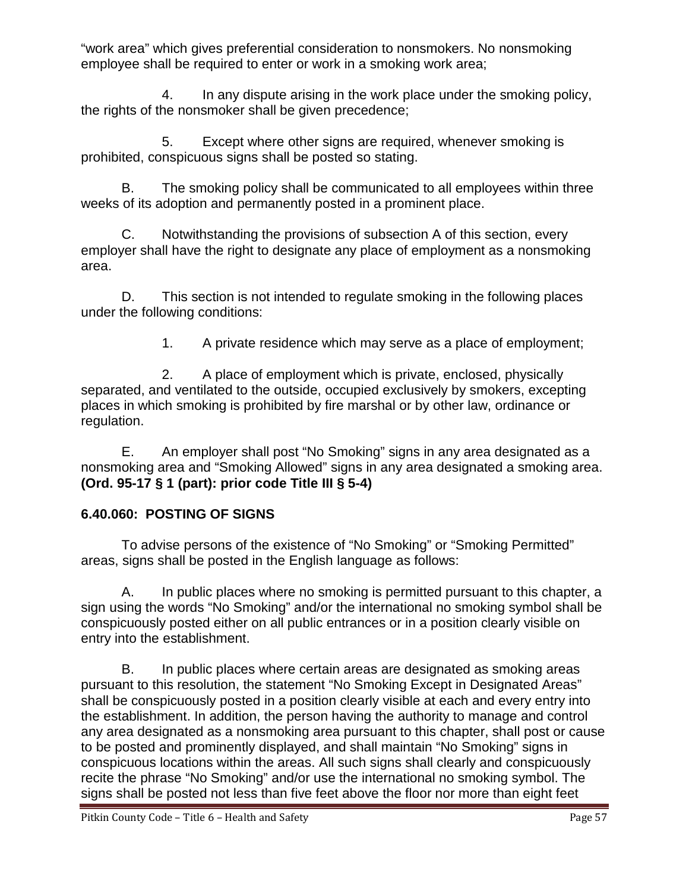"work area" which gives preferential consideration to nonsmokers. No nonsmoking employee shall be required to enter or work in a smoking work area;

4. In any dispute arising in the work place under the smoking policy, the rights of the nonsmoker shall be given precedence;

5. Except where other signs are required, whenever smoking is prohibited, conspicuous signs shall be posted so stating.

B. The smoking policy shall be communicated to all employees within three weeks of its adoption and permanently posted in a prominent place.

C. Notwithstanding the provisions of subsection A of this section, every employer shall have the right to designate any place of employment as a nonsmoking area.

D. This section is not intended to regulate smoking in the following places under the following conditions:

1. A private residence which may serve as a place of employment;

2. A place of employment which is private, enclosed, physically separated, and ventilated to the outside, occupied exclusively by smokers, excepting places in which smoking is prohibited by fire marshal or by other law, ordinance or regulation.

E. An employer shall post "No Smoking" signs in any area designated as a nonsmoking area and "Smoking Allowed" signs in any area designated a smoking area. **(Ord. 95-17 § 1 (part): prior code Title III § 5-4)**

### 6.40.060: POSTING OF SIGNS

To advise persons of the existence of "No Smoking" or "Smoking Permitted" areas, signs shall be posted in the English language as follows:

A. In public places where no smoking is permitted pursuant to this chapter, a sign using the words "No Smoking" and/or the international no smoking symbol shall be conspicuously posted either on all public entrances or in a position clearly visible on entry into the establishment.

B. In public places where certain areas are designated as smoking areas pursuant to this resolution, the statement "No Smoking Except in Designated Areas" shall be conspicuously posted in a position clearly visible at each and every entry into the establishment. In addition, the person having the authority to manage and control any area designated as a nonsmoking area pursuant to this chapter, shall post or cause to be posted and prominently displayed, and shall maintain "No Smoking" signs in conspicuous locations within the areas. All such signs shall clearly and conspicuously recite the phrase "No Smoking" and/or use the international no smoking symbol. The signs shall be posted not less than five feet above the floor nor more than eight feet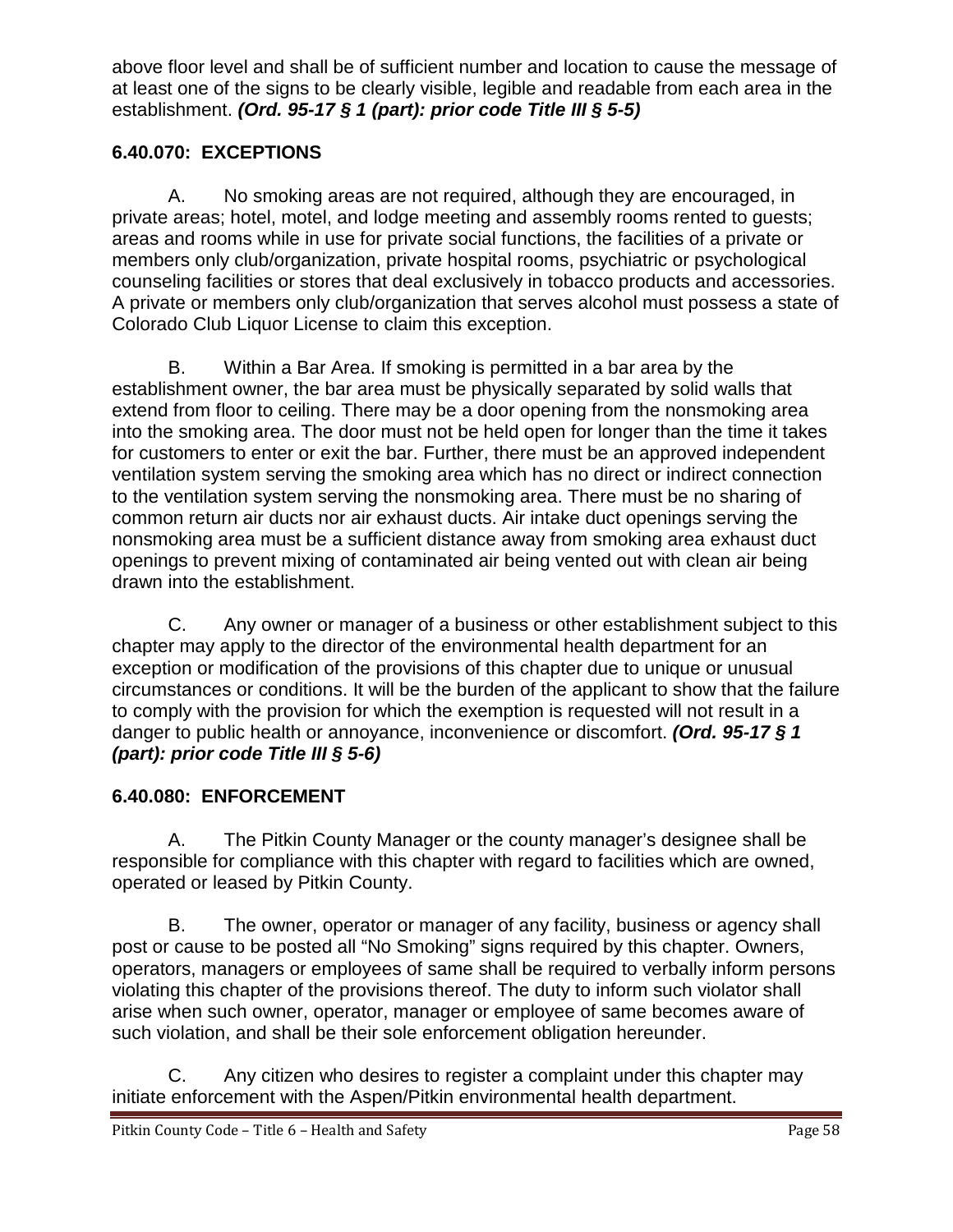above floor level and shall be of sufficient number and location to cause the message of at least one of the signs to be clearly visible, legible and readable from each area in the establishment. ***(Ord. 95-17 § 1 (part): prior code Title III § 5-5)***

### 6.40.070: EXCEPTIONS

A. No smoking areas are not required, although they are encouraged, in private areas; hotel, motel, and lodge meeting and assembly rooms rented to guests; areas and rooms while in use for private social functions, the facilities of a private or members only club/organization, private hospital rooms, psychiatric or psychological counseling facilities or stores that deal exclusively in tobacco products and accessories. A private or members only club/organization that serves alcohol must possess a state of Colorado Club Liquor License to claim this exception.

B. Within a Bar Area. If smoking is permitted in a bar area by the establishment owner, the bar area must be physically separated by solid walls that extend from floor to ceiling. There may be a door opening from the nonsmoking area into the smoking area. The door must not be held open for longer than the time it takes for customers to enter or exit the bar. Further, there must be an approved independent ventilation system serving the smoking area which has no direct or indirect connection to the ventilation system serving the nonsmoking area. There must be no sharing of common return air ducts nor air exhaust ducts. Air intake duct openings serving the nonsmoking area must be a sufficient distance away from smoking area exhaust duct openings to prevent mixing of contaminated air being vented out with clean air being drawn into the establishment.

C. Any owner or manager of a business or other establishment subject to this chapter may apply to the director of the environmental health department for an exception or modification of the provisions of this chapter due to unique or unusual circumstances or conditions. It will be the burden of the applicant to show that the failure to comply with the provision for which the exemption is requested will not result in a danger to public health or annoyance, inconvenience or discomfort. ***(Ord. 95-17 § 1 (part): prior code Title III § 5-6)***

### 6.40.080: ENFORCEMENT

A. The Pitkin County Manager or the county manager's designee shall be responsible for compliance with this chapter with regard to facilities which are owned, operated or leased by Pitkin County.

B. The owner, operator or manager of any facility, business or agency shall post or cause to be posted all "No Smoking" signs required by this chapter. Owners, operators, managers or employees of same shall be required to verbally inform persons violating this chapter of the provisions thereof. The duty to inform such violator shall arise when such owner, operator, manager or employee of same becomes aware of such violation, and shall be their sole enforcement obligation hereunder.

C. Any citizen who desires to register a complaint under this chapter may initiate enforcement with the Aspen/Pitkin environmental health department.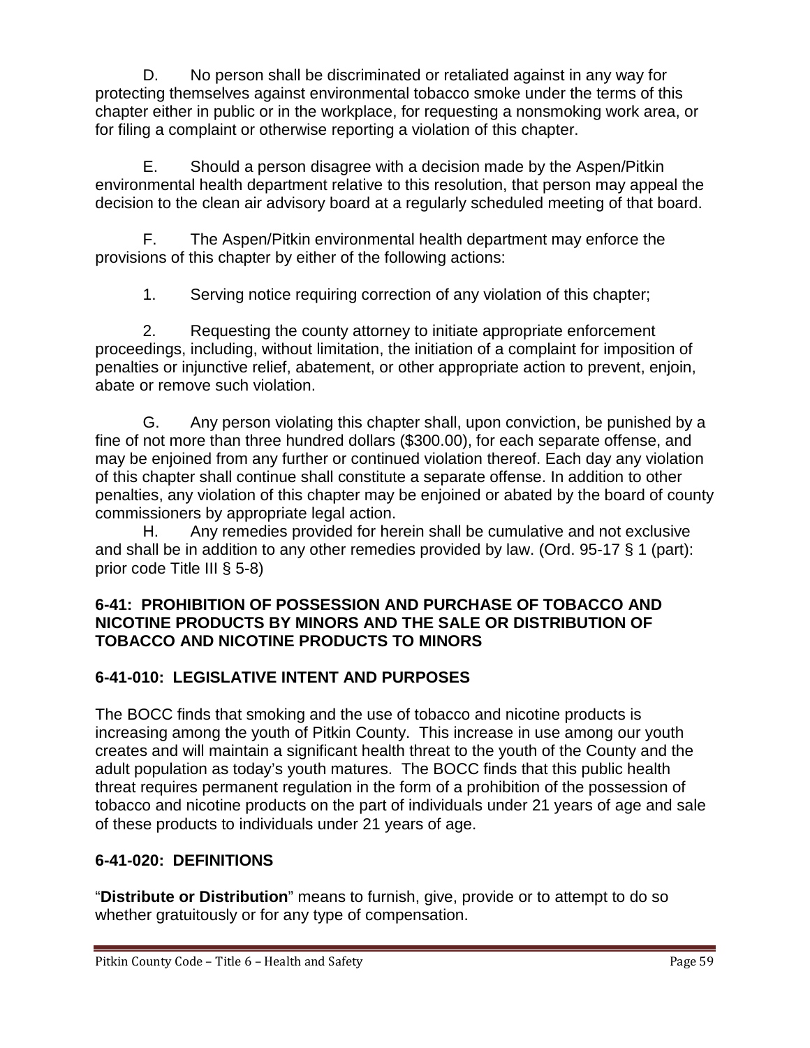D. No person shall be discriminated or retaliated against in any way for protecting themselves against environmental tobacco smoke under the terms of this chapter either in public or in the workplace, for requesting a nonsmoking work area, or for filing a complaint or otherwise reporting a violation of this chapter.

E. Should a person disagree with a decision made by the Aspen/Pitkin environmental health department relative to this resolution, that person may appeal the decision to the clean air advisory board at a regularly scheduled meeting of that board.

F. The Aspen/Pitkin environmental health department may enforce the provisions of this chapter by either of the following actions:

1. Serving notice requiring correction of any violation of this chapter;

2. Requesting the county attorney to initiate appropriate enforcement proceedings, including, without limitation, the initiation of a complaint for imposition of penalties or injunctive relief, abatement, or other appropriate action to prevent, enjoin, abate or remove such violation.

G. Any person violating this chapter shall, upon conviction, be punished by a fine of not more than three hundred dollars ($300.00), for each separate offense, and may be enjoined from any further or continued violation thereof. Each day any violation of this chapter shall continue shall constitute a separate offense. In addition to other penalties, any violation of this chapter may be enjoined or abated by the board of county commissioners by appropriate legal action.

H. Any remedies provided for herein shall be cumulative and not exclusive and shall be in addition to any other remedies provided by law. (Ord. 95-17 § 1 (part): prior code Title III § 5-8)

## 6-41: PROHIBITION OF POSSESSION AND PURCHASE OF TOBACCO AND NICOTINE PRODUCTS BY MINORS AND THE SALE OR DISTRIBUTION OF TOBACCO AND NICOTINE PRODUCTS TO MINORS

### 6-41-010: LEGISLATIVE INTENT AND PURPOSES

The BOCC finds that smoking and the use of tobacco and nicotine products is increasing among the youth of Pitkin County. This increase in use among our youth creates and will maintain a significant health threat to the youth of the County and the adult population as today's youth matures. The BOCC finds that this public health threat requires permanent regulation in the form of a prohibition of the possession of tobacco and nicotine products on the part of individuals under 21 years of age and sale of these products to individuals under 21 years of age.

### 6-41-020: DEFINITIONS

"**Distribute or Distribution**" means to furnish, give, provide or to attempt to do so whether gratuitously or for any type of compensation.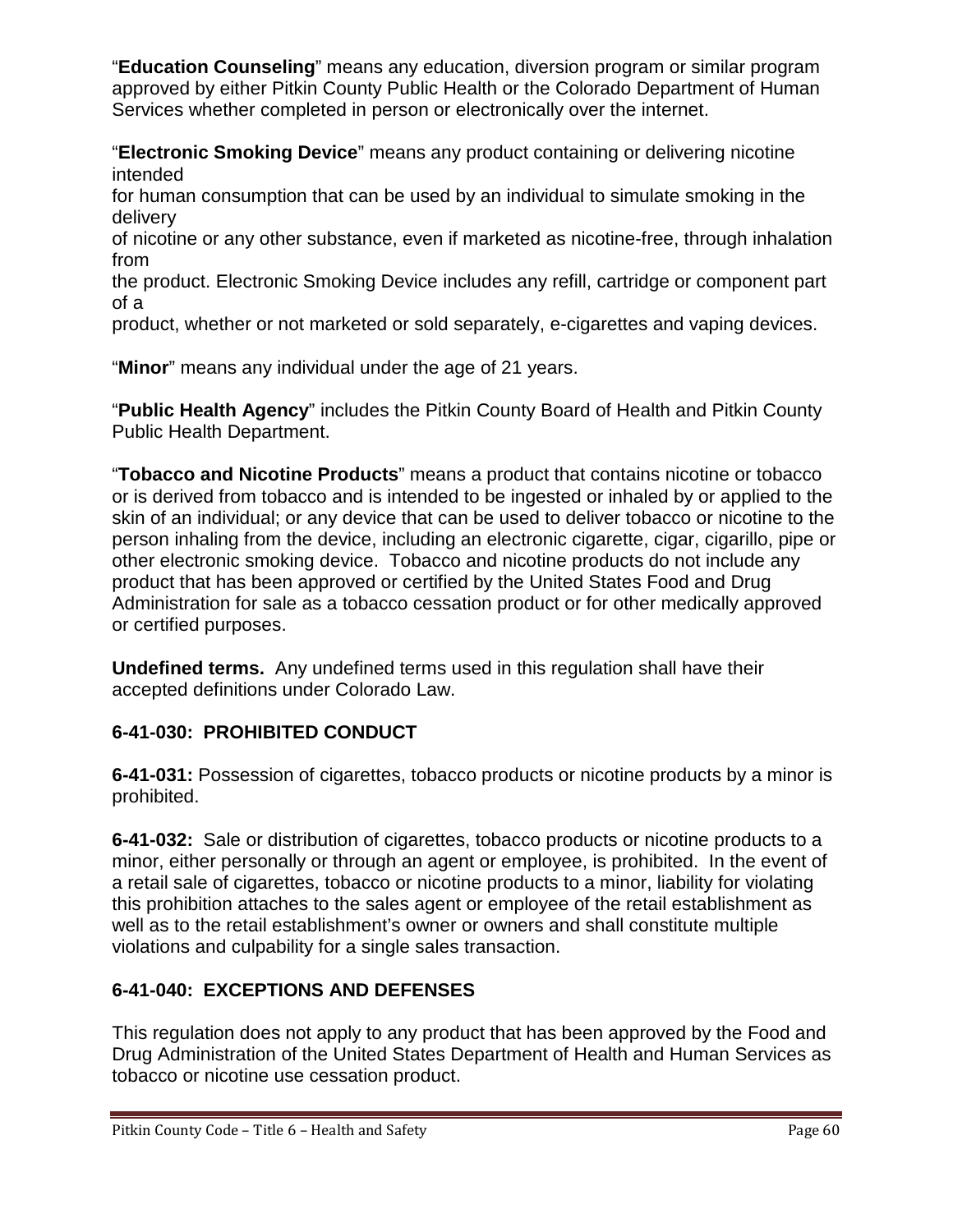"**Education Counseling**" means any education, diversion program or similar program approved by either Pitkin County Public Health or the Colorado Department of Human Services whether completed in person or electronically over the internet.

"**Electronic Smoking Device**" means any product containing or delivering nicotine intended for human consumption that can be used by an individual to simulate smoking in the delivery of nicotine or any other substance, even if marketed as nicotine-free, through inhalation from the product. Electronic Smoking Device includes any refill, cartridge or component part of a product, whether or not marketed or sold separately, e-cigarettes and vaping devices.

"**Minor**" means any individual under the age of 21 years.

"**Public Health Agency**" includes the Pitkin County Board of Health and Pitkin County Public Health Department.

"**Tobacco and Nicotine Products**" means a product that contains nicotine or tobacco or is derived from tobacco and is intended to be ingested or inhaled by or applied to the skin of an individual; or any device that can be used to deliver tobacco or nicotine to the person inhaling from the device, including an electronic cigarette, cigar, cigarillo, pipe or other electronic smoking device. Tobacco and nicotine products do not include any product that has been approved or certified by the United States Food and Drug Administration for sale as a tobacco cessation product or for other medically approved or certified purposes.

**Undefined terms.** Any undefined terms used in this regulation shall have their accepted definitions under Colorado Law.

## 6-41-030: PROHIBITED CONDUCT

**6-41-031:** Possession of cigarettes, tobacco products or nicotine products by a minor is prohibited.

**6-41-032:** Sale or distribution of cigarettes, tobacco products or nicotine products to a minor, either personally or through an agent or employee, is prohibited. In the event of a retail sale of cigarettes, tobacco or nicotine products to a minor, liability for violating this prohibition attaches to the sales agent or employee of the retail establishment as well as to the retail establishment's owner or owners and shall constitute multiple violations and culpability for a single sales transaction.

## 6-41-040: EXCEPTIONS AND DEFENSES

This regulation does not apply to any product that has been approved by the Food and Drug Administration of the United States Department of Health and Human Services as tobacco or nicotine use cessation product.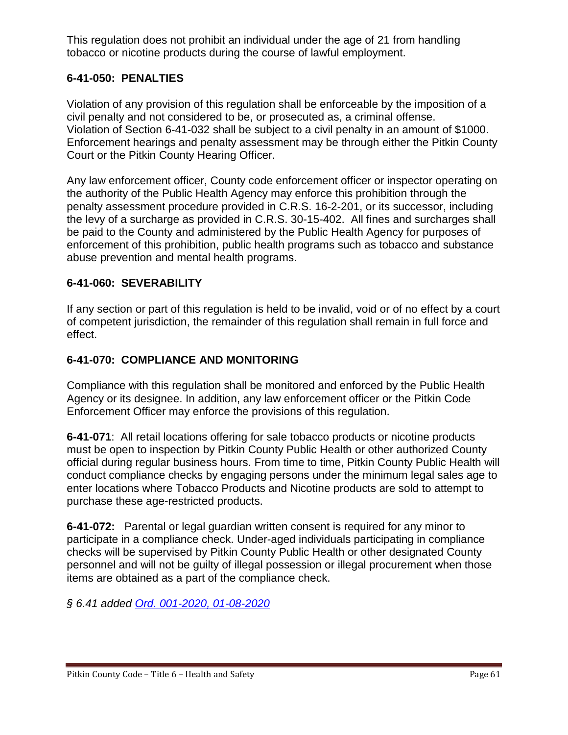This regulation does not prohibit an individual under the age of 21 from handling tobacco or nicotine products during the course of lawful employment.

### 6-41-050: PENALTIES

Violation of any provision of this regulation shall be enforceable by the imposition of a civil penalty and not considered to be, or prosecuted as, a criminal offense. Violation of Section 6-41-032 shall be subject to a civil penalty in an amount of $1000. Enforcement hearings and penalty assessment may be through either the Pitkin County Court or the Pitkin County Hearing Officer.

Any law enforcement officer, County code enforcement officer or inspector operating on the authority of the Public Health Agency may enforce this prohibition through the penalty assessment procedure provided in C.R.S. 16-2-201, or its successor, including the levy of a surcharge as provided in C.R.S. 30-15-402. All fines and surcharges shall be paid to the County and administered by the Public Health Agency for purposes of enforcement of this prohibition, public health programs such as tobacco and substance abuse prevention and mental health programs.

### 6-41-060: SEVERABILITY

If any section or part of this regulation is held to be invalid, void or of no effect by a court of competent jurisdiction, the remainder of this regulation shall remain in full force and effect.

### 6-41-070: COMPLIANCE AND MONITORING

Compliance with this regulation shall be monitored and enforced by the Public Health Agency or its designee. In addition, any law enforcement officer or the Pitkin Code Enforcement Officer may enforce the provisions of this regulation.

**6-41-071**: All retail locations offering for sale tobacco products or nicotine products must be open to inspection by Pitkin County Public Health or other authorized County official during regular business hours. From time to time, Pitkin County Public Health will conduct compliance checks by engaging persons under the minimum legal sales age to enter locations where Tobacco Products and Nicotine products are sold to attempt to purchase these age-restricted products.

**6-41-072:** Parental or legal guardian written consent is required for any minor to participate in a compliance check. Under-aged individuals participating in compliance checks will be supervised by Pitkin County Public Health or other designated County personnel and will not be guilty of illegal possession or illegal procurement when those items are obtained as a part of the compliance check.

*§ 6.41 added Ord. 001-2020, 01-08-2020*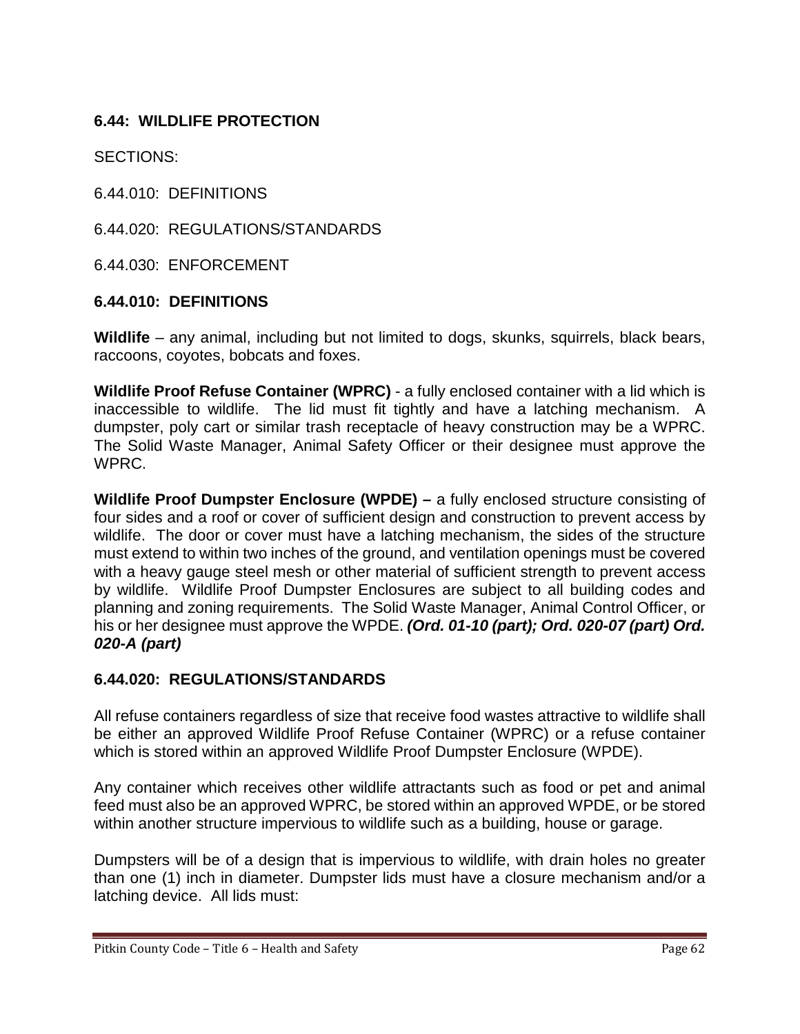## 6.44: WILDLIFE PROTECTION

SECTIONS:

6.44.010: DEFINITIONS

6.44.020: REGULATIONS/STANDARDS

6.44.030: ENFORCEMENT

### 6.44.010: DEFINITIONS

**Wildlife** – any animal, including but not limited to dogs, skunks, squirrels, black bears, raccoons, coyotes, bobcats and foxes.

**Wildlife Proof Refuse Container (WPRC)** - a fully enclosed container with a lid which is inaccessible to wildlife. The lid must fit tightly and have a latching mechanism. A dumpster, poly cart or similar trash receptacle of heavy construction may be a WPRC. The Solid Waste Manager, Animal Safety Officer or their designee must approve the WPRC.

**Wildlife Proof Dumpster Enclosure (WPDE) –** a fully enclosed structure consisting of four sides and a roof or cover of sufficient design and construction to prevent access by wildlife. The door or cover must have a latching mechanism, the sides of the structure must extend to within two inches of the ground, and ventilation openings must be covered with a heavy gauge steel mesh or other material of sufficient strength to prevent access by wildlife. Wildlife Proof Dumpster Enclosures are subject to all building codes and planning and zoning requirements. The Solid Waste Manager, Animal Control Officer, or his or her designee must approve the WPDE. ***(Ord. 01-10 (part); Ord. 020-07 (part) Ord. 020-A (part)***

### 6.44.020: REGULATIONS/STANDARDS

All refuse containers regardless of size that receive food wastes attractive to wildlife shall be either an approved Wildlife Proof Refuse Container (WPRC) or a refuse container which is stored within an approved Wildlife Proof Dumpster Enclosure (WPDE).

Any container which receives other wildlife attractants such as food or pet and animal feed must also be an approved WPRC, be stored within an approved WPDE, or be stored within another structure impervious to wildlife such as a building, house or garage.

Dumpsters will be of a design that is impervious to wildlife, with drain holes no greater than one (1) inch in diameter. Dumpster lids must have a closure mechanism and/or a latching device. All lids must: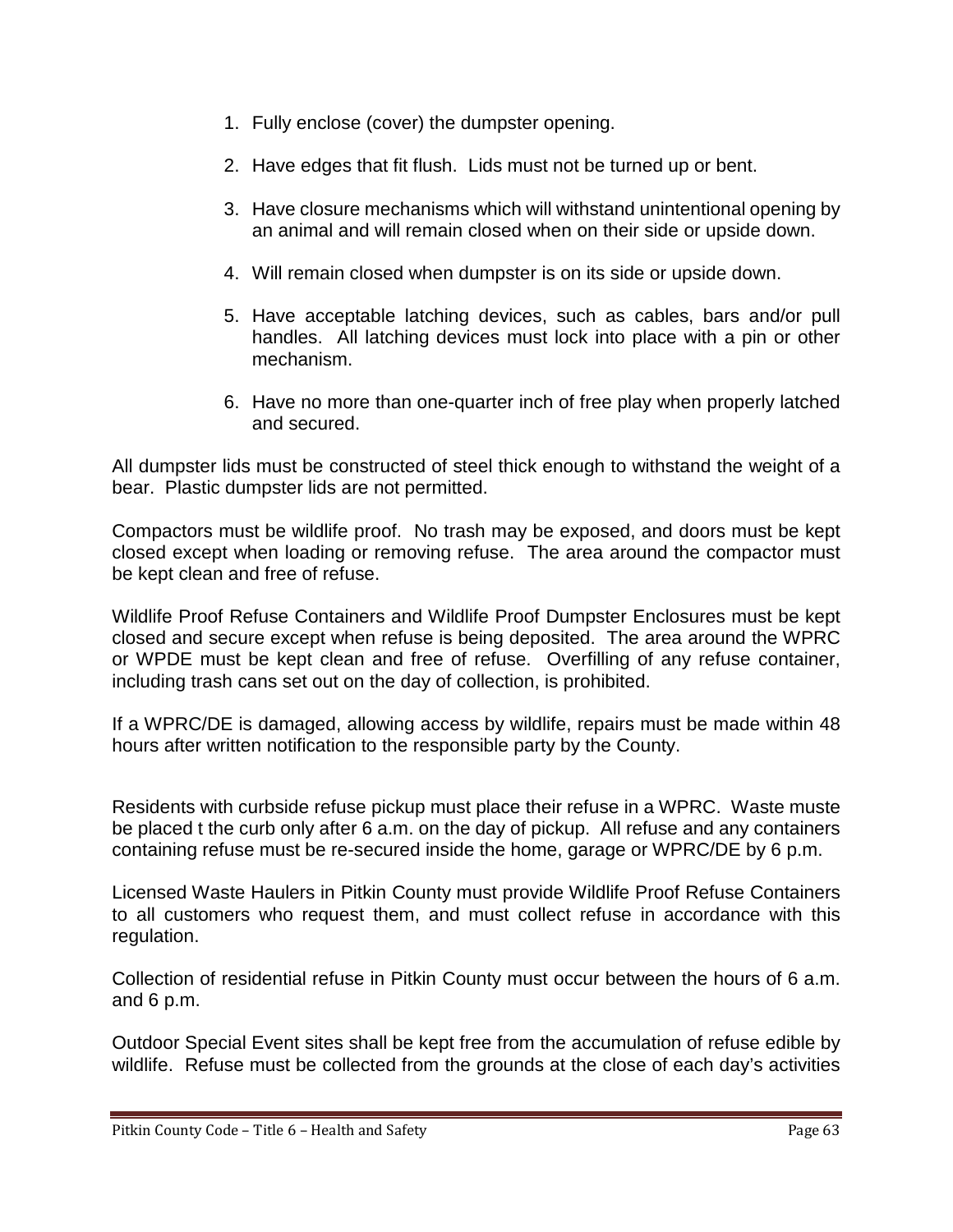1. Fully enclose (cover) the dumpster opening.

2. Have edges that fit flush. Lids must not be turned up or bent.

3. Have closure mechanisms which will withstand unintentional opening by an animal and will remain closed when on their side or upside down.

4. Will remain closed when dumpster is on its side or upside down.

5. Have acceptable latching devices, such as cables, bars and/or pull handles. All latching devices must lock into place with a pin or other mechanism.

6. Have no more than one-quarter inch of free play when properly latched and secured.

All dumpster lids must be constructed of steel thick enough to withstand the weight of a bear. Plastic dumpster lids are not permitted.

Compactors must be wildlife proof. No trash may be exposed, and doors must be kept closed except when loading or removing refuse. The area around the compactor must be kept clean and free of refuse.

Wildlife Proof Refuse Containers and Wildlife Proof Dumpster Enclosures must be kept closed and secure except when refuse is being deposited. The area around the WPRC or WPDE must be kept clean and free of refuse. Overfilling of any refuse container, including trash cans set out on the day of collection, is prohibited.

If a WPRC/DE is damaged, allowing access by wildlife, repairs must be made within 48 hours after written notification to the responsible party by the County.

Residents with curbside refuse pickup must place their refuse in a WPRC. Waste muste be placed t the curb only after 6 a.m. on the day of pickup. All refuse and any containers containing refuse must be re-secured inside the home, garage or WPRC/DE by 6 p.m.

Licensed Waste Haulers in Pitkin County must provide Wildlife Proof Refuse Containers to all customers who request them, and must collect refuse in accordance with this regulation.

Collection of residential refuse in Pitkin County must occur between the hours of 6 a.m. and 6 p.m.

Outdoor Special Event sites shall be kept free from the accumulation of refuse edible by wildlife. Refuse must be collected from the grounds at the close of each day's activities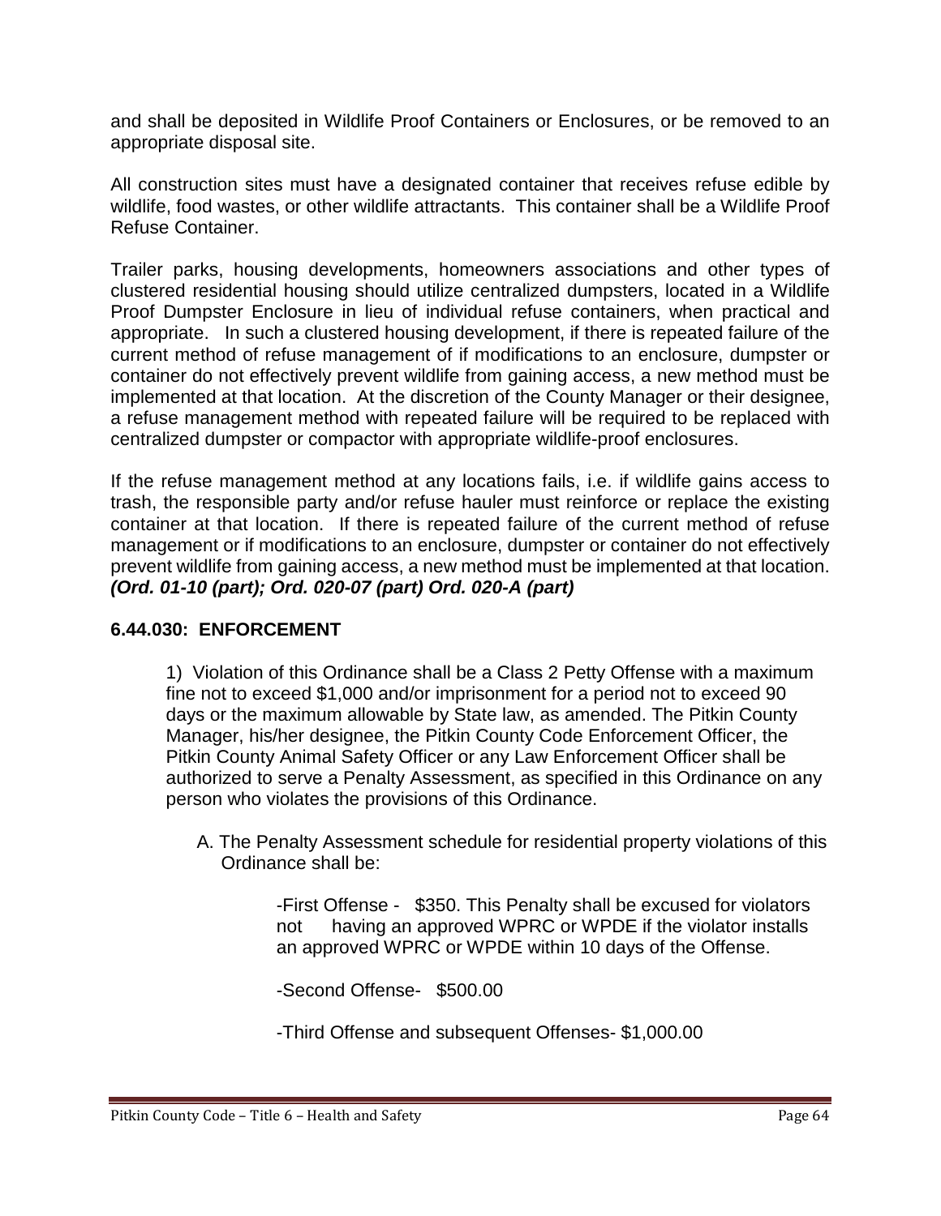and shall be deposited in Wildlife Proof Containers or Enclosures, or be removed to an appropriate disposal site.

All construction sites must have a designated container that receives refuse edible by wildlife, food wastes, or other wildlife attractants. This container shall be a Wildlife Proof Refuse Container.

Trailer parks, housing developments, homeowners associations and other types of clustered residential housing should utilize centralized dumpsters, located in a Wildlife Proof Dumpster Enclosure in lieu of individual refuse containers, when practical and appropriate. In such a clustered housing development, if there is repeated failure of the current method of refuse management of if modifications to an enclosure, dumpster or container do not effectively prevent wildlife from gaining access, a new method must be implemented at that location. At the discretion of the County Manager or their designee, a refuse management method with repeated failure will be required to be replaced with centralized dumpster or compactor with appropriate wildlife-proof enclosures.

If the refuse management method at any locations fails, i.e. if wildlife gains access to trash, the responsible party and/or refuse hauler must reinforce or replace the existing container at that location. If there is repeated failure of the current method of refuse management or if modifications to an enclosure, dumpster or container do not effectively prevent wildlife from gaining access, a new method must be implemented at that location. ***(Ord. 01-10 (part); Ord. 020-07 (part) Ord. 020-A (part)***

### 6.44.030: ENFORCEMENT

1) Violation of this Ordinance shall be a Class 2 Petty Offense with a maximum fine not to exceed $1,000 and/or imprisonment for a period not to exceed 90 days or the maximum allowable by State law, as amended. The Pitkin County Manager, his/her designee, the Pitkin County Code Enforcement Officer, the Pitkin County Animal Safety Officer or any Law Enforcement Officer shall be authorized to serve a Penalty Assessment, as specified in this Ordinance on any person who violates the provisions of this Ordinance.

A. The Penalty Assessment schedule for residential property violations of this Ordinance shall be:

-First Offense - $350. This Penalty shall be excused for violators not having an approved WPRC or WPDE if the violator installs an approved WPRC or WPDE within 10 days of the Offense.

-Second Offense- $500.00

-Third Offense and subsequent Offenses- $1,000.00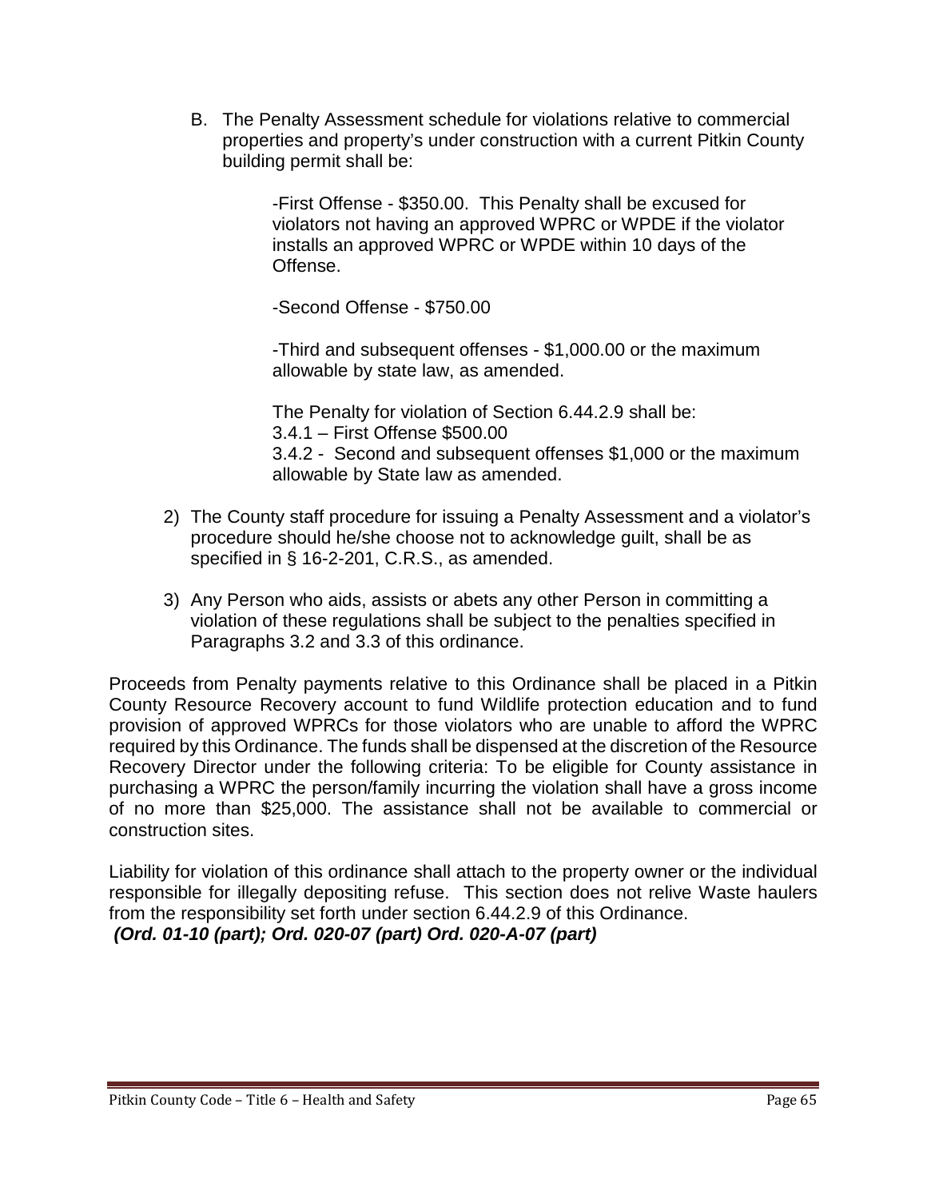B. The Penalty Assessment schedule for violations relative to commercial properties and property's under construction with a current Pitkin County building permit shall be:

   -First Offense - $350.00. This Penalty shall be excused for violators not having an approved WPRC or WPDE if the violator installs an approved WPRC or WPDE within 10 days of the Offense.

   -Second Offense - $750.00

   -Third and subsequent offenses - $1,000.00 or the maximum allowable by state law, as amended.

   The Penalty for violation of Section 6.44.2.9 shall be:
   3.4.1 – First Offense $500.00
   3.4.2 - Second and subsequent offenses $1,000 or the maximum allowable by State law as amended.

2) The County staff procedure for issuing a Penalty Assessment and a violator's procedure should he/she choose not to acknowledge guilt, shall be as specified in § 16-2-201, C.R.S., as amended.

3) Any Person who aids, assists or abets any other Person in committing a violation of these regulations shall be subject to the penalties specified in Paragraphs 3.2 and 3.3 of this ordinance.

Proceeds from Penalty payments relative to this Ordinance shall be placed in a Pitkin County Resource Recovery account to fund Wildlife protection education and to fund provision of approved WPRCs for those violators who are unable to afford the WPRC required by this Ordinance. The funds shall be dispensed at the discretion of the Resource Recovery Director under the following criteria: To be eligible for County assistance in purchasing a WPRC the person/family incurring the violation shall have a gross income of no more than $25,000. The assistance shall not be available to commercial or construction sites.

Liability for violation of this ordinance shall attach to the property owner or the individual responsible for illegally depositing refuse. This section does not relive Waste haulers from the responsibility set forth under section 6.44.2.9 of this Ordinance.
***(Ord. 01-10 (part); Ord. 020-07 (part) Ord. 020-A-07 (part)***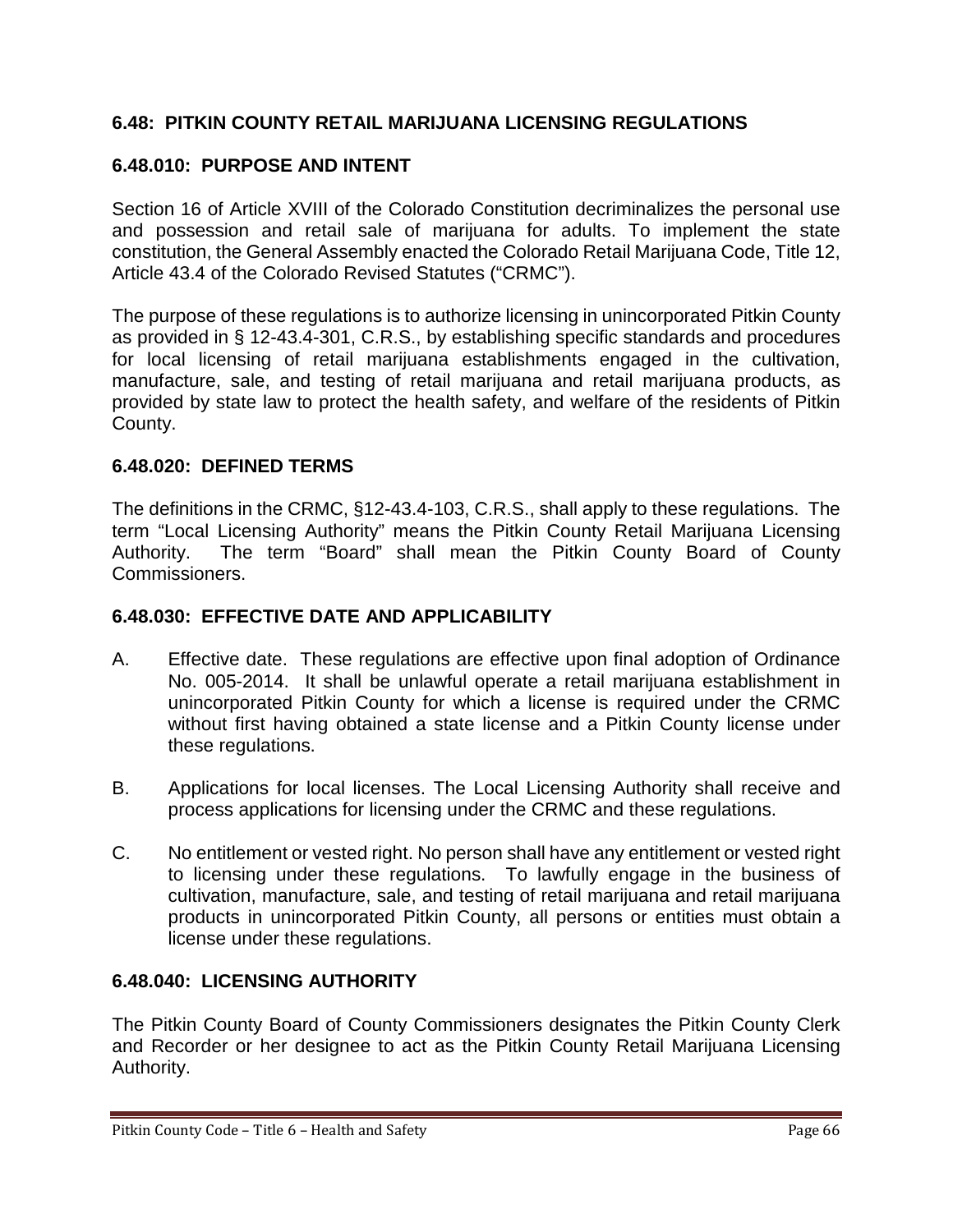## 6.48: PITKIN COUNTY RETAIL MARIJUANA LICENSING REGULATIONS

### 6.48.010: PURPOSE AND INTENT

Section 16 of Article XVIII of the Colorado Constitution decriminalizes the personal use and possession and retail sale of marijuana for adults. To implement the state constitution, the General Assembly enacted the Colorado Retail Marijuana Code, Title 12, Article 43.4 of the Colorado Revised Statutes ("CRMC").

The purpose of these regulations is to authorize licensing in unincorporated Pitkin County as provided in § 12-43.4-301, C.R.S., by establishing specific standards and procedures for local licensing of retail marijuana establishments engaged in the cultivation, manufacture, sale, and testing of retail marijuana and retail marijuana products, as provided by state law to protect the health safety, and welfare of the residents of Pitkin County.

### 6.48.020: DEFINED TERMS

The definitions in the CRMC, §12-43.4-103, C.R.S., shall apply to these regulations. The term "Local Licensing Authority" means the Pitkin County Retail Marijuana Licensing Authority. The term "Board" shall mean the Pitkin County Board of County Commissioners.

### 6.48.030: EFFECTIVE DATE AND APPLICABILITY

A. Effective date. These regulations are effective upon final adoption of Ordinance No. 005-2014. It shall be unlawful operate a retail marijuana establishment in unincorporated Pitkin County for which a license is required under the CRMC without first having obtained a state license and a Pitkin County license under these regulations.

B. Applications for local licenses. The Local Licensing Authority shall receive and process applications for licensing under the CRMC and these regulations.

C. No entitlement or vested right. No person shall have any entitlement or vested right to licensing under these regulations. To lawfully engage in the business of cultivation, manufacture, sale, and testing of retail marijuana and retail marijuana products in unincorporated Pitkin County, all persons or entities must obtain a license under these regulations.

### 6.48.040: LICENSING AUTHORITY

The Pitkin County Board of County Commissioners designates the Pitkin County Clerk and Recorder or her designee to act as the Pitkin County Retail Marijuana Licensing Authority.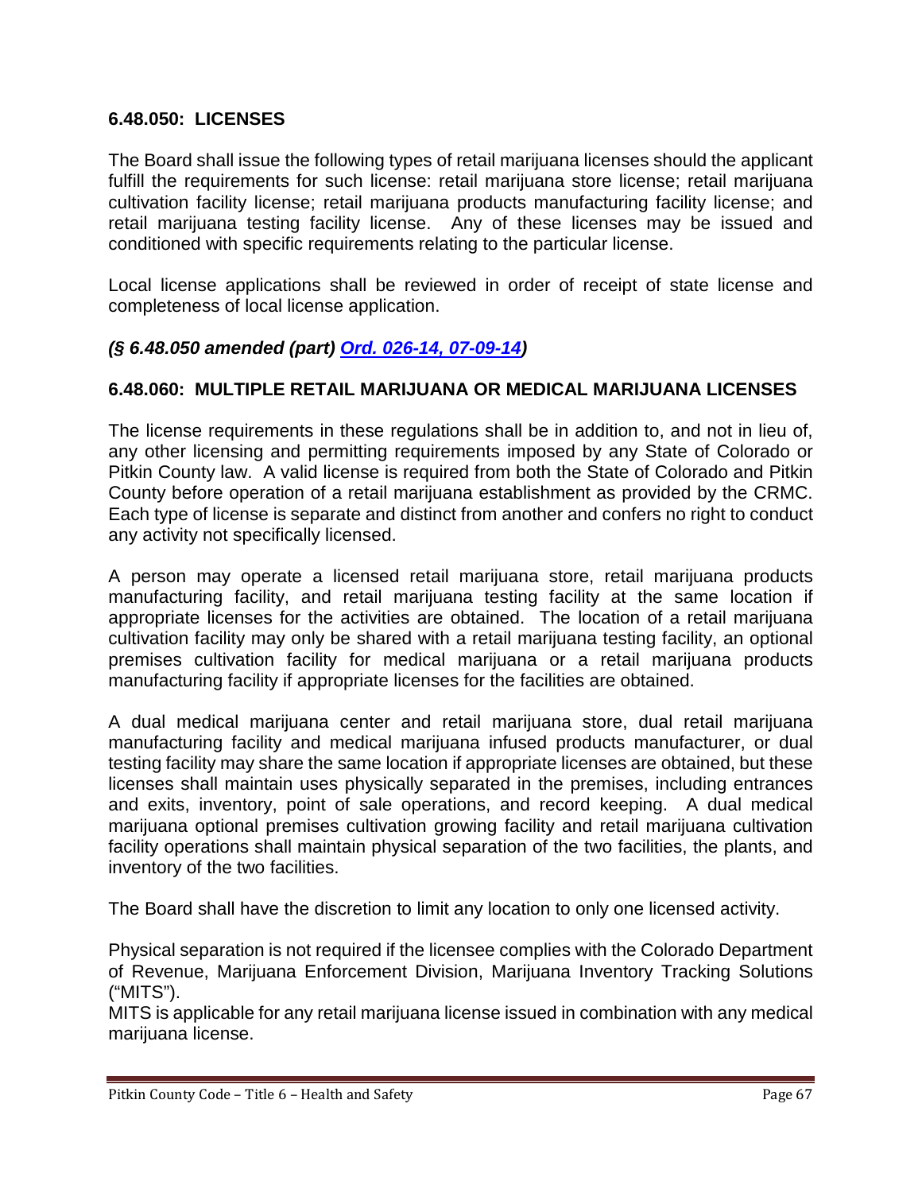### 6.48.050: LICENSES

The Board shall issue the following types of retail marijuana licenses should the applicant fulfill the requirements for such license: retail marijuana store license; retail marijuana cultivation facility license; retail marijuana products manufacturing facility license; and retail marijuana testing facility license. Any of these licenses may be issued and conditioned with specific requirements relating to the particular license.

Local license applications shall be reviewed in order of receipt of state license and completeness of local license application.

***(§ 6.48.050 amended (part) [Ord. 026-14, 07-09-14](#))***

### 6.48.060: MULTIPLE RETAIL MARIJUANA OR MEDICAL MARIJUANA LICENSES

The license requirements in these regulations shall be in addition to, and not in lieu of, any other licensing and permitting requirements imposed by any State of Colorado or Pitkin County law. A valid license is required from both the State of Colorado and Pitkin County before operation of a retail marijuana establishment as provided by the CRMC. Each type of license is separate and distinct from another and confers no right to conduct any activity not specifically licensed.

A person may operate a licensed retail marijuana store, retail marijuana products manufacturing facility, and retail marijuana testing facility at the same location if appropriate licenses for the activities are obtained. The location of a retail marijuana cultivation facility may only be shared with a retail marijuana testing facility, an optional premises cultivation facility for medical marijuana or a retail marijuana products manufacturing facility if appropriate licenses for the facilities are obtained.

A dual medical marijuana center and retail marijuana store, dual retail marijuana manufacturing facility and medical marijuana infused products manufacturer, or dual testing facility may share the same location if appropriate licenses are obtained, but these licenses shall maintain uses physically separated in the premises, including entrances and exits, inventory, point of sale operations, and record keeping. A dual medical marijuana optional premises cultivation growing facility and retail marijuana cultivation facility operations shall maintain physical separation of the two facilities, the plants, and inventory of the two facilities.

The Board shall have the discretion to limit any location to only one licensed activity.

Physical separation is not required if the licensee complies with the Colorado Department of Revenue, Marijuana Enforcement Division, Marijuana Inventory Tracking Solutions ("MITS").
MITS is applicable for any retail marijuana license issued in combination with any medical marijuana license.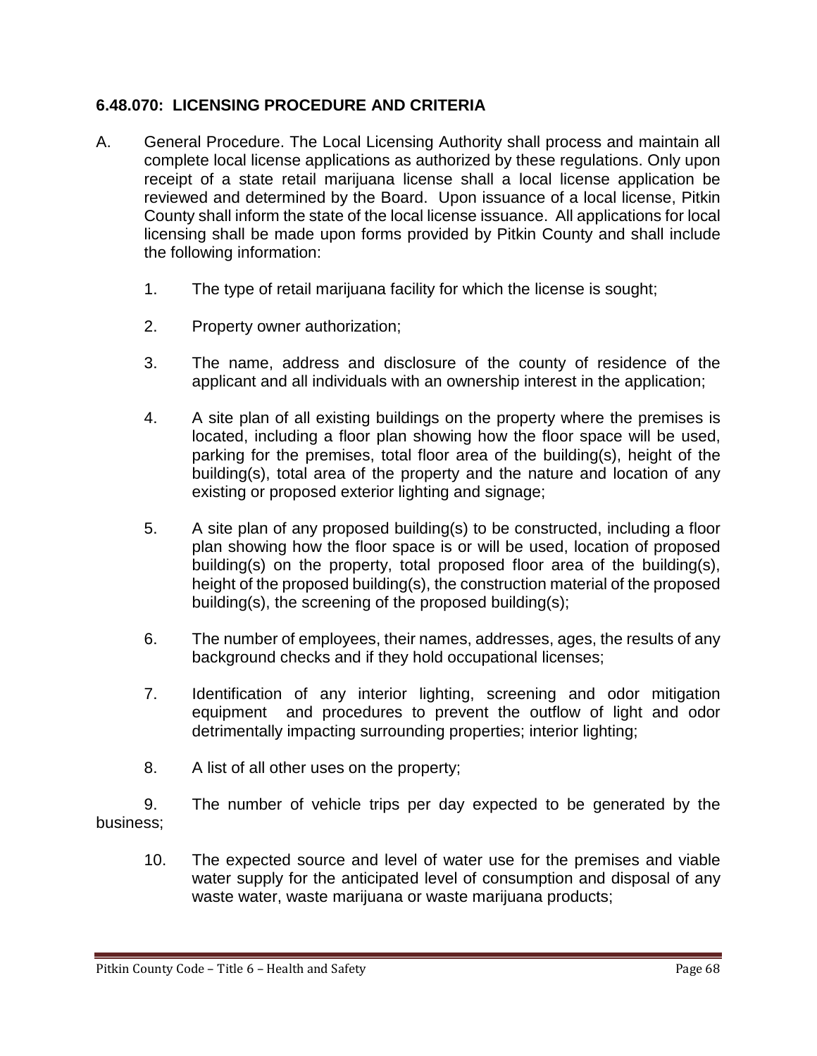### 6.48.070: LICENSING PROCEDURE AND CRITERIA

A. General Procedure. The Local Licensing Authority shall process and maintain all complete local license applications as authorized by these regulations. Only upon receipt of a state retail marijuana license shall a local license application be reviewed and determined by the Board. Upon issuance of a local license, Pitkin County shall inform the state of the local license issuance. All applications for local licensing shall be made upon forms provided by Pitkin County and shall include the following information:

1. The type of retail marijuana facility for which the license is sought;

2. Property owner authorization;

3. The name, address and disclosure of the county of residence of the applicant and all individuals with an ownership interest in the application;

4. A site plan of all existing buildings on the property where the premises is located, including a floor plan showing how the floor space will be used, parking for the premises, total floor area of the building(s), height of the building(s), total area of the property and the nature and location of any existing or proposed exterior lighting and signage;

5. A site plan of any proposed building(s) to be constructed, including a floor plan showing how the floor space is or will be used, location of proposed building(s) on the property, total proposed floor area of the building(s), height of the proposed building(s), the construction material of the proposed building(s), the screening of the proposed building(s);

6. The number of employees, their names, addresses, ages, the results of any background checks and if they hold occupational licenses;

7. Identification of any interior lighting, screening and odor mitigation equipment and procedures to prevent the outflow of light and odor detrimentally impacting surrounding properties; interior lighting;

8. A list of all other uses on the property;

9. The number of vehicle trips per day expected to be generated by the business;

10. The expected source and level of water use for the premises and viable water supply for the anticipated level of consumption and disposal of any waste water, waste marijuana or waste marijuana products;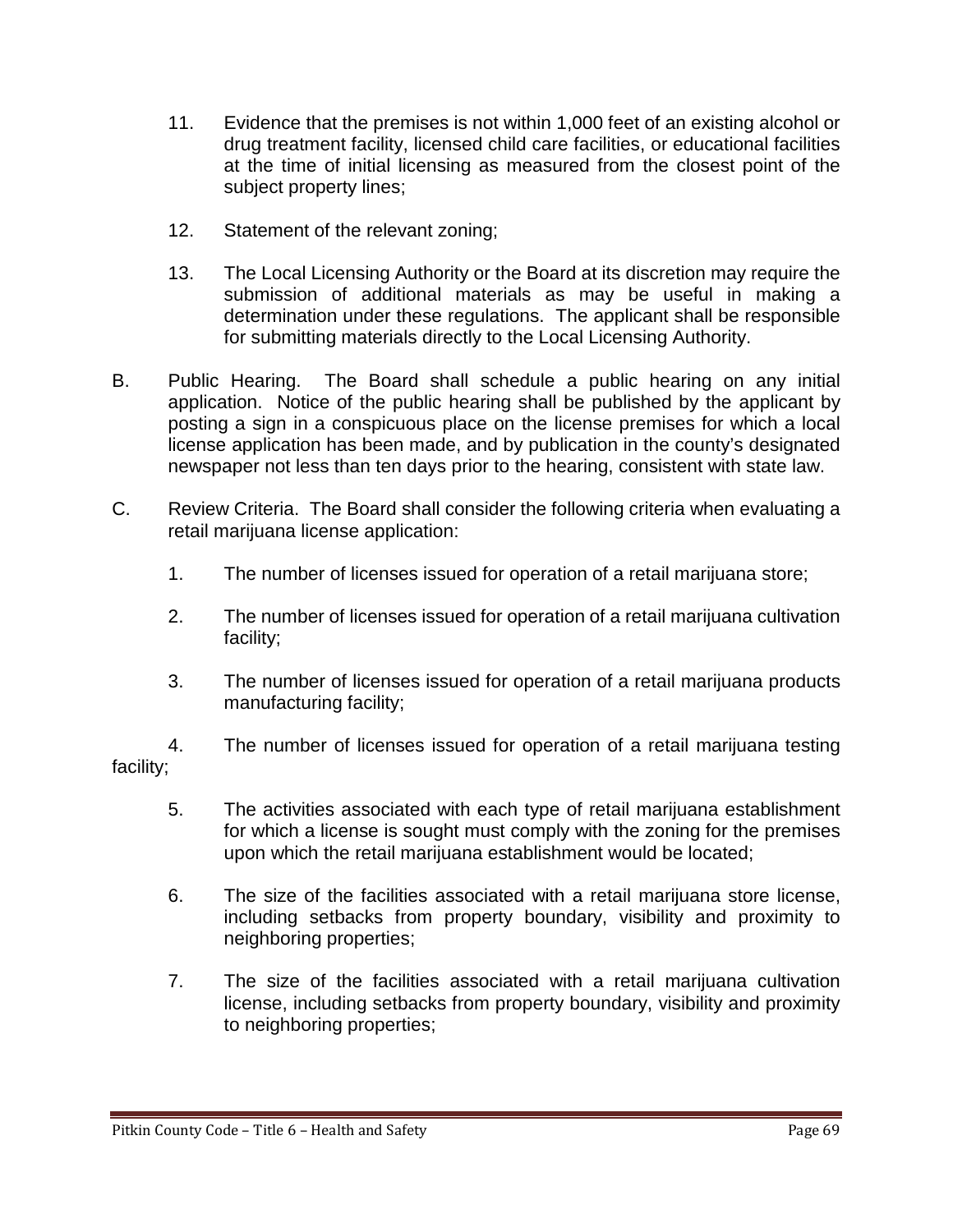11. Evidence that the premises is not within 1,000 feet of an existing alcohol or drug treatment facility, licensed child care facilities, or educational facilities at the time of initial licensing as measured from the closest point of the subject property lines;

12. Statement of the relevant zoning;

13. The Local Licensing Authority or the Board at its discretion may require the submission of additional materials as may be useful in making a determination under these regulations. The applicant shall be responsible for submitting materials directly to the Local Licensing Authority.

B. Public Hearing. The Board shall schedule a public hearing on any initial application. Notice of the public hearing shall be published by the applicant by posting a sign in a conspicuous place on the license premises for which a local license application has been made, and by publication in the county's designated newspaper not less than ten days prior to the hearing, consistent with state law.

C. Review Criteria. The Board shall consider the following criteria when evaluating a retail marijuana license application:

1. The number of licenses issued for operation of a retail marijuana store;

2. The number of licenses issued for operation of a retail marijuana cultivation facility;

3. The number of licenses issued for operation of a retail marijuana products manufacturing facility;

4. The number of licenses issued for operation of a retail marijuana testing facility;

5. The activities associated with each type of retail marijuana establishment for which a license is sought must comply with the zoning for the premises upon which the retail marijuana establishment would be located;

6. The size of the facilities associated with a retail marijuana store license, including setbacks from property boundary, visibility and proximity to neighboring properties;

7. The size of the facilities associated with a retail marijuana cultivation license, including setbacks from property boundary, visibility and proximity to neighboring properties;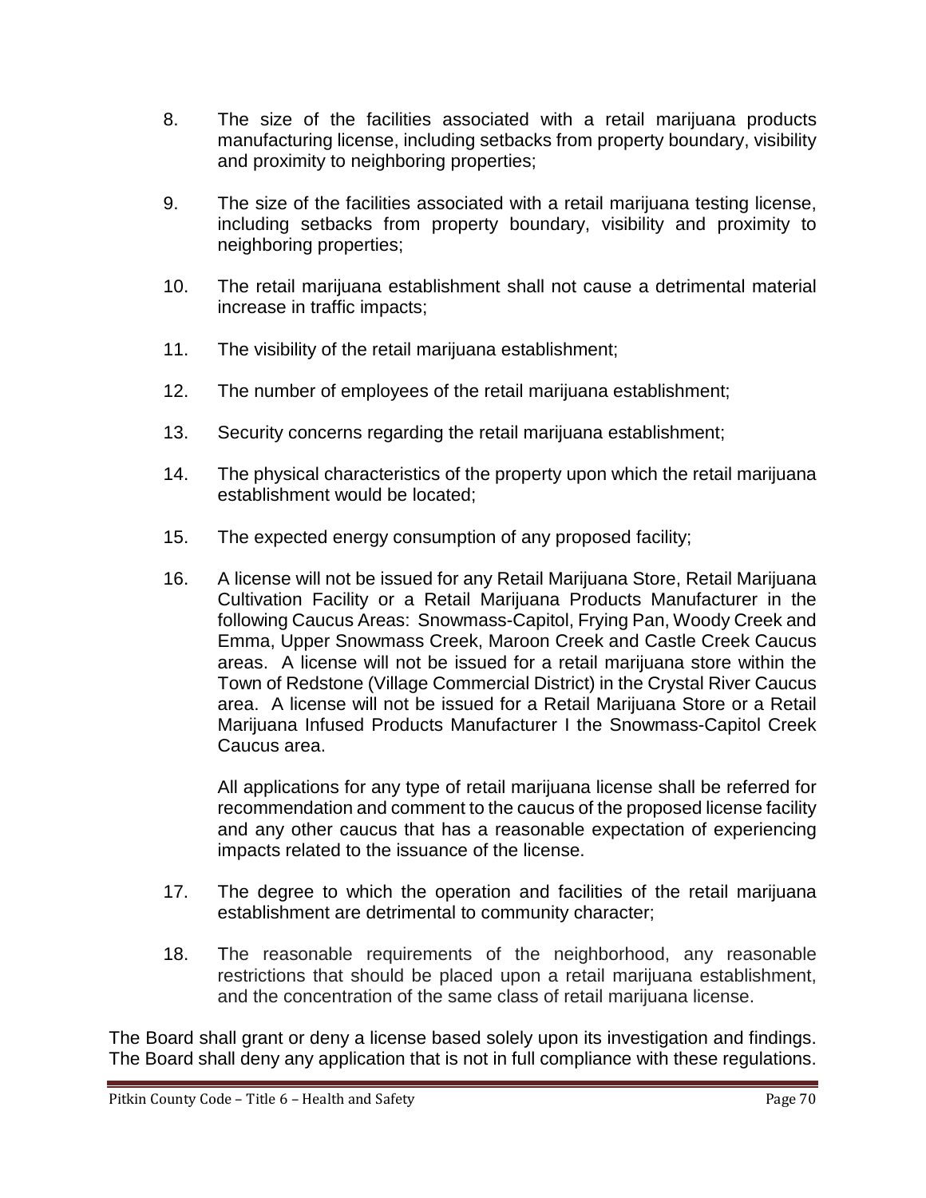8. The size of the facilities associated with a retail marijuana products manufacturing license, including setbacks from property boundary, visibility and proximity to neighboring properties;

9. The size of the facilities associated with a retail marijuana testing license, including setbacks from property boundary, visibility and proximity to neighboring properties;

10. The retail marijuana establishment shall not cause a detrimental material increase in traffic impacts;

11. The visibility of the retail marijuana establishment;

12. The number of employees of the retail marijuana establishment;

13. Security concerns regarding the retail marijuana establishment;

14. The physical characteristics of the property upon which the retail marijuana establishment would be located;

15. The expected energy consumption of any proposed facility;

16. A license will not be issued for any Retail Marijuana Store, Retail Marijuana Cultivation Facility or a Retail Marijuana Products Manufacturer in the following Caucus Areas: Snowmass-Capitol, Frying Pan, Woody Creek and Emma, Upper Snowmass Creek, Maroon Creek and Castle Creek Caucus areas. A license will not be issued for a retail marijuana store within the Town of Redstone (Village Commercial District) in the Crystal River Caucus area. A license will not be issued for a Retail Marijuana Store or a Retail Marijuana Infused Products Manufacturer I the Snowmass-Capitol Creek Caucus area.

    All applications for any type of retail marijuana license shall be referred for recommendation and comment to the caucus of the proposed license facility and any other caucus that has a reasonable expectation of experiencing impacts related to the issuance of the license.

17. The degree to which the operation and facilities of the retail marijuana establishment are detrimental to community character;

18. The reasonable requirements of the neighborhood, any reasonable restrictions that should be placed upon a retail marijuana establishment, and the concentration of the same class of retail marijuana license.

The Board shall grant or deny a license based solely upon its investigation and findings. The Board shall deny any application that is not in full compliance with these regulations.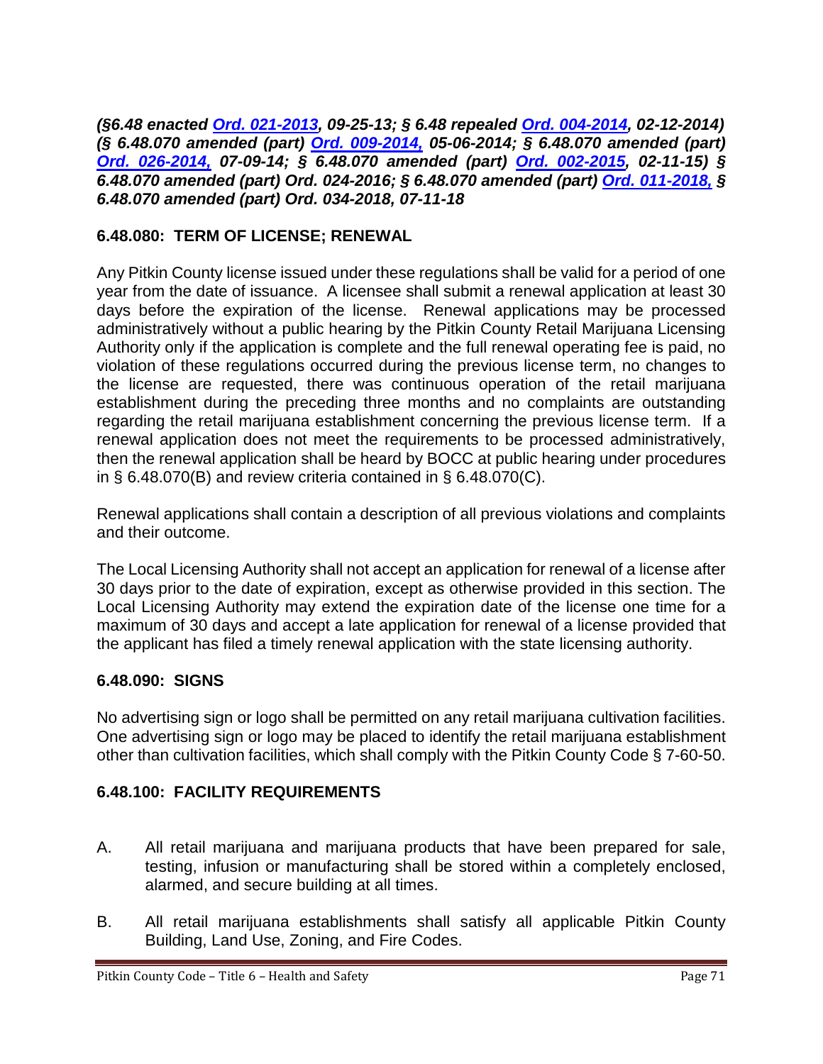***(§6.48 enacted [Ord. 021-2013](), 09-25-13; § 6.48 repealed [Ord. 004-2014](), 02-12-2014) (§ 6.48.070 amended (part) [Ord. 009-2014,]() 05-06-2014; § 6.48.070 amended (part) [Ord. 026-2014,]() 07-09-14; § 6.48.070 amended (part) [Ord. 002-2015](), 02-11-15) § 6.48.070 amended (part) Ord. 024-2016; § 6.48.070 amended (part) [Ord. 011-2018,]() § 6.48.070 amended (part) Ord. 034-2018, 07-11-18***

### 6.48.080: TERM OF LICENSE; RENEWAL

Any Pitkin County license issued under these regulations shall be valid for a period of one year from the date of issuance. A licensee shall submit a renewal application at least 30 days before the expiration of the license. Renewal applications may be processed administratively without a public hearing by the Pitkin County Retail Marijuana Licensing Authority only if the application is complete and the full renewal operating fee is paid, no violation of these regulations occurred during the previous license term, no changes to the license are requested, there was continuous operation of the retail marijuana establishment during the preceding three months and no complaints are outstanding regarding the retail marijuana establishment concerning the previous license term. If a renewal application does not meet the requirements to be processed administratively, then the renewal application shall be heard by BOCC at public hearing under procedures in § 6.48.070(B) and review criteria contained in § 6.48.070(C).

Renewal applications shall contain a description of all previous violations and complaints and their outcome.

The Local Licensing Authority shall not accept an application for renewal of a license after 30 days prior to the date of expiration, except as otherwise provided in this section. The Local Licensing Authority may extend the expiration date of the license one time for a maximum of 30 days and accept a late application for renewal of a license provided that the applicant has filed a timely renewal application with the state licensing authority.

### 6.48.090: SIGNS

No advertising sign or logo shall be permitted on any retail marijuana cultivation facilities. One advertising sign or logo may be placed to identify the retail marijuana establishment other than cultivation facilities, which shall comply with the Pitkin County Code § 7-60-50.

### 6.48.100: FACILITY REQUIREMENTS

A. All retail marijuana and marijuana products that have been prepared for sale, testing, infusion or manufacturing shall be stored within a completely enclosed, alarmed, and secure building at all times.

B. All retail marijuana establishments shall satisfy all applicable Pitkin County Building, Land Use, Zoning, and Fire Codes.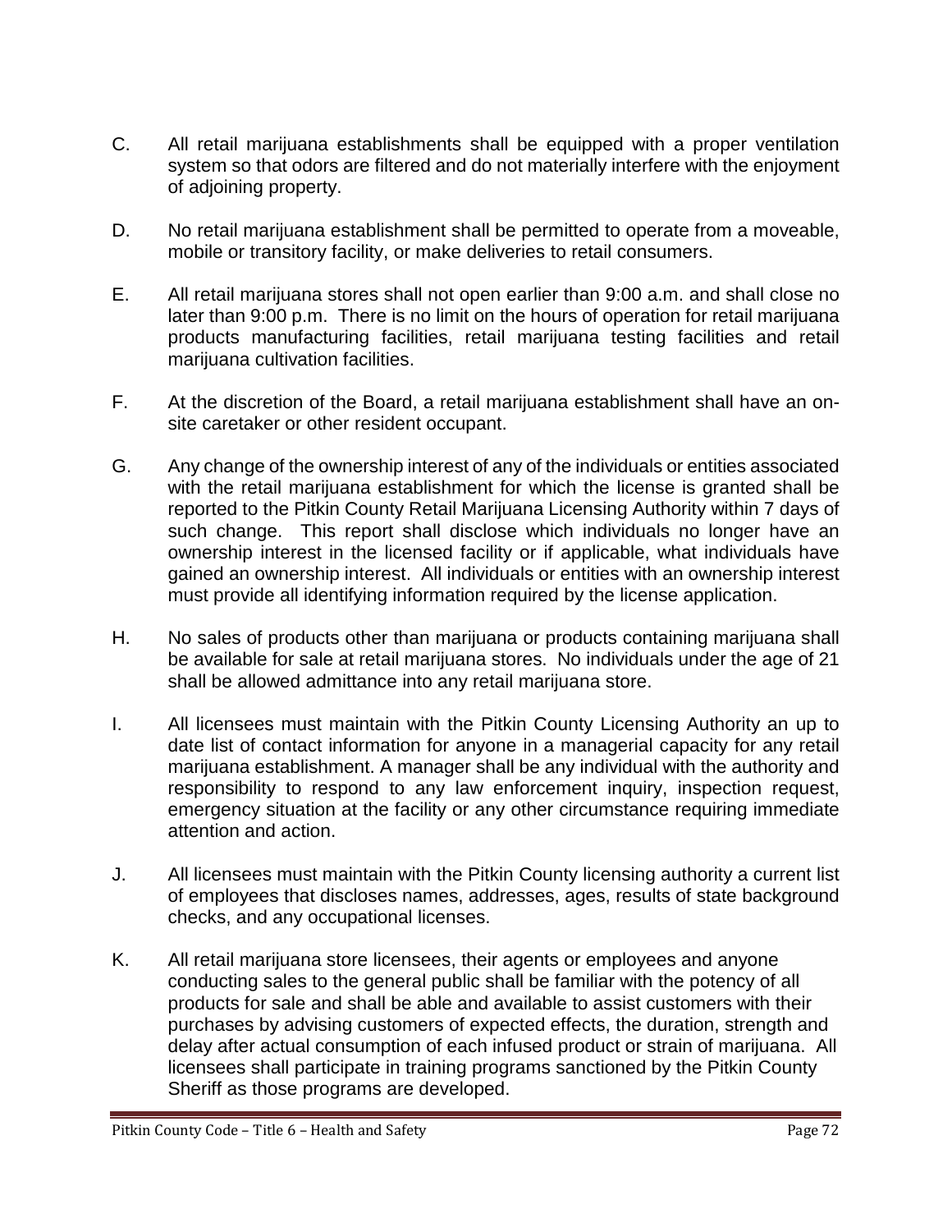C. All retail marijuana establishments shall be equipped with a proper ventilation system so that odors are filtered and do not materially interfere with the enjoyment of adjoining property.

D. No retail marijuana establishment shall be permitted to operate from a moveable, mobile or transitory facility, or make deliveries to retail consumers.

E. All retail marijuana stores shall not open earlier than 9:00 a.m. and shall close no later than 9:00 p.m. There is no limit on the hours of operation for retail marijuana products manufacturing facilities, retail marijuana testing facilities and retail marijuana cultivation facilities.

F. At the discretion of the Board, a retail marijuana establishment shall have an on-site caretaker or other resident occupant.

G. Any change of the ownership interest of any of the individuals or entities associated with the retail marijuana establishment for which the license is granted shall be reported to the Pitkin County Retail Marijuana Licensing Authority within 7 days of such change. This report shall disclose which individuals no longer have an ownership interest in the licensed facility or if applicable, what individuals have gained an ownership interest. All individuals or entities with an ownership interest must provide all identifying information required by the license application.

H. No sales of products other than marijuana or products containing marijuana shall be available for sale at retail marijuana stores. No individuals under the age of 21 shall be allowed admittance into any retail marijuana store.

I. All licensees must maintain with the Pitkin County Licensing Authority an up to date list of contact information for anyone in a managerial capacity for any retail marijuana establishment. A manager shall be any individual with the authority and responsibility to respond to any law enforcement inquiry, inspection request, emergency situation at the facility or any other circumstance requiring immediate attention and action.

J. All licensees must maintain with the Pitkin County licensing authority a current list of employees that discloses names, addresses, ages, results of state background checks, and any occupational licenses.

K. All retail marijuana store licensees, their agents or employees and anyone conducting sales to the general public shall be familiar with the potency of all products for sale and shall be able and available to assist customers with their purchases by advising customers of expected effects, the duration, strength and delay after actual consumption of each infused product or strain of marijuana. All licensees shall participate in training programs sanctioned by the Pitkin County Sheriff as those programs are developed.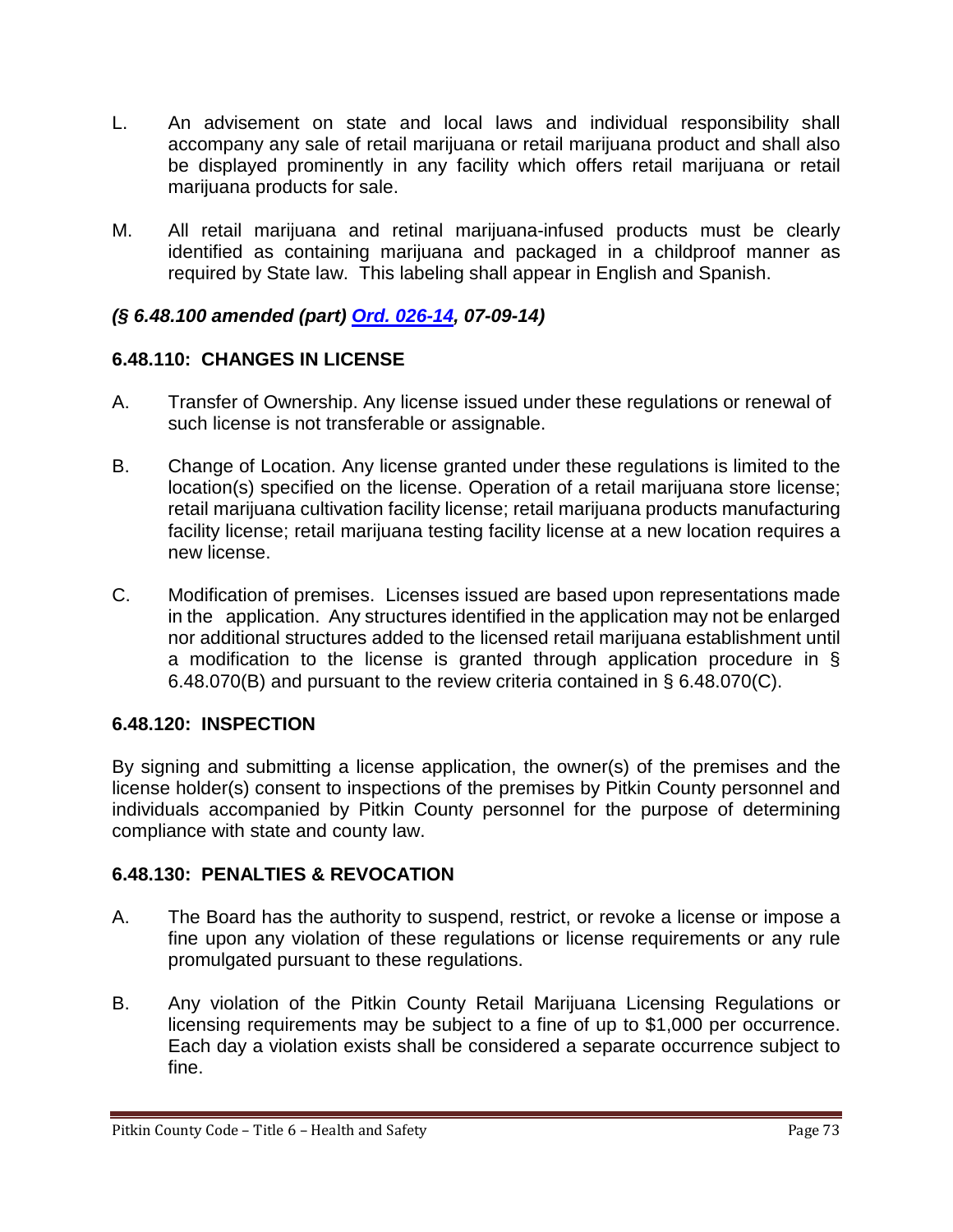L. An advisement on state and local laws and individual responsibility shall accompany any sale of retail marijuana or retail marijuana product and shall also be displayed prominently in any facility which offers retail marijuana or retail marijuana products for sale.

M. All retail marijuana and retinal marijuana-infused products must be clearly identified as containing marijuana and packaged in a childproof manner as required by State law. This labeling shall appear in English and Spanish.

***(§ 6.48.100 amended (part) [Ord. 026-14](), 07-09-14)***

### 6.48.110: CHANGES IN LICENSE

A. Transfer of Ownership. Any license issued under these regulations or renewal of such license is not transferable or assignable.

B. Change of Location. Any license granted under these regulations is limited to the location(s) specified on the license. Operation of a retail marijuana store license; retail marijuana cultivation facility license; retail marijuana products manufacturing facility license; retail marijuana testing facility license at a new location requires a new license.

C. Modification of premises. Licenses issued are based upon representations made in the application. Any structures identified in the application may not be enlarged nor additional structures added to the licensed retail marijuana establishment until a modification to the license is granted through application procedure in § 6.48.070(B) and pursuant to the review criteria contained in § 6.48.070(C).

### 6.48.120: INSPECTION

By signing and submitting a license application, the owner(s) of the premises and the license holder(s) consent to inspections of the premises by Pitkin County personnel and individuals accompanied by Pitkin County personnel for the purpose of determining compliance with state and county law.

### 6.48.130: PENALTIES & REVOCATION

A. The Board has the authority to suspend, restrict, or revoke a license or impose a fine upon any violation of these regulations or license requirements or any rule promulgated pursuant to these regulations.

B. Any violation of the Pitkin County Retail Marijuana Licensing Regulations or licensing requirements may be subject to a fine of up to $1,000 per occurrence. Each day a violation exists shall be considered a separate occurrence subject to fine.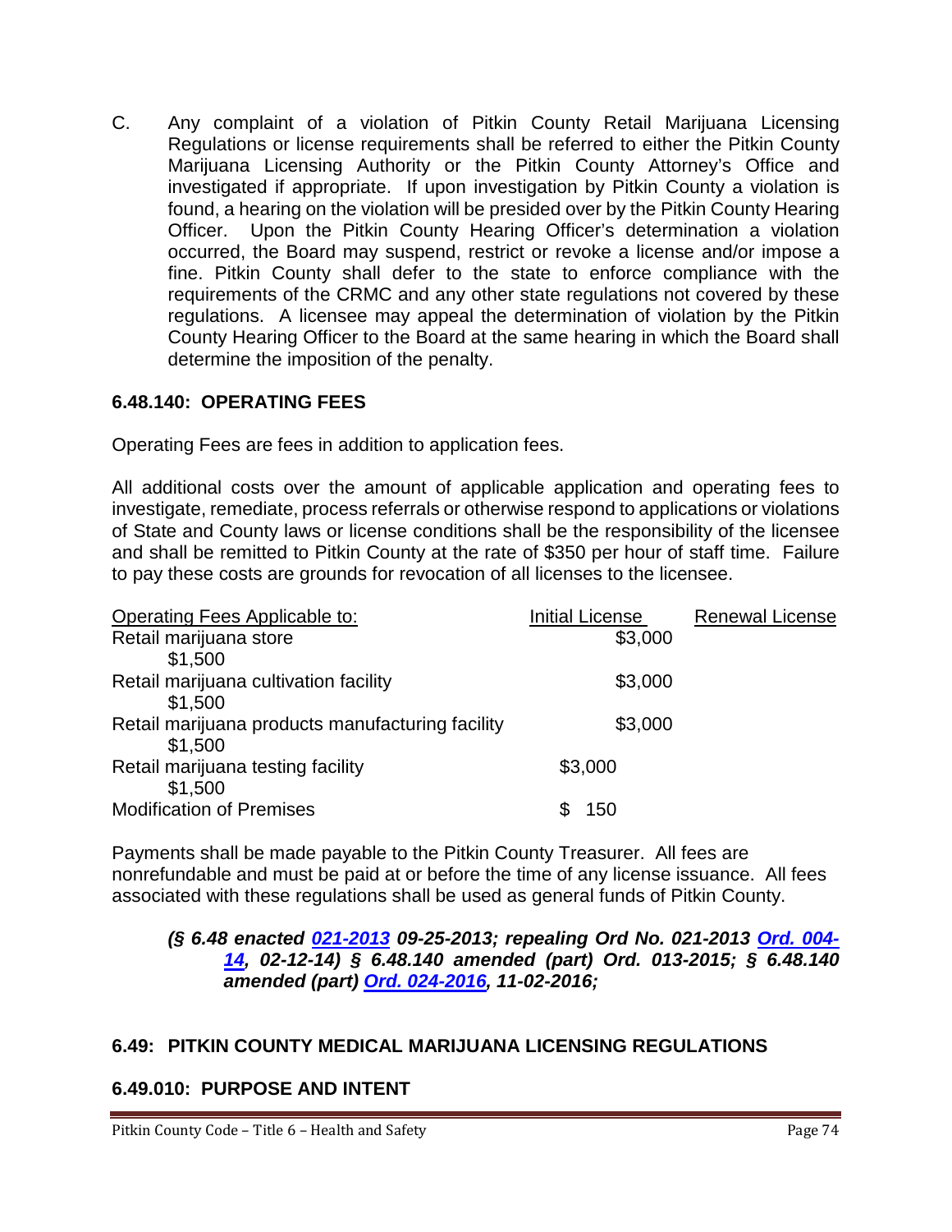C. Any complaint of a violation of Pitkin County Retail Marijuana Licensing Regulations or license requirements shall be referred to either the Pitkin County Marijuana Licensing Authority or the Pitkin County Attorney's Office and investigated if appropriate. If upon investigation by Pitkin County a violation is found, a hearing on the violation will be presided over by the Pitkin County Hearing Officer. Upon the Pitkin County Hearing Officer's determination a violation occurred, the Board may suspend, restrict or revoke a license and/or impose a fine. Pitkin County shall defer to the state to enforce compliance with the requirements of the CRMC and any other state regulations not covered by these regulations. A licensee may appeal the determination of violation by the Pitkin County Hearing Officer to the Board at the same hearing in which the Board shall determine the imposition of the penalty.

### 6.48.140: OPERATING FEES

Operating Fees are fees in addition to application fees.

All additional costs over the amount of applicable application and operating fees to investigate, remediate, process referrals or otherwise respond to applications or violations of State and County laws or license conditions shall be the responsibility of the licensee and shall be remitted to Pitkin County at the rate of $350 per hour of staff time. Failure to pay these costs are grounds for revocation of all licenses to the licensee.

| Operating Fees Applicable to: | Initial License | Renewal License |
|---|---|---|
| Retail marijuana store | $3,000 | $1,500 |
| Retail marijuana cultivation facility | $3,000 | $1,500 |
| Retail marijuana products manufacturing facility | $3,000 | $1,500 |
| Retail marijuana testing facility | $3,000 | $1,500 |
| Modification of Premises | $ 150 | |

Payments shall be made payable to the Pitkin County Treasurer. All fees are nonrefundable and must be paid at or before the time of any license issuance. All fees associated with these regulations shall be used as general funds of Pitkin County.

***(§ 6.48 enacted 021-2013 09-25-2013; repealing Ord No. 021-2013 Ord. 004-14, 02-12-14) § 6.48.140 amended (part) Ord. 013-2015; § 6.48.140 amended (part) Ord. 024-2016, 11-02-2016;***

## 6.49: PITKIN COUNTY MEDICAL MARIJUANA LICENSING REGULATIONS

### 6.49.010: PURPOSE AND INTENT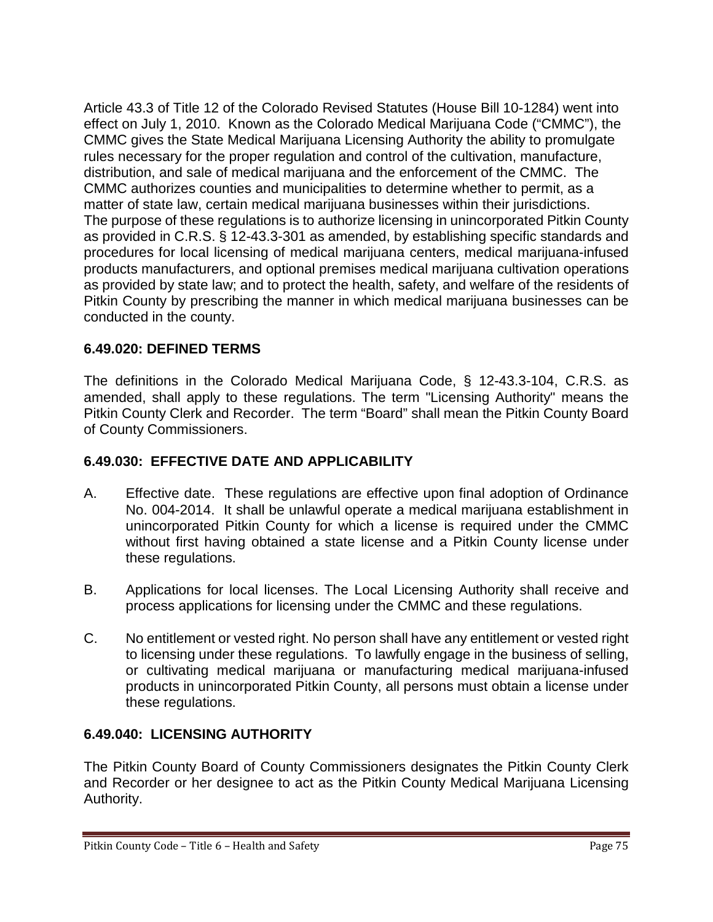Article 43.3 of Title 12 of the Colorado Revised Statutes (House Bill 10-1284) went into effect on July 1, 2010. Known as the Colorado Medical Marijuana Code ("CMMC"), the CMMC gives the State Medical Marijuana Licensing Authority the ability to promulgate rules necessary for the proper regulation and control of the cultivation, manufacture, distribution, and sale of medical marijuana and the enforcement of the CMMC. The CMMC authorizes counties and municipalities to determine whether to permit, as a matter of state law, certain medical marijuana businesses within their jurisdictions. The purpose of these regulations is to authorize licensing in unincorporated Pitkin County as provided in C.R.S. § 12-43.3-301 as amended, by establishing specific standards and procedures for local licensing of medical marijuana centers, medical marijuana-infused products manufacturers, and optional premises medical marijuana cultivation operations as provided by state law; and to protect the health, safety, and welfare of the residents of Pitkin County by prescribing the manner in which medical marijuana businesses can be conducted in the county.

### 6.49.020: DEFINED TERMS

The definitions in the Colorado Medical Marijuana Code, § 12-43.3-104, C.R.S. as amended, shall apply to these regulations. The term "Licensing Authority" means the Pitkin County Clerk and Recorder. The term "Board" shall mean the Pitkin County Board of County Commissioners.

### 6.49.030: EFFECTIVE DATE AND APPLICABILITY

A. Effective date. These regulations are effective upon final adoption of Ordinance No. 004-2014. It shall be unlawful operate a medical marijuana establishment in unincorporated Pitkin County for which a license is required under the CMMC without first having obtained a state license and a Pitkin County license under these regulations.

B. Applications for local licenses. The Local Licensing Authority shall receive and process applications for licensing under the CMMC and these regulations.

C. No entitlement or vested right. No person shall have any entitlement or vested right to licensing under these regulations. To lawfully engage in the business of selling, or cultivating medical marijuana or manufacturing medical marijuana-infused products in unincorporated Pitkin County, all persons must obtain a license under these regulations.

### 6.49.040: LICENSING AUTHORITY

The Pitkin County Board of County Commissioners designates the Pitkin County Clerk and Recorder or her designee to act as the Pitkin County Medical Marijuana Licensing Authority.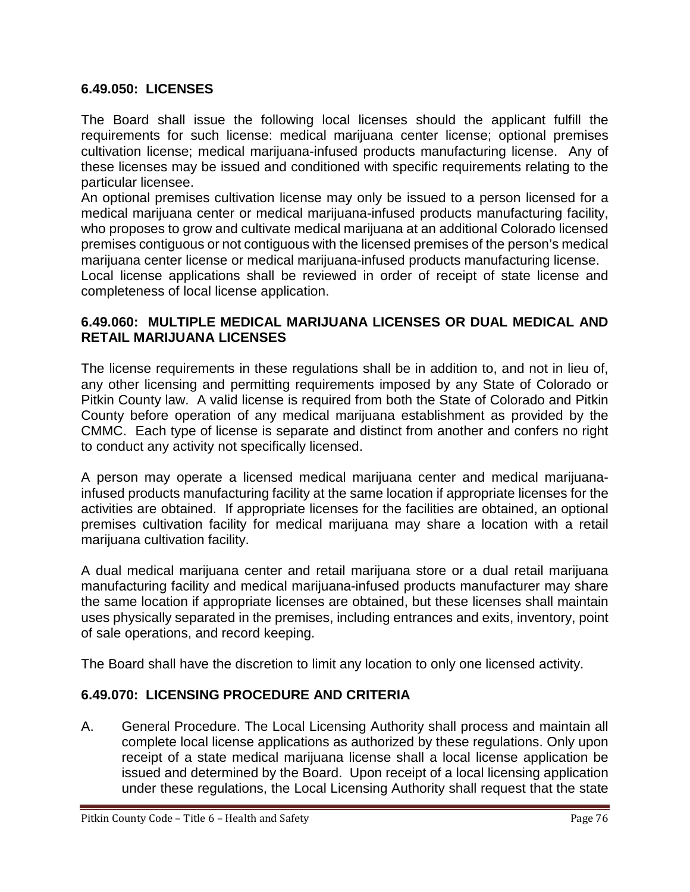## 6.49.050: LICENSES

The Board shall issue the following local licenses should the applicant fulfill the requirements for such license: medical marijuana center license; optional premises cultivation license; medical marijuana-infused products manufacturing license. Any of these licenses may be issued and conditioned with specific requirements relating to the particular licensee.

An optional premises cultivation license may only be issued to a person licensed for a medical marijuana center or medical marijuana-infused products manufacturing facility, who proposes to grow and cultivate medical marijuana at an additional Colorado licensed premises contiguous or not contiguous with the licensed premises of the person's medical marijuana center license or medical marijuana-infused products manufacturing license.

Local license applications shall be reviewed in order of receipt of state license and completeness of local license application.

## 6.49.060: MULTIPLE MEDICAL MARIJUANA LICENSES OR DUAL MEDICAL AND RETAIL MARIJUANA LICENSES

The license requirements in these regulations shall be in addition to, and not in lieu of, any other licensing and permitting requirements imposed by any State of Colorado or Pitkin County law. A valid license is required from both the State of Colorado and Pitkin County before operation of any medical marijuana establishment as provided by the CMMC. Each type of license is separate and distinct from another and confers no right to conduct any activity not specifically licensed.

A person may operate a licensed medical marijuana center and medical marijuana-infused products manufacturing facility at the same location if appropriate licenses for the activities are obtained. If appropriate licenses for the facilities are obtained, an optional premises cultivation facility for medical marijuana may share a location with a retail marijuana cultivation facility.

A dual medical marijuana center and retail marijuana store or a dual retail marijuana manufacturing facility and medical marijuana-infused products manufacturer may share the same location if appropriate licenses are obtained, but these licenses shall maintain uses physically separated in the premises, including entrances and exits, inventory, point of sale operations, and record keeping.

The Board shall have the discretion to limit any location to only one licensed activity.

## 6.49.070: LICENSING PROCEDURE AND CRITERIA

A. General Procedure. The Local Licensing Authority shall process and maintain all complete local license applications as authorized by these regulations. Only upon receipt of a state medical marijuana license shall a local license application be issued and determined by the Board. Upon receipt of a local licensing application under these regulations, the Local Licensing Authority shall request that the state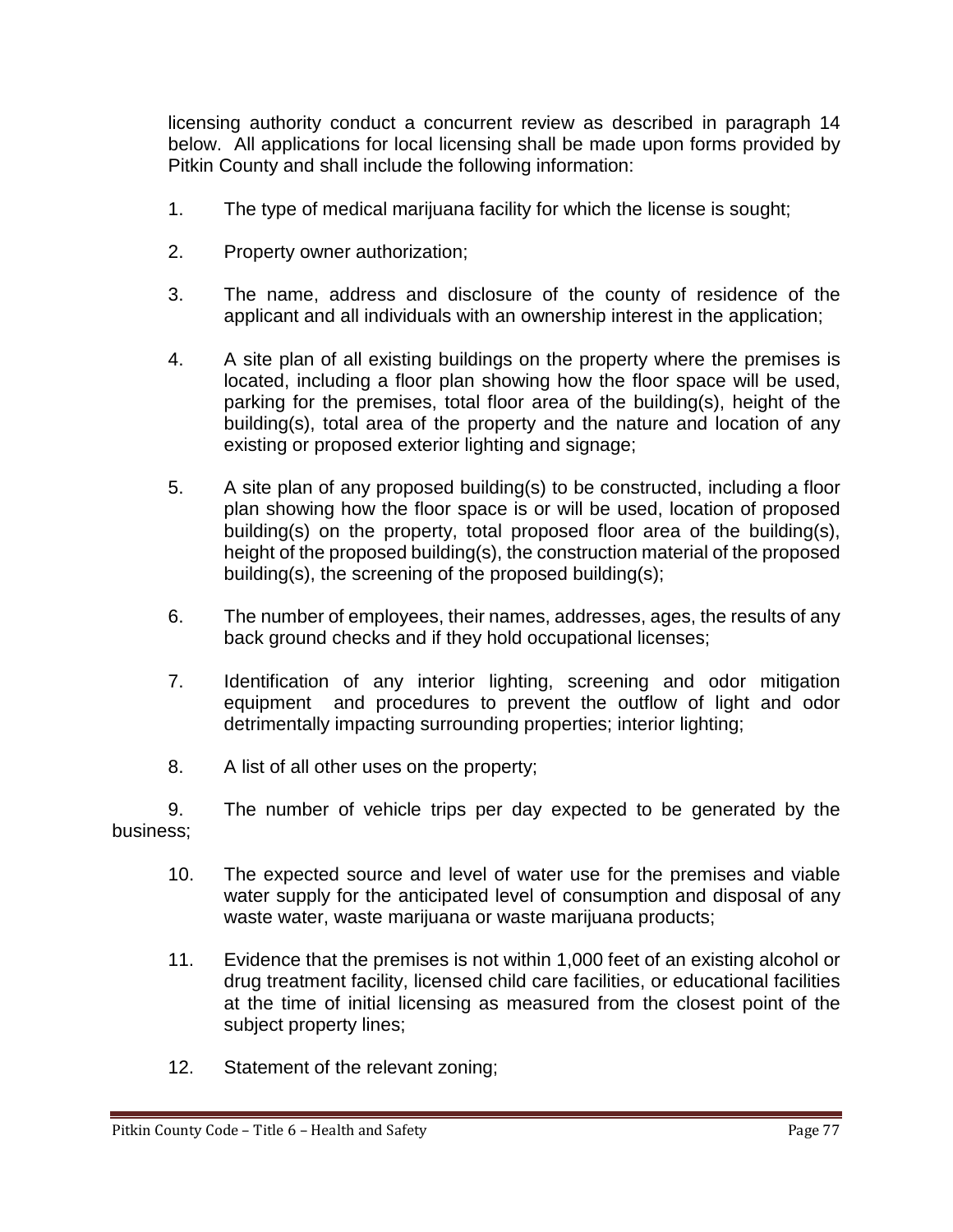licensing authority conduct a concurrent review as described in paragraph 14 below. All applications for local licensing shall be made upon forms provided by Pitkin County and shall include the following information:

1. The type of medical marijuana facility for which the license is sought;

2. Property owner authorization;

3. The name, address and disclosure of the county of residence of the applicant and all individuals with an ownership interest in the application;

4. A site plan of all existing buildings on the property where the premises is located, including a floor plan showing how the floor space will be used, parking for the premises, total floor area of the building(s), height of the building(s), total area of the property and the nature and location of any existing or proposed exterior lighting and signage;

5. A site plan of any proposed building(s) to be constructed, including a floor plan showing how the floor space is or will be used, location of proposed building(s) on the property, total proposed floor area of the building(s), height of the proposed building(s), the construction material of the proposed building(s), the screening of the proposed building(s);

6. The number of employees, their names, addresses, ages, the results of any back ground checks and if they hold occupational licenses;

7. Identification of any interior lighting, screening and odor mitigation equipment and procedures to prevent the outflow of light and odor detrimentally impacting surrounding properties; interior lighting;

8. A list of all other uses on the property;

9. The number of vehicle trips per day expected to be generated by the business;

10. The expected source and level of water use for the premises and viable water supply for the anticipated level of consumption and disposal of any waste water, waste marijuana or waste marijuana products;

11. Evidence that the premises is not within 1,000 feet of an existing alcohol or drug treatment facility, licensed child care facilities, or educational facilities at the time of initial licensing as measured from the closest point of the subject property lines;

12. Statement of the relevant zoning;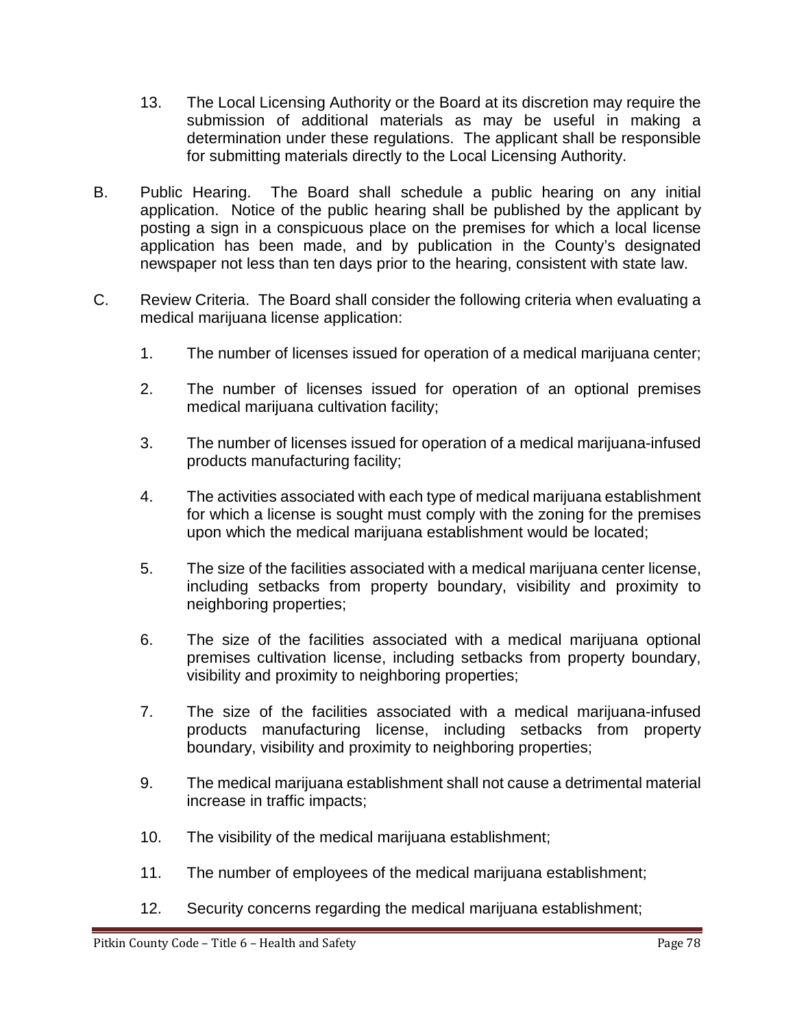13. The Local Licensing Authority or the Board at its discretion may require the submission of additional materials as may be useful in making a determination under these regulations. The applicant shall be responsible for submitting materials directly to the Local Licensing Authority.

B. Public Hearing. The Board shall schedule a public hearing on any initial application. Notice of the public hearing shall be published by the applicant by posting a sign in a conspicuous place on the premises for which a local license application has been made, and by publication in the County's designated newspaper not less than ten days prior to the hearing, consistent with state law.

C. Review Criteria. The Board shall consider the following criteria when evaluating a medical marijuana license application:

1. The number of licenses issued for operation of a medical marijuana center;

2. The number of licenses issued for operation of an optional premises medical marijuana cultivation facility;

3. The number of licenses issued for operation of a medical marijuana-infused products manufacturing facility;

4. The activities associated with each type of medical marijuana establishment for which a license is sought must comply with the zoning for the premises upon which the medical marijuana establishment would be located;

5. The size of the facilities associated with a medical marijuana center license, including setbacks from property boundary, visibility and proximity to neighboring properties;

6. The size of the facilities associated with a medical marijuana optional premises cultivation license, including setbacks from property boundary, visibility and proximity to neighboring properties;

7. The size of the facilities associated with a medical marijuana-infused products manufacturing license, including setbacks from property boundary, visibility and proximity to neighboring properties;

9. The medical marijuana establishment shall not cause a detrimental material increase in traffic impacts;

10. The visibility of the medical marijuana establishment;

11. The number of employees of the medical marijuana establishment;

12. Security concerns regarding the medical marijuana establishment;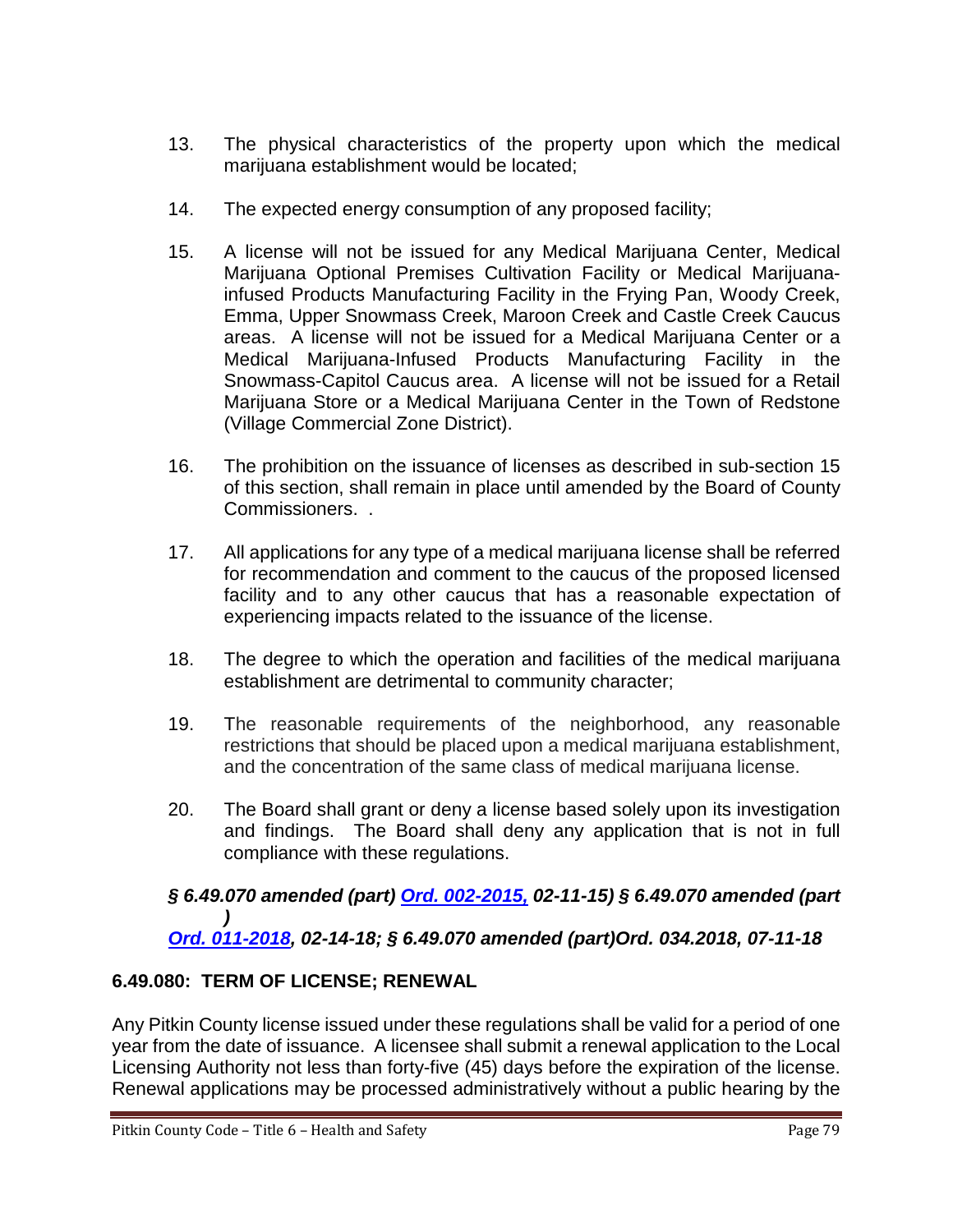13. The physical characteristics of the property upon which the medical marijuana establishment would be located;

14. The expected energy consumption of any proposed facility;

15. A license will not be issued for any Medical Marijuana Center, Medical Marijuana Optional Premises Cultivation Facility or Medical Marijuana-infused Products Manufacturing Facility in the Frying Pan, Woody Creek, Emma, Upper Snowmass Creek, Maroon Creek and Castle Creek Caucus areas. A license will not be issued for a Medical Marijuana Center or a Medical Marijuana-Infused Products Manufacturing Facility in the Snowmass-Capitol Caucus area. A license will not be issued for a Retail Marijuana Store or a Medical Marijuana Center in the Town of Redstone (Village Commercial Zone District).

16. The prohibition on the issuance of licenses as described in sub-section 15 of this section, shall remain in place until amended by the Board of County Commissioners. .

17. All applications for any type of a medical marijuana license shall be referred for recommendation and comment to the caucus of the proposed licensed facility and to any other caucus that has a reasonable expectation of experiencing impacts related to the issuance of the license.

18. The degree to which the operation and facilities of the medical marijuana establishment are detrimental to community character;

19. The reasonable requirements of the neighborhood, any reasonable restrictions that should be placed upon a medical marijuana establishment, and the concentration of the same class of medical marijuana license.

20. The Board shall grant or deny a license based solely upon its investigation and findings. The Board shall deny any application that is not in full compliance with these regulations.

***§ 6.49.070 amended (part) Ord. 002-2015, 02-11-15) § 6.49.070 amended (part) Ord. 011-2018, 02-14-18; § 6.49.070 amended (part)Ord. 034.2018, 07-11-18***

## 6.49.080: TERM OF LICENSE; RENEWAL

Any Pitkin County license issued under these regulations shall be valid for a period of one year from the date of issuance. A licensee shall submit a renewal application to the Local Licensing Authority not less than forty-five (45) days before the expiration of the license. Renewal applications may be processed administratively without a public hearing by the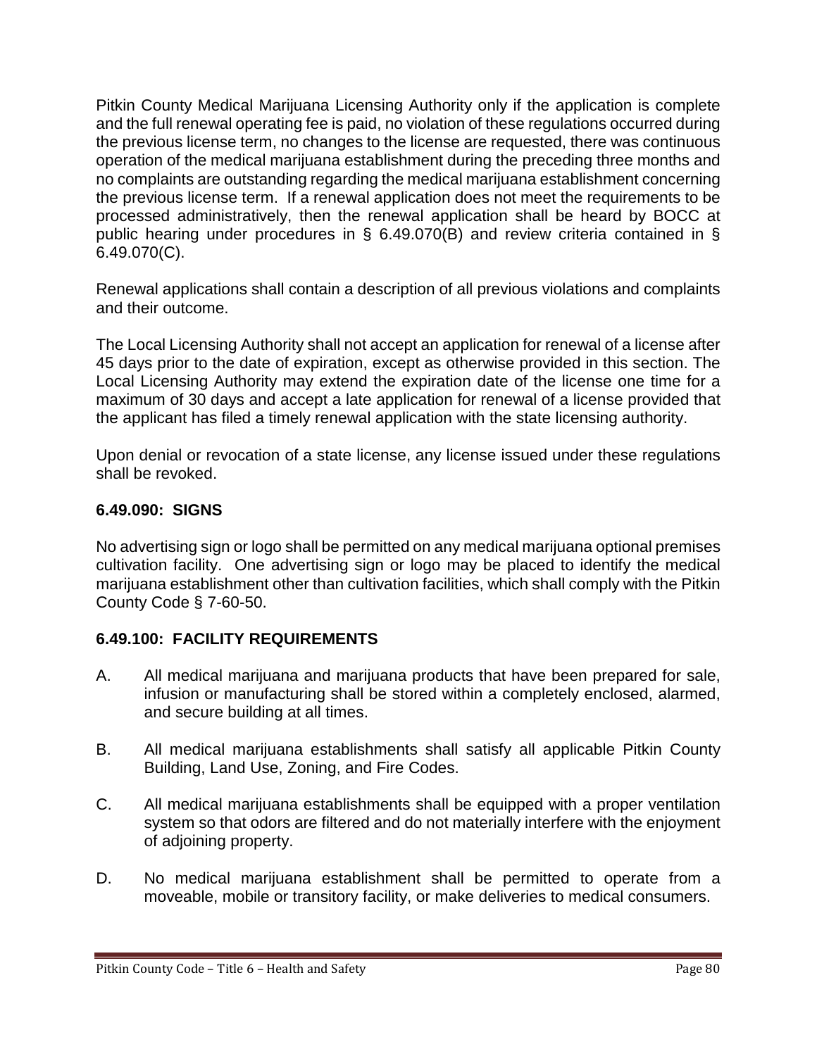Pitkin County Medical Marijuana Licensing Authority only if the application is complete and the full renewal operating fee is paid, no violation of these regulations occurred during the previous license term, no changes to the license are requested, there was continuous operation of the medical marijuana establishment during the preceding three months and no complaints are outstanding regarding the medical marijuana establishment concerning the previous license term. If a renewal application does not meet the requirements to be processed administratively, then the renewal application shall be heard by BOCC at public hearing under procedures in § 6.49.070(B) and review criteria contained in § 6.49.070(C).

Renewal applications shall contain a description of all previous violations and complaints and their outcome.

The Local Licensing Authority shall not accept an application for renewal of a license after 45 days prior to the date of expiration, except as otherwise provided in this section. The Local Licensing Authority may extend the expiration date of the license one time for a maximum of 30 days and accept a late application for renewal of a license provided that the applicant has filed a timely renewal application with the state licensing authority.

Upon denial or revocation of a state license, any license issued under these regulations shall be revoked.

### 6.49.090: SIGNS

No advertising sign or logo shall be permitted on any medical marijuana optional premises cultivation facility. One advertising sign or logo may be placed to identify the medical marijuana establishment other than cultivation facilities, which shall comply with the Pitkin County Code § 7-60-50.

### 6.49.100: FACILITY REQUIREMENTS

A. All medical marijuana and marijuana products that have been prepared for sale, infusion or manufacturing shall be stored within a completely enclosed, alarmed, and secure building at all times.

B. All medical marijuana establishments shall satisfy all applicable Pitkin County Building, Land Use, Zoning, and Fire Codes.

C. All medical marijuana establishments shall be equipped with a proper ventilation system so that odors are filtered and do not materially interfere with the enjoyment of adjoining property.

D. No medical marijuana establishment shall be permitted to operate from a moveable, mobile or transitory facility, or make deliveries to medical consumers.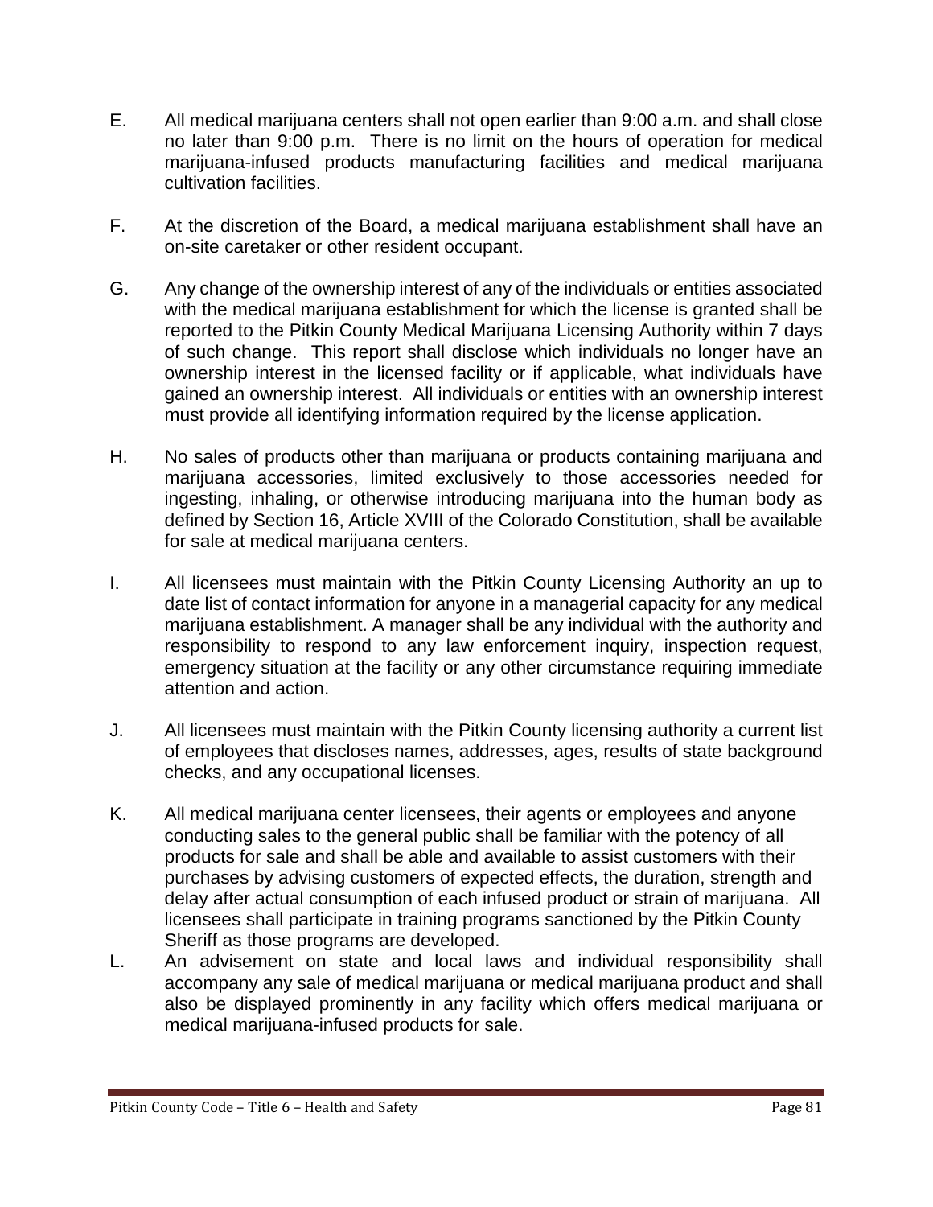E. All medical marijuana centers shall not open earlier than 9:00 a.m. and shall close no later than 9:00 p.m. There is no limit on the hours of operation for medical marijuana-infused products manufacturing facilities and medical marijuana cultivation facilities.

F. At the discretion of the Board, a medical marijuana establishment shall have an on-site caretaker or other resident occupant.

G. Any change of the ownership interest of any of the individuals or entities associated with the medical marijuana establishment for which the license is granted shall be reported to the Pitkin County Medical Marijuana Licensing Authority within 7 days of such change. This report shall disclose which individuals no longer have an ownership interest in the licensed facility or if applicable, what individuals have gained an ownership interest. All individuals or entities with an ownership interest must provide all identifying information required by the license application.

H. No sales of products other than marijuana or products containing marijuana and marijuana accessories, limited exclusively to those accessories needed for ingesting, inhaling, or otherwise introducing marijuana into the human body as defined by Section 16, Article XVIII of the Colorado Constitution, shall be available for sale at medical marijuana centers.

I. All licensees must maintain with the Pitkin County Licensing Authority an up to date list of contact information for anyone in a managerial capacity for any medical marijuana establishment. A manager shall be any individual with the authority and responsibility to respond to any law enforcement inquiry, inspection request, emergency situation at the facility or any other circumstance requiring immediate attention and action.

J. All licensees must maintain with the Pitkin County licensing authority a current list of employees that discloses names, addresses, ages, results of state background checks, and any occupational licenses.

K. All medical marijuana center licensees, their agents or employees and anyone conducting sales to the general public shall be familiar with the potency of all products for sale and shall be able and available to assist customers with their purchases by advising customers of expected effects, the duration, strength and delay after actual consumption of each infused product or strain of marijuana. All licensees shall participate in training programs sanctioned by the Pitkin County Sheriff as those programs are developed.

L. An advisement on state and local laws and individual responsibility shall accompany any sale of medical marijuana or medical marijuana product and shall also be displayed prominently in any facility which offers medical marijuana or medical marijuana-infused products for sale.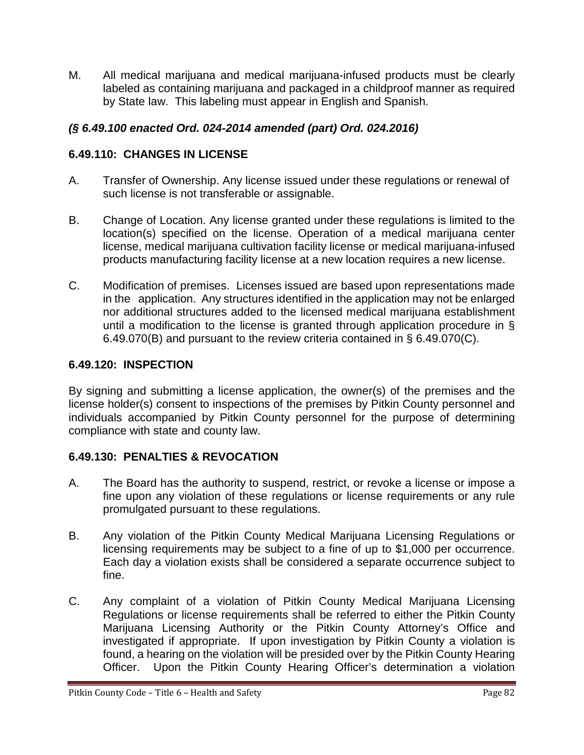M. All medical marijuana and medical marijuana-infused products must be clearly labeled as containing marijuana and packaged in a childproof manner as required by State law. This labeling must appear in English and Spanish.

***(§ 6.49.100 enacted Ord. 024-2014 amended (part) Ord. 024.2016)***

### 6.49.110: CHANGES IN LICENSE

A. Transfer of Ownership. Any license issued under these regulations or renewal of such license is not transferable or assignable.

B. Change of Location. Any license granted under these regulations is limited to the location(s) specified on the license. Operation of a medical marijuana center license, medical marijuana cultivation facility license or medical marijuana-infused products manufacturing facility license at a new location requires a new license.

C. Modification of premises. Licenses issued are based upon representations made in the application. Any structures identified in the application may not be enlarged nor additional structures added to the licensed medical marijuana establishment until a modification to the license is granted through application procedure in § 6.49.070(B) and pursuant to the review criteria contained in § 6.49.070(C).

### 6.49.120: INSPECTION

By signing and submitting a license application, the owner(s) of the premises and the license holder(s) consent to inspections of the premises by Pitkin County personnel and individuals accompanied by Pitkin County personnel for the purpose of determining compliance with state and county law.

### 6.49.130: PENALTIES & REVOCATION

A. The Board has the authority to suspend, restrict, or revoke a license or impose a fine upon any violation of these regulations or license requirements or any rule promulgated pursuant to these regulations.

B. Any violation of the Pitkin County Medical Marijuana Licensing Regulations or licensing requirements may be subject to a fine of up to $1,000 per occurrence. Each day a violation exists shall be considered a separate occurrence subject to fine.

C. Any complaint of a violation of Pitkin County Medical Marijuana Licensing Regulations or license requirements shall be referred to either the Pitkin County Marijuana Licensing Authority or the Pitkin County Attorney's Office and investigated if appropriate. If upon investigation by Pitkin County a violation is found, a hearing on the violation will be presided over by the Pitkin County Hearing Officer. Upon the Pitkin County Hearing Officer's determination a violation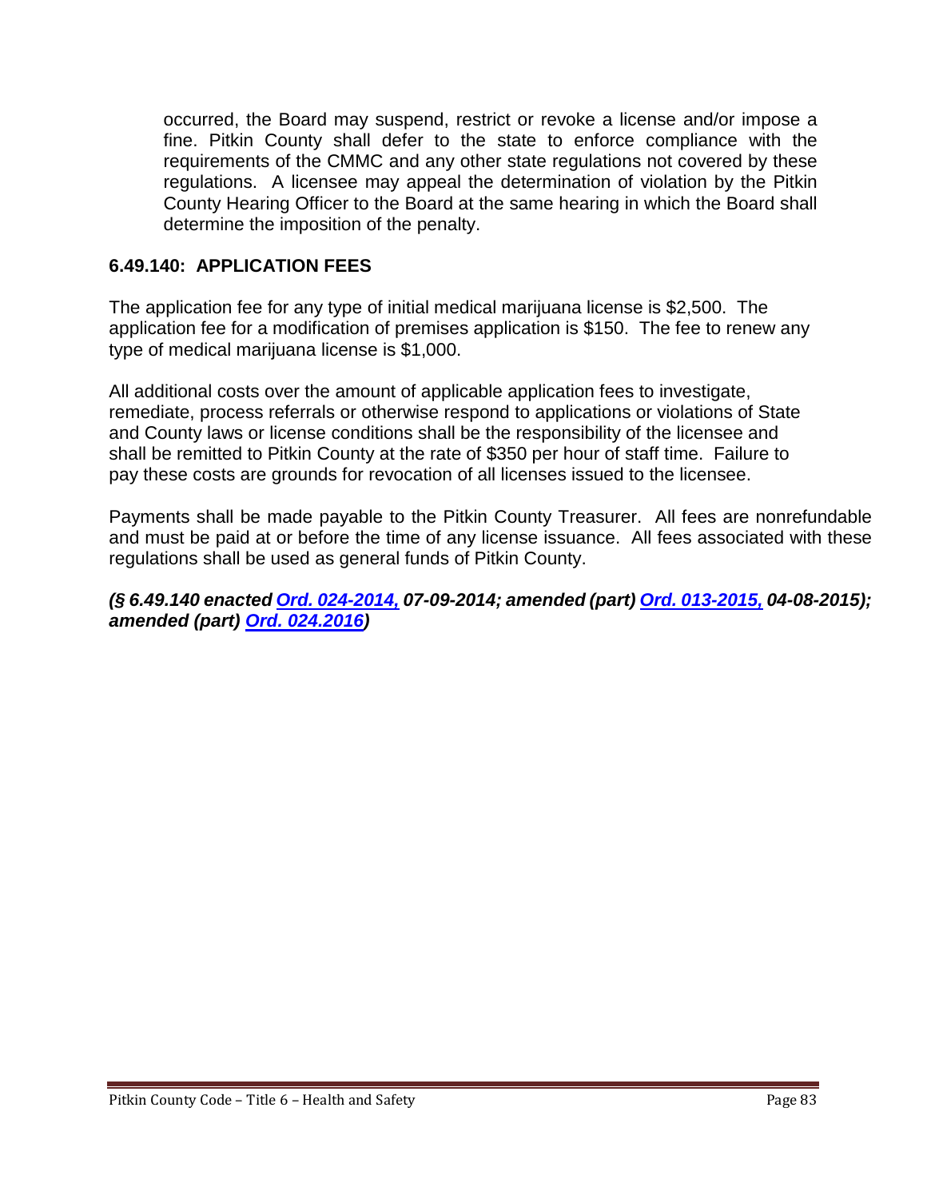occurred, the Board may suspend, restrict or revoke a license and/or impose a fine. Pitkin County shall defer to the state to enforce compliance with the requirements of the CMMC and any other state regulations not covered by these regulations. A licensee may appeal the determination of violation by the Pitkin County Hearing Officer to the Board at the same hearing in which the Board shall determine the imposition of the penalty.

### 6.49.140: APPLICATION FEES

The application fee for any type of initial medical marijuana license is $2,500. The application fee for a modification of premises application is $150. The fee to renew any type of medical marijuana license is $1,000.

All additional costs over the amount of applicable application fees to investigate, remediate, process referrals or otherwise respond to applications or violations of State and County laws or license conditions shall be the responsibility of the licensee and shall be remitted to Pitkin County at the rate of $350 per hour of staff time. Failure to pay these costs are grounds for revocation of all licenses issued to the licensee.

Payments shall be made payable to the Pitkin County Treasurer. All fees are nonrefundable and must be paid at or before the time of any license issuance. All fees associated with these regulations shall be used as general funds of Pitkin County.

***(§ 6.49.140 enacted Ord. 024-2014, 07-09-2014; amended (part) Ord. 013-2015, 04-08-2015); amended (part) Ord. 024.2016)***